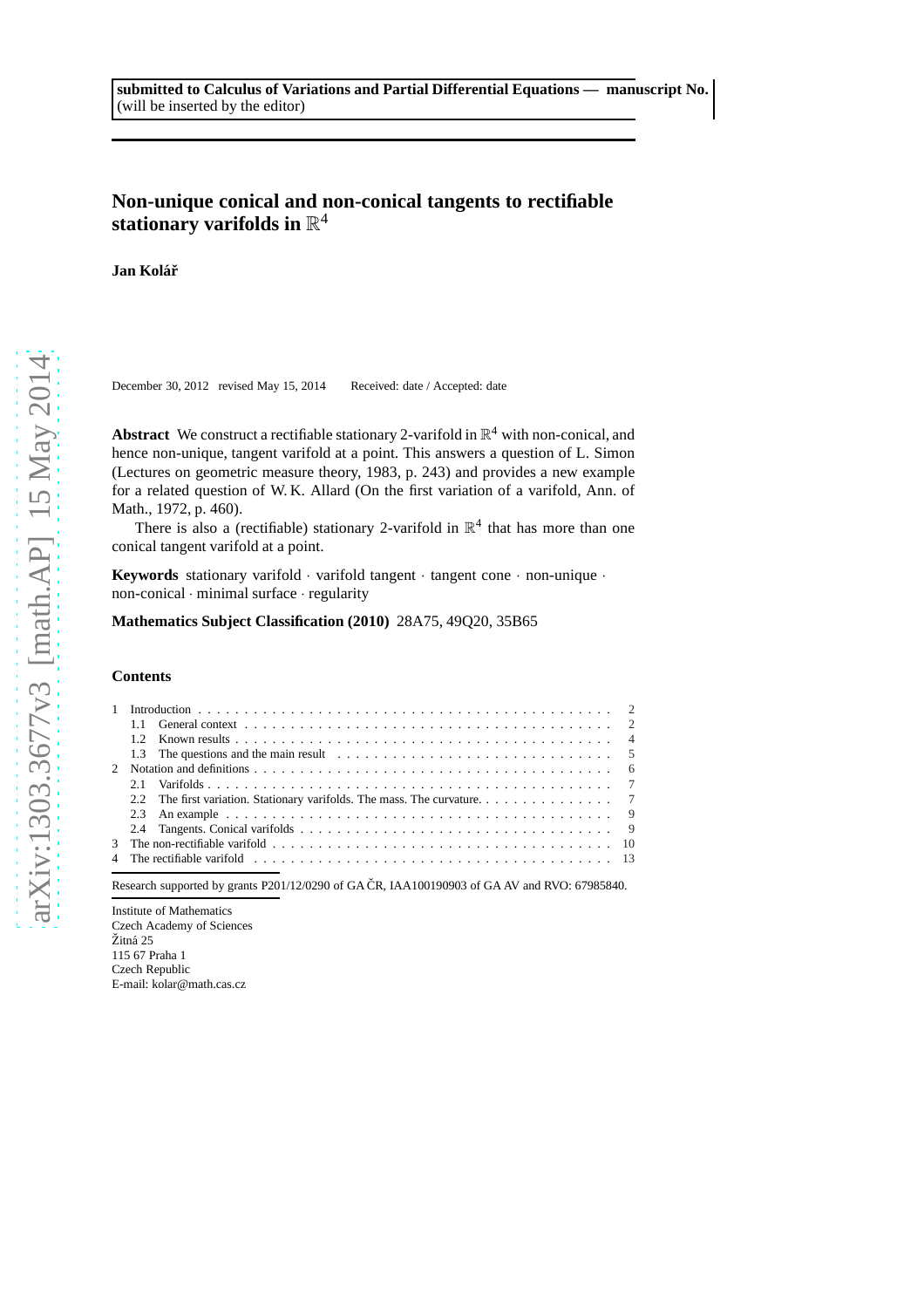**submitted to Calculus of Variations and Partial Differential Equations — manuscript No.**
(will be inserted by the editor)

# Non-unique conical and non-conical tangents to rectifiable stationary varifolds in $\mathbb{R}^4$

**Jan Kolář**

December 30, 2012 revised May 15, 2014 Received: date / Accepted: date

**Abstract** We construct a rectifiable stationary 2-varifold in $\mathbb{R}^4$ with non-conical, and hence non-unique, tangent varifold at a point. This answers a question of L. Simon (Lectures on geometric measure theory, 1983, p. 243) and provides a new example for a related question of W. K. Allard (On the first variation of a varifold, Ann. of Math., 1972, p. 460).

There is also a (rectifiable) stationary 2-varifold in $\mathbb{R}^4$ that has more than one conical tangent varifold at a point.

**Keywords** stationary varifold · varifold tangent · tangent cone · non-unique · non-conical · minimal surface · regularity

**Mathematics Subject Classification (2010)** 28A75, 49Q20, 35B65

## Contents

1 Introduction . . . 2
  1.1 General context . . . 2
  1.2 Known results . . . 4
  1.3 The questions and the main result . . . 5
2 Notation and definitions . . . 6
  2.1 Varifolds . . . 7
  2.2 The first variation. Stationary varifolds. The mass. The curvature. . . . 7
  2.3 An example . . . 9
  2.4 Tangents. Conical varifolds . . . 9
3 The non-rectifiable varifold . . . 10
4 The rectifiable varifold . . . 13

Research supported by grants P201/12/0290 of GA ČR, IAA100190903 of GA AV and RVO: 67985840.

Institute of Mathematics
Czech Academy of Sciences
Žitná 25
115 67 Praha 1
Czech Republic
E-mail: kolar@math.cas.cz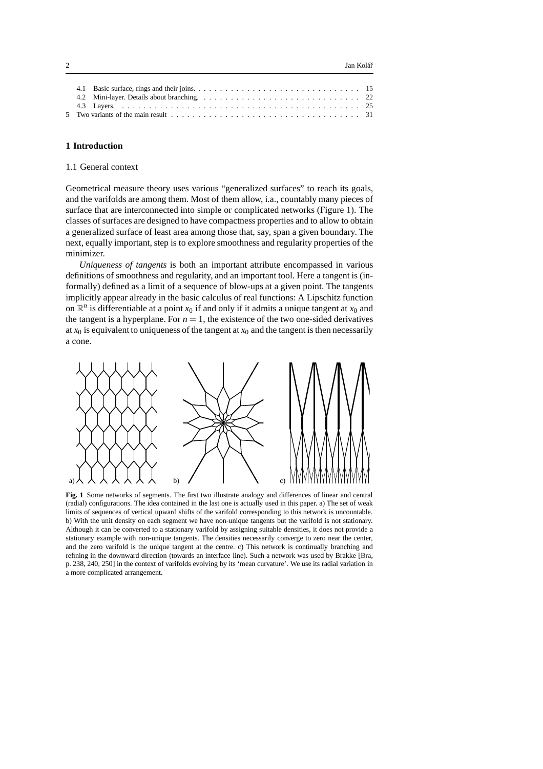4.1 Basic surface, rings and their joins. . . . . . . . . . . . . . . . . . . . . . . . . . . . . . . . 15
4.2 Mini-layer. Details about branching. . . . . . . . . . . . . . . . . . . . . . . . . . . . . . 22
4.3 Layers. . . . . . . . . . . . . . . . . . . . . . . . . . . . . . . . . . . . . . . . . . . . . 25
5 Two variants of the main result . . . . . . . . . . . . . . . . . . . . . . . . . . . . . . . . . 31

## 1 Introduction

### 1.1 General context

Geometrical measure theory uses various "generalized surfaces" to reach its goals, and the varifolds are among them. Most of them allow, i.a., countably many pieces of surface that are interconnected into simple or complicated networks (Figure 1). The classes of surfaces are designed to have compactness properties and to allow to obtain a generalized surface of least area among those that, say, span a given boundary. The next, equally important, step is to explore smoothness and regularity properties of the minimizer.

*Uniqueness of tangents* is both an important attribute encompassed in various definitions of smoothness and regularity, and an important tool. Here a tangent is (informally) defined as a limit of a sequence of blow-ups at a given point. The tangents implicitly appear already in the basic calculus of real functions: A Lipschitz function on $\mathbb{R}^n$ is differentiable at a point $x_0$ if and only if it admits a unique tangent at $x_0$ and the tangent is a hyperplane. For $n = 1$, the existence of the two one-sided derivatives at $x_0$ is equivalent to uniqueness of the tangent at $x_0$ and the tangent is then necessarily a cone.

**Fig. 1** Some networks of segments. The first two illustrate analogy and differences of linear and central (radial) configurations. The idea contained in the last one is actually used in this paper. a) The set of weak limits of sequences of vertical upward shifts of the varifold corresponding to this network is uncountable. b) With the unit density on each segment we have non-unique tangents but the varifold is not stationary. Although it can be converted to a stationary varifold by assigning suitable densities, it does not provide a stationary example with non-unique tangents. The densities necessarily converge to zero near the center, and the zero varifold is the unique tangent at the centre. c) This network is continually branching and refining in the downward direction (towards an interface line). Such a network was used by Brakke [Bra, p. 238, 240, 250] in the context of varifolds evolving by its 'mean curvature'. We use its radial variation in a more complicated arrangement.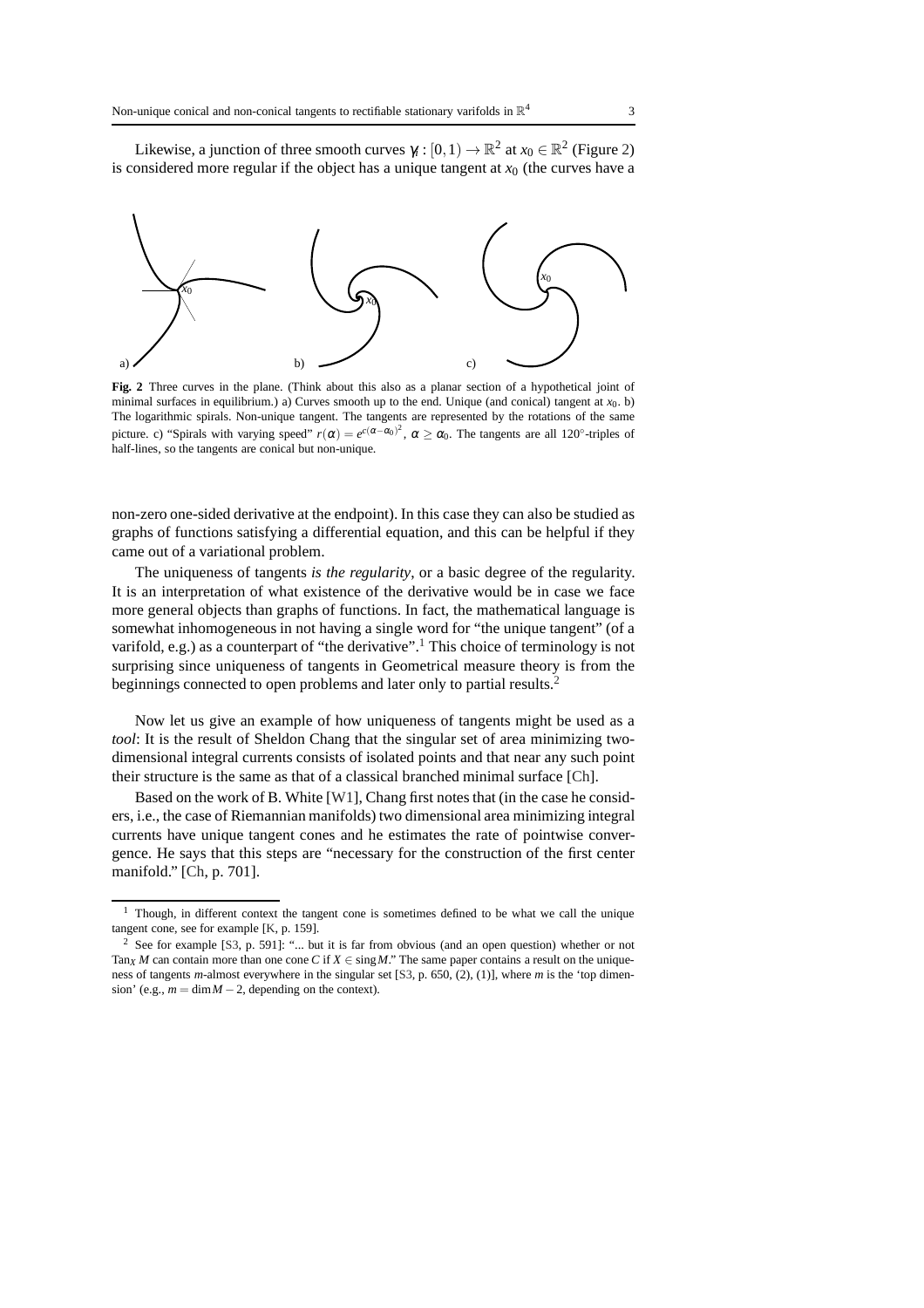Likewise, a junction of three smooth curves $\gamma_i : [0,1) \to \mathbb{R}^2$ at $x_0 \in \mathbb{R}^2$ (Figure 2) is considered more regular if the object has a unique tangent at $x_0$ (the curves have a

**Fig. 2** Three curves in the plane. (Think about this also as a planar section of a hypothetical joint of minimal surfaces in equilibrium.) a) Curves smooth up to the end. Unique (and conical) tangent at $x_0$. b) The logarithmic spirals. Non-unique tangent. The tangents are represented by the rotations of the same picture. c) "Spirals with varying speed" $r(\alpha) = e^{c(\alpha-\alpha_0)^2}$, $\alpha \geq \alpha_0$. The tangents are all 120°-triples of half-lines, so the tangents are conical but non-unique.

non-zero one-sided derivative at the endpoint). In this case they can also be studied as graphs of functions satisfying a differential equation, and this can be helpful if they came out of a variational problem.

The uniqueness of tangents *is the regularity*, or a basic degree of the regularity. It is an interpretation of what existence of the derivative would be in case we face more general objects than graphs of functions. In fact, the mathematical language is somewhat inhomogeneous in not having a single word for "the unique tangent" (of a varifold, e.g.) as a counterpart of "the derivative".[1] This choice of terminology is not surprising since uniqueness of tangents in Geometrical measure theory is from the beginnings connected to open problems and later only to partial results.[2]

Now let us give an example of how uniqueness of tangents might be used as a *tool*: It is the result of Sheldon Chang that the singular set of area minimizing two-dimensional integral currents consists of isolated points and that near any such point their structure is the same as that of a classical branched minimal surface [Ch].

Based on the work of B. White [W1], Chang first notes that (in the case he considers, i.e., the case of Riemannian manifolds) two dimensional area minimizing integral currents have unique tangent cones and he estimates the rate of pointwise convergence. He says that this steps are "necessary for the construction of the first center manifold." [Ch, p. 701].

[1] Though, in different context the tangent cone is sometimes defined to be what we call the unique tangent cone, see for example [K, p. 159].

[2] See for example [S3, p. 591]: "... but it is far from obvious (and an open question) whether or not $\mathrm{Tan}_X M$ can contain more than one cone $C$ if $X \in \mathrm{sing}\, M$." The same paper contains a result on the uniqueness of tangents $m$-almost everywhere in the singular set [S3, p. 650, (2), (1)], where $m$ is the 'top dimension' (e.g., $m = \dim M - 2$, depending on the context).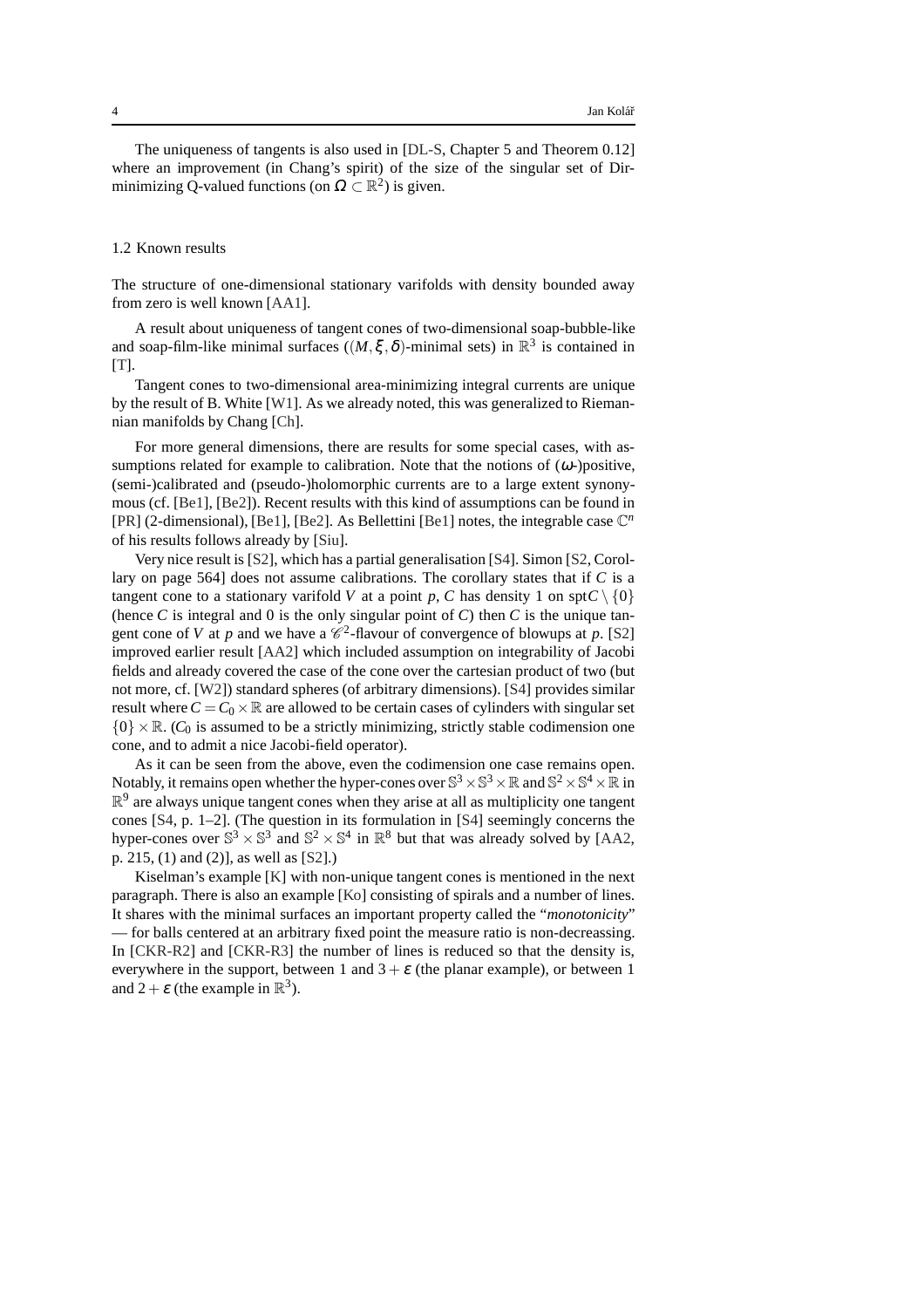The uniqueness of tangents is also used in [DL-S, Chapter 5 and Theorem 0.12] where an improvement (in Chang's spirit) of the size of the singular set of Dir-minimizing Q-valued functions (on $\Omega \subset \mathbb{R}^2$) is given.

### 1.2 Known results

The structure of one-dimensional stationary varifolds with density bounded away from zero is well known [AA1].

A result about uniqueness of tangent cones of two-dimensional soap-bubble-like and soap-film-like minimal surfaces ($(M,\xi,\delta)$-minimal sets) in $\mathbb{R}^3$ is contained in [T].

Tangent cones to two-dimensional area-minimizing integral currents are unique by the result of B. White [W1]. As we already noted, this was generalized to Riemannian manifolds by Chang [Ch].

For more general dimensions, there are results for some special cases, with assumptions related for example to calibration. Note that the notions of ($\omega$-)positive, (semi-)calibrated and (pseudo-)holomorphic currents are to a large extent synonymous (cf. [Be1], [Be2]). Recent results with this kind of assumptions can be found in [PR] (2-dimensional), [Be1], [Be2]. As Bellettini [Be1] notes, the integrable case $\mathbb{C}^n$ of his results follows already by [Siu].

Very nice result is [S2], which has a partial generalisation [S4]. Simon [S2, Corollary on page 564] does not assume calibrations. The corollary states that if $C$ is a tangent cone to a stationary varifold $V$ at a point $p$, $C$ has density 1 on $\operatorname{spt} C \setminus \{0\}$ (hence $C$ is integral and 0 is the only singular point of $C$) then $C$ is the unique tangent cone of $V$ at $p$ and we have a $\mathscr{C}^2$-flavour of convergence of blowups at $p$. [S2] improved earlier result [AA2] which included assumption on integrability of Jacobi fields and already covered the case of the cone over the cartesian product of two (but not more, cf. [W2]) standard spheres (of arbitrary dimensions). [S4] provides similar result where $C = C_0 \times \mathbb{R}$ are allowed to be certain cases of cylinders with singular set $\{0\} \times \mathbb{R}$. ($C_0$ is assumed to be a strictly minimizing, strictly stable codimension one cone, and to admit a nice Jacobi-field operator).

As it can be seen from the above, even the codimension one case remains open. Notably, it remains open whether the hyper-cones over $\mathbb{S}^3 \times \mathbb{S}^3 \times \mathbb{R}$ and $\mathbb{S}^2 \times \mathbb{S}^4 \times \mathbb{R}$ in $\mathbb{R}^9$ are always unique tangent cones when they arise at all as multiplicity one tangent cones [S4, p. 1–2]. (The question in its formulation in [S4] seemingly concerns the hyper-cones over $\mathbb{S}^3 \times \mathbb{S}^3$ and $\mathbb{S}^2 \times \mathbb{S}^4$ in $\mathbb{R}^8$ but that was already solved by [AA2, p. 215, (1) and (2)], as well as [S2].)

Kiselman's example [K] with non-unique tangent cones is mentioned in the next paragraph. There is also an example [Ko] consisting of spirals and a number of lines. It shares with the minimal surfaces an important property called the "*monotonicity*" — for balls centered at an arbitrary fixed point the measure ratio is non-decreasing. In [CKR-R2] and [CKR-R3] the number of lines is reduced so that the density is, everywhere in the support, between 1 and $3+\varepsilon$ (the planar example), or between 1 and $2+\varepsilon$ (the example in $\mathbb{R}^3$).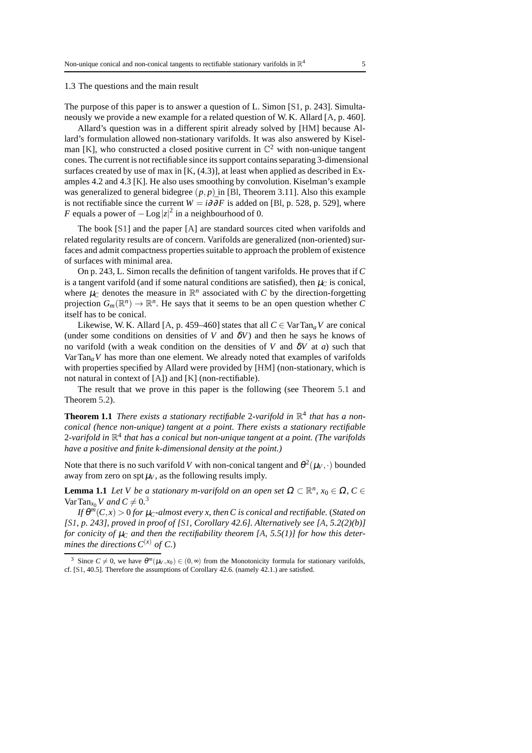### 1.3 The questions and the main result

The purpose of this paper is to answer a question of L. Simon [S1, p. 243]. Simultaneously we provide a new example for a related question of W. K. Allard [A, p. 460].

Allard's question was in a different spirit already solved by [HM] because Allard's formulation allowed non-stationary varifolds. It was also answered by Kiselman [K], who constructed a closed positive current in $\mathbb{C}^2$ with non-unique tangent cones. The current is not rectifiable since its support contains separating 3-dimensional surfaces created by use of max in [K, (4.3)], at least when applied as described in Examples 4.2 and 4.3 [K]. He also uses smoothing by convolution. Kiselman's example was generalized to general bidegree $(p,p)$ in [Bl, Theorem 3.11]. Also this example is not rectifiable since the current $W = i\partial\bar{\partial}F$ is added on [Bl, p. 528, p. 529], where $F$ equals a power of $-\operatorname{Log}|z|^2$ in a neighbourhood of 0.

The book [S1] and the paper [A] are standard sources cited when varifolds and related regularity results are of concern. Varifolds are generalized (non-oriented) surfaces and admit compactness properties suitable to approach the problem of existence of surfaces with minimal area.

On p. 243, L. Simon recalls the definition of tangent varifolds. He proves that if $C$ is a tangent varifold (and if some natural conditions are satisfied), then $\mu_C$ is conical, where $\mu_C$ denotes the measure in $\mathbb{R}^n$ associated with $C$ by the direction-forgetting projection $G_m(\mathbb{R}^n) \to \mathbb{R}^n$. He says that it seems to be an open question whether $C$ itself has to be conical.

Likewise, W. K. Allard [A, p. 459–460] states that all $C \in \operatorname{Var}\operatorname{Tan}_a V$ are conical (under some conditions on densities of $V$ and $\delta V$) and then he says he knows of no varifold (with a weak condition on the densities of $V$ and $\delta V$ at $a$) such that $\operatorname{Var}\operatorname{Tan}_a V$ has more than one element. We already noted that examples of varifolds with properties specified by Allard were provided by [HM] (non-stationary, which is not natural in context of [A]) and [K] (non-rectifiable).

The result that we prove in this paper is the following (see Theorem 5.1 and Theorem 5.2).

**Theorem 1.1** *There exists a stationary rectifiable 2-varifold in $\mathbb{R}^4$ that has a non-conical (hence non-unique) tangent at a point. There exists a stationary rectifiable 2-varifold in $\mathbb{R}^4$ that has a conical but non-unique tangent at a point. (The varifolds have a positive and finite k-dimensional density at the point.)*

Note that there is no such varifold $V$ with non-conical tangent and $\theta^2(\mu_V,\cdot)$ bounded away from zero on $\operatorname{spt}\mu_V$, as the following results imply.

**Lemma 1.1** *Let $V$ be a stationary m-varifold on an open set $\Omega \subset \mathbb{R}^n$, $x_0 \in \Omega$, $C \in \operatorname{Var}\operatorname{Tan}_{x_0} V$ and $C \neq 0$.*[3]

*If $\theta^m(C,x) > 0$ for $\mu_C$-almost every $x$, then $C$ is conical and rectifiable.* (*Stated on [S1, p. 243], proved in proof of [S1, Corollary 42.6]. Alternatively see [A, 5.2(2)(b)] for conicity of $\mu_C$ and then the rectifiability theorem [A, 5.5(1)] for how this determines the directions $C^{(x)}$ of $C$.*)

[3] Since $C \neq 0$, we have $\theta^m(\mu_V, x_0) \in (0,\infty)$ from the Monotonicity formula for stationary varifolds, cf. [S1, 40.5]. Therefore the assumptions of Corollary 42.6. (namely 42.1.) are satisfied.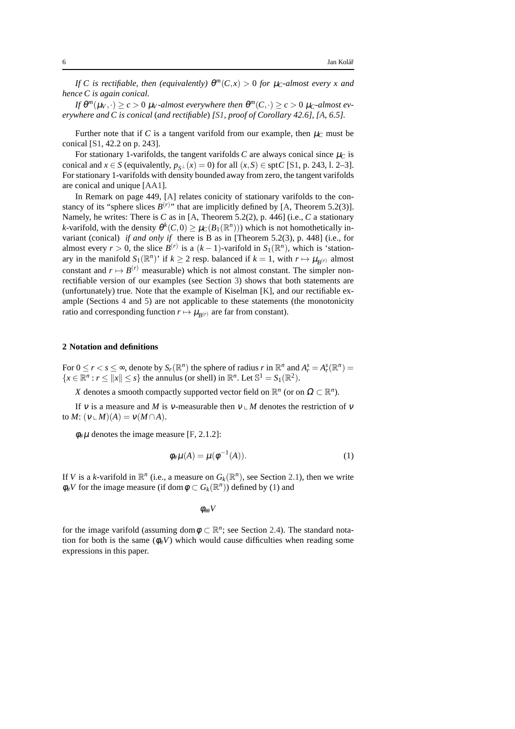*If $C$ is rectifiable, then (equivalently) $\theta^m(C,x) > 0$ for $\mu_C$-almost every $x$ and hence $C$ is again conical.*

*If $\theta^m(\mu_V,\cdot) \ge c > 0$ $\mu_V$-almost everywhere then $\theta^m(C,\cdot) \ge c > 0$ $\mu_C$-almost everywhere and $C$ is conical (and rectifiable) [S1, proof of Corollary 42.6], [A, 6.5].*

Further note that if $C$ is a tangent varifold from our example, then $\mu_C$ must be conical [S1, 42.2 on p. 243].

For stationary 1-varifolds, the tangent varifolds $C$ are always conical since $\mu_C$ is conical and $x \in S$ (equivalently, $p_{S^\perp}(x) = 0$) for all $(x,S) \in \operatorname{spt} C$ [S1, p. 243, l. 2–3]. For stationary 1-varifolds with density bounded away from zero, the tangent varifolds are conical and unique [AA1].

In Remark on page 449, [A] relates conicity of stationary varifolds to the constancy of its "sphere slices $B^{(r)}$" that are implicitly defined by [A, Theorem 5.2(3)]. Namely, he writes: There is $C$ as in [A, Theorem 5.2(2), p. 446] (i.e., $C$ a stationary $k$-varifold, with the density $\theta^k(C,0) \ge \mu_C(B_1(\mathbb{R}^n))$) which is not homothetically invariant (conical) *if and only if* there is B as in [Theorem 5.2(3), p. 448] (i.e., for almost every $r > 0$, the slice $B^{(r)}$ is a $(k-1)$-varifold in $S_1(\mathbb{R}^n)$, which is 'stationary in the manifold $S_1(\mathbb{R}^n)$' if $k \ge 2$ resp. balanced if $k = 1$, with $r \mapsto \mu_{B^{(r)}}$ almost constant and $r \mapsto B^{(r)}$ measurable) which is not almost constant. The simpler non-rectifiable version of our examples (see Section 3) shows that both statements are (unfortunately) true. Note that the example of Kiselman [K], and our rectifiable example (Sections 4 and 5) are not applicable to these statements (the monotonicity ratio and corresponding function $r \mapsto \mu_{B^{(r)}}$ are far from constant).

## 2 Notation and definitions

For $0 \le r < s \le \infty$, denote by $S_r(\mathbb{R}^n)$ the sphere of radius $r$ in $\mathbb{R}^n$ and $A_r^s = A_r^s(\mathbb{R}^n) = \{x \in \mathbb{R}^n : r \le \|x\| \le s\}$ the annulus (or shell) in $\mathbb{R}^n$. Let $\mathbb{S}^1 = S_1(\mathbb{R}^2)$.

$X$ denotes a smooth compactly supported vector field on $\mathbb{R}^n$ (or on $\Omega \subset \mathbb{R}^n$).

If $\nu$ is a measure and $M$ is $\nu$-measurable then $\nu \llcorner M$ denotes the restriction of $\nu$ to $M$: $(\nu \llcorner M)(A) = \nu(M \cap A)$.

$\phi_\# \mu$ denotes the image measure [F, 2.1.2]:

$$\phi_\# \mu(A) = \mu(\phi^{-1}(A)). \tag{1}$$

If $V$ is a $k$-varifold in $\mathbb{R}^n$ (i.e., a measure on $G_k(\mathbb{R}^n)$, see Section 2.1), then we write $\phi_\# V$ for the image measure (if $\operatorname{dom} \phi \subset G_k(\mathbb{R}^n)$) defined by (1) and

$$\phi_{\#\#} V$$

for the image varifold (assuming $\operatorname{dom} \phi \subset \mathbb{R}^n$; see Section 2.4). The standard notation for both is the same ($\phi_\# V$) which would cause difficulties when reading some expressions in this paper.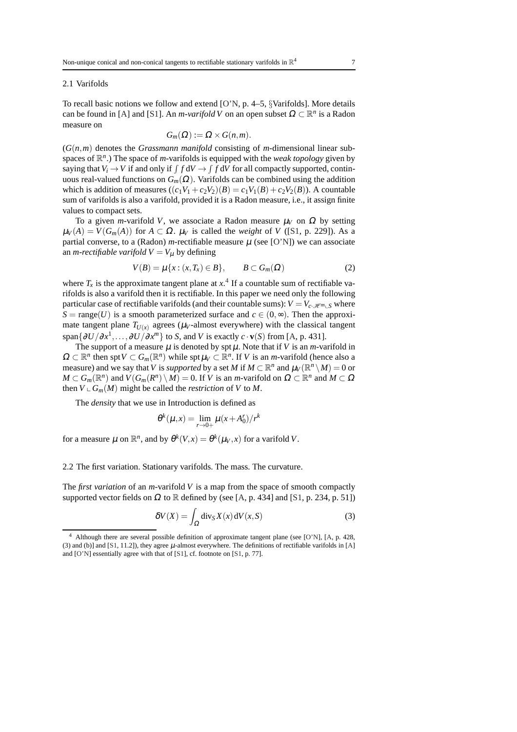### 2.1 Varifolds

To recall basic notions we follow and extend [O'N, p. 4–5, §Varifolds]. More details can be found in [A] and [S1]. An *m-varifold* $V$ on an open subset $\Omega \subset \mathbb{R}^n$ is a Radon measure on

$$G_m(\Omega) := \Omega \times G(n,m).$$

($G(n,m)$ denotes the *Grassmann manifold* consisting of $m$-dimensional linear subspaces of $\mathbb{R}^n$.) The space of $m$-varifolds is equipped with the *weak topology* given by saying that $V_i \to V$ if and only if $\int f \, \mathrm{d}V \to \int f \, \mathrm{d}V$ for all compactly supported, continuous real-valued functions on $G_m(\Omega)$. Varifolds can be combined using the addition which is addition of measures ($(c_1V_1 + c_2V_2)(B) = c_1V_1(B) + c_2V_2(B)$). A countable sum of varifolds is also a varifold, provided it is a Radon measure, i.e., it assign finite values to compact sets.

To a given $m$-varifold $V$, we associate a Radon measure $\mu_V$ on $\Omega$ by setting $\mu_V(A) = V(G_m(A))$ for $A \subset \Omega$. $\mu_V$ is called the *weight* of $V$ ([S1, p. 229]). As a partial converse, to a (Radon) $m$-rectifiable measure $\mu$ (see [O'N]) we can associate an *m-rectifiable varifold* $V = V_\mu$ by defining

$$V(B) = \mu\{x : (x, T_x) \in B\}, \qquad B \subset G_m(\Omega) \tag{2}$$

where $T_x$ is the approximate tangent plane at $x$.[4] If a countable sum of rectifiable varifolds is also a varifold then it is rectifiable. In this paper we need only the following particular case of rectifiable varifolds (and their countable sums): $V = V_{c \cdot \mathscr{H}^m \llcorner S}$ where $S = \mathrm{range}(U)$ is a smooth parameterized surface and $c \in (0,\infty)$. Then the approximate tangent plane $T_{U(x)}$ agrees ($\mu_V$-almost everywhere) with the classical tangent $\mathrm{span}\{\partial U/\partial x^1, \ldots, \partial U/\partial x^m\}$ to $S$, and $V$ is exactly $c \cdot \mathbf{v}(S)$ from [A, p. 431].

The support of a measure $\mu$ is denoted by $\mathrm{spt}\,\mu$. Note that if $V$ is an $m$-varifold in $\Omega \subset \mathbb{R}^n$ then $\mathrm{spt}\, V \subset G_m(\mathbb{R}^n)$ while $\mathrm{spt}\,\mu_V \subset \mathbb{R}^n$. If $V$ is an $m$-varifold (hence also a measure) and we say that $V$ is *supported* by a set $M$ if $M \subset \mathbb{R}^n$ and $\mu_V(\mathbb{R}^n \setminus M) = 0$ or $M \subset G_m(\mathbb{R}^n)$ and $V(G_m(R^n) \setminus M) = 0$. If $V$ is an $m$-varifold on $\Omega \subset \mathbb{R}^n$ and $M \subset \Omega$ then $V \llcorner G_m(M)$ might be called the *restriction* of $V$ to $M$.

The *density* that we use in Introduction is defined as

$$\theta^k(\mu, x) = \lim_{r \to 0+} \mu(x + A_0^r)/r^k$$

for a measure $\mu$ on $\mathbb{R}^n$, and by $\theta^k(V,x) = \theta^k(\mu_V, x)$ for a varifold $V$.

### 2.2 The first variation. Stationary varifolds. The mass. The curvature.

The *first variation* of an $m$-varifold $V$ is a map from the space of smooth compactly supported vector fields on $\Omega$ to $\mathbb{R}$ defined by (see [A, p. 434] and [S1, p. 234, p. 51])

$$\delta V(X) = \int_\Omega \mathrm{div}_S X(x) \, \mathrm{d}V(x,S) \tag{3}$$

---

[4] Although there are several possible definition of approximate tangent plane (see [O'N], [A, p. 428, (3) and (b)] and [S1, 11.2]), they agree $\mu$-almost everywhere. The definitions of rectifiable varifolds in [A] and [O'N] essentially agree with that of [S1], cf. footnote on [S1, p. 77].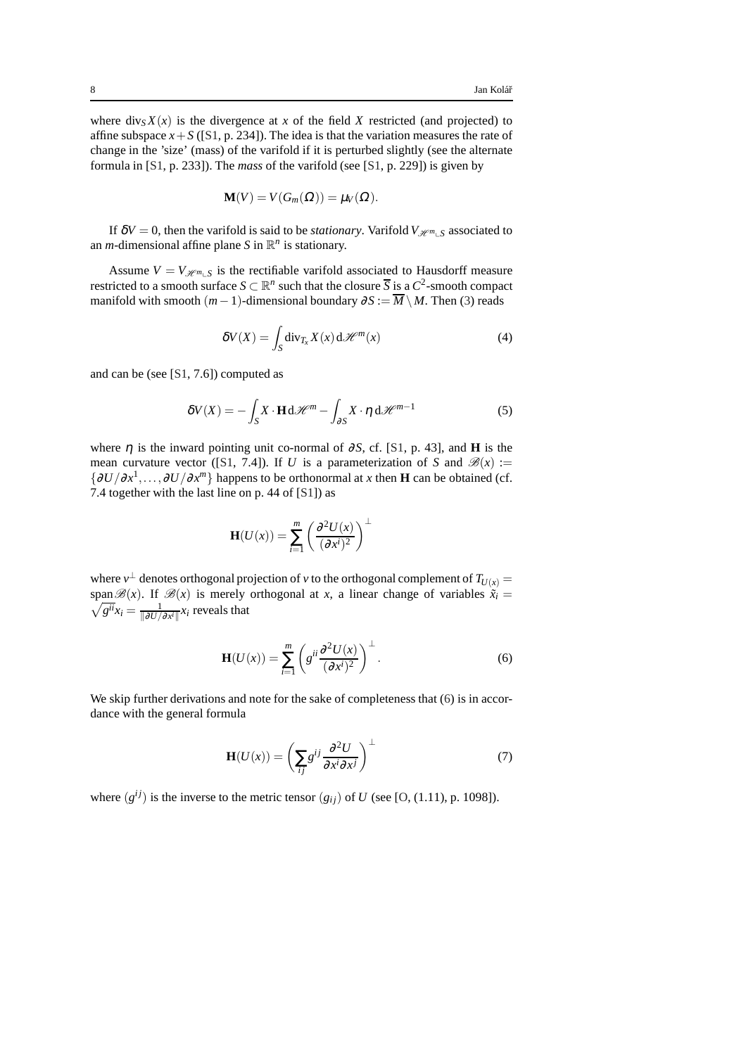where $\operatorname{div}_S X(x)$ is the divergence at $x$ of the field $X$ restricted (and projected) to affine subspace $x+S$ ([S1, p. 234]). The idea is that the variation measures the rate of change in the 'size' (mass) of the varifold if it is perturbed slightly (see the alternate formula in [S1, p. 233]). The *mass* of the varifold (see [S1, p. 229]) is given by

$$\mathbf{M}(V) = V(G_m(\Omega)) = \mu_V(\Omega).$$

If $\delta V = 0$, then the varifold is said to be *stationary*. Varifold $V_{\mathscr{H}^m \llcorner S}$ associated to an $m$-dimensional affine plane $S$ in $\mathbb{R}^n$ is stationary.

Assume $V = V_{\mathscr{H}^m \llcorner S}$ is the rectifiable varifold associated to Hausdorff measure restricted to a smooth surface $S \subset \mathbb{R}^n$ such that the closure $\overline{S}$ is a $C^2$-smooth compact manifold with smooth $(m-1)$-dimensional boundary $\partial S := \overline{M} \setminus M$. Then (3) reads

$$\delta V(X) = \int_S \operatorname{div}_{T_x} X(x) \, \mathrm{d}\mathscr{H}^m(x) \tag{4}$$

and can be (see [S1, 7.6]) computed as

$$\delta V(X) = -\int_S X \cdot \mathbf{H} \, \mathrm{d}\mathscr{H}^m - \int_{\partial S} X \cdot \eta \, \mathrm{d}\mathscr{H}^{m-1} \tag{5}$$

where $\eta$ is the inward pointing unit co-normal of $\partial S$, cf. [S1, p. 43], and $\mathbf{H}$ is the mean curvature vector ([S1, 7.4]). If $U$ is a parameterization of $S$ and $\mathscr{B}(x) := \{\partial U/\partial x^1, \ldots, \partial U/\partial x^m\}$ happens to be orthonormal at $x$ then $\mathbf{H}$ can be obtained (cf. 7.4 together with the last line on p. 44 of [S1]) as

$$\mathbf{H}(U(x)) = \sum_{i=1}^{m} \left( \frac{\partial^2 U(x)}{(\partial x^i)^2} \right)^{\perp}$$

where $v^{\perp}$ denotes orthogonal projection of $v$ to the orthogonal complement of $T_{U(x)} = \operatorname{span} \mathscr{B}(x)$. If $\mathscr{B}(x)$ is merely orthogonal at $x$, a linear change of variables $\tilde{x}_i = \sqrt{g^{ii}} x_i = \frac{1}{\|\partial U/\partial x^i\|} x_i$ reveals that

$$\mathbf{H}(U(x)) = \sum_{i=1}^{m} \left( g^{ii} \frac{\partial^2 U(x)}{(\partial x^i)^2} \right)^{\perp}. \tag{6}$$

We skip further derivations and note for the sake of completeness that (6) is in accordance with the general formula

$$\mathbf{H}(U(x)) = \left( \sum_{ij} g^{ij} \frac{\partial^2 U}{\partial x^i \partial x^j} \right)^{\perp} \tag{7}$$

where $(g^{ij})$ is the inverse to the metric tensor $(g_{ij})$ of $U$ (see [O, (1.11), p. 1098]).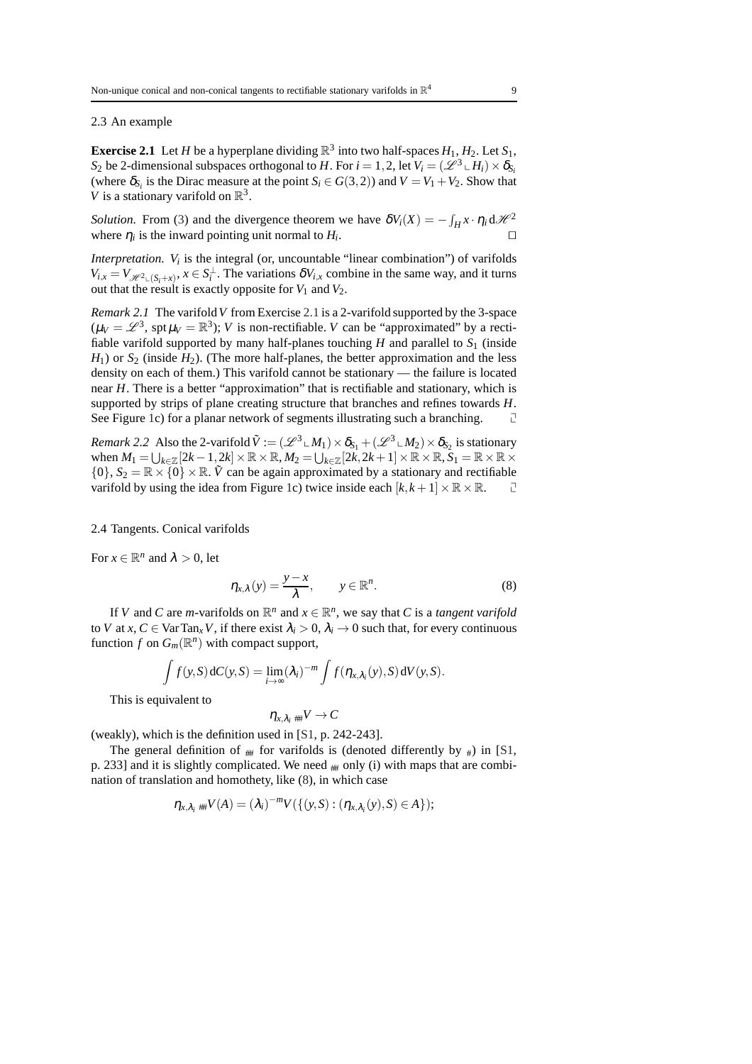### 2.3 An example

**Exercise 2.1** Let $H$ be a hyperplane dividing $\mathbb{R}^3$ into two half-spaces $H_1, H_2$. Let $S_1$, $S_2$ be 2-dimensional subspaces orthogonal to $H$. For $i = 1,2$, let $V_i = (\mathscr{L}^3 \llcorner H_i) \times \delta_{S_i}$ (where $\delta_{S_i}$ is the Dirac measure at the point $S_i \in G(3,2)$) and $V = V_1 + V_2$. Show that $V$ is a stationary varifold on $\mathbb{R}^3$.

*Solution.* From (3) and the divergence theorem we have $\delta V_i(X) = -\int_H x \cdot \eta_i \, d\mathscr{H}^2$ where $\eta_i$ is the inward pointing unit normal to $H_i$. □

*Interpretation.* $V_i$ is the integral (or, uncountable "linear combination") of varifolds $V_{i,x} = V_{\mathscr{H}^2 \llcorner (S_i + x)}$, $x \in S_i^\perp$. The variations $\delta V_{i,x}$ combine in the same way, and it turns out that the result is exactly opposite for $V_1$ and $V_2$.

*Remark 2.1* The varifold $V$ from Exercise 2.1 is a 2-varifold supported by the 3-space ($\mu_V = \mathscr{L}^3$, $\operatorname{spt} \mu_V = \mathbb{R}^3$); $V$ is non-rectifiable. $V$ can be "approximated" by a rectifiable varifold supported by many half-planes touching $H$ and parallel to $S_1$ (inside $H_1$) or $S_2$ (inside $H_2$). (The more half-planes, the better approximation and the less density on each of them.) This varifold cannot be stationary — the failure is located near $H$. There is a better "approximation" that is rectifiable and stationary, which is supported by strips of plane creating structure that branches and refines towards $H$. See Figure 1c) for a planar network of segments illustrating such a branching. ⌑

*Remark 2.2* Also the 2-varifold $\tilde{V} := (\mathscr{L}^3 \llcorner M_1) \times \delta_{S_1} + (\mathscr{L}^3 \llcorner M_2) \times \delta_{S_2}$ is stationary when $M_1 = \bigcup_{k \in \mathbb{Z}} [2k-1, 2k] \times \mathbb{R} \times \mathbb{R}$, $M_2 = \bigcup_{k \in \mathbb{Z}} [2k, 2k+1] \times \mathbb{R} \times \mathbb{R}$, $S_1 = \mathbb{R} \times \mathbb{R} \times \{0\}$, $S_2 = \mathbb{R} \times \{0\} \times \mathbb{R}$. $\tilde{V}$ can be again approximated by a stationary and rectifiable varifold by using the idea from Figure 1c) twice inside each $[k, k+1] \times \mathbb{R} \times \mathbb{R}$. ⌑

### 2.4 Tangents. Conical varifolds

For $x \in \mathbb{R}^n$ and $\lambda > 0$, let

$$\eta_{x,\lambda}(y) = \frac{y - x}{\lambda}, \qquad y \in \mathbb{R}^n. \tag{8}$$

If $V$ and $C$ are $m$-varifolds on $\mathbb{R}^n$ and $x \in \mathbb{R}^n$, we say that $C$ is a *tangent varifold* to $V$ at $x$, $C \in \operatorname{Var}\operatorname{Tan}_x V$, if there exist $\lambda_i > 0$, $\lambda_i \to 0$ such that, for every continuous function $f$ on $G_m(\mathbb{R}^n)$ with compact support,

$$\int f(y,S) \, dC(y,S) = \lim_{i \to \infty} (\lambda_i)^{-m} \int f(\eta_{x,\lambda_i}(y), S) \, dV(y,S).$$

This is equivalent to

$$\eta_{x,\lambda_i \, \#\#} V \to C$$

(weakly), which is the definition used in [S1, p. 242-243].

The general definition of $_{\#\#}$ for varifolds is (denoted differently by $_{\#}$) in [S1, p. 233] and it is slightly complicated. We need $_{\#\#}$ only (i) with maps that are combination of translation and homothety, like (8), in which case

$$\eta_{x,\lambda_i \, \#\#} V(A) = (\lambda_i)^{-m} V(\{(y,S) : (\eta_{x,\lambda_i}(y), S) \in A\});$$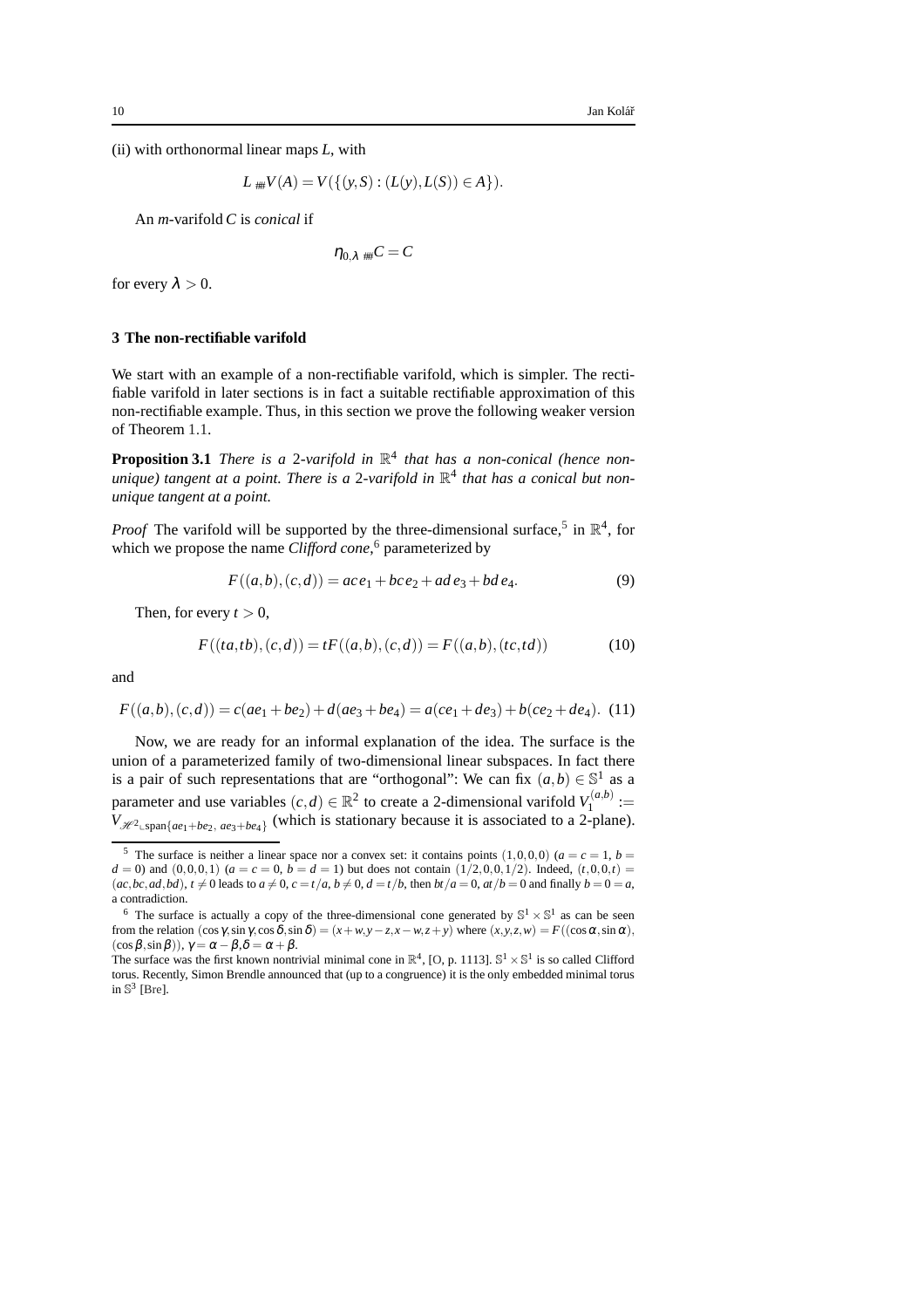(ii) with orthonormal linear maps $L$, with

$$L_{\#\#}V(A) = V(\{(y,S) : (L(y), L(S)) \in A\}).$$

An $m$-varifold $C$ is *conical* if

$$\eta_{0,\lambda\,\#\#}C = C$$

for every $\lambda > 0$.

## 3 The non-rectifiable varifold

We start with an example of a non-rectifiable varifold, which is simpler. The rectifiable varifold in later sections is in fact a suitable rectifiable approximation of this non-rectifiable example. Thus, in this section we prove the following weaker version of Theorem 1.1.

**Proposition 3.1** *There is a* 2*-varifold in* $\mathbb{R}^4$ *that has a non-conical (hence non-unique) tangent at a point. There is a* 2*-varifold in* $\mathbb{R}^4$ *that has a conical but non-unique tangent at a point.*

*Proof* The varifold will be supported by the three-dimensional surface,[5] in $\mathbb{R}^4$, for which we propose the name *Clifford cone*,[6] parameterized by

$$F((a,b),(c,d)) = ac\,e_1 + bc\,e_2 + ad\,e_3 + bd\,e_4. \tag{9}$$

Then, for every $t > 0$,

$$F((ta,tb),(c,d)) = tF((a,b),(c,d)) = F((a,b),(tc,td)) \tag{10}$$

and

$$F((a,b),(c,d)) = c(ae_1 + be_2) + d(ae_3 + be_4) = a(ce_1 + de_3) + b(ce_2 + de_4). \tag{11}$$

Now, we are ready for an informal explanation of the idea. The surface is the union of a parameterized family of two-dimensional linear subspaces. In fact there is a pair of such representations that are "orthogonal": We can fix $(a,b) \in \mathbb{S}^1$ as a parameter and use variables $(c,d) \in \mathbb{R}^2$ to create a 2-dimensional varifold $V_1^{(a,b)} := V_{\mathscr{H}^2 \llcorner \operatorname{span}\{ae_1+be_2,\, ae_3+be_4\}}$ (which is stationary because it is associated to a 2-plane).

---

[5] The surface is neither a linear space nor a convex set: it contains points $(1,0,0,0)$ ($a = c = 1$, $b = d = 0$) and $(0,0,0,1)$ ($a = c = 0$, $b = d = 1$) but does not contain $(1/2,0,0,1/2)$. Indeed, $(t,0,0,t) = (ac,bc,ad,bd)$, $t \neq 0$ leads to $a \neq 0$, $c = t/a$, $b \neq 0$, $d = t/b$, then $bt/a = 0$, $at/b = 0$ and finally $b = 0 = a$, a contradiction.

[6] The surface is actually a copy of the three-dimensional cone generated by $\mathbb{S}^1 \times \mathbb{S}^1$ as can be seen from the relation $(\cos\gamma, \sin\gamma, \cos\delta, \sin\delta) = (x+w, y-z, x-w, z+y)$ where $(x,y,z,w) = F((\cos\alpha, \sin\alpha), (\cos\beta, \sin\beta))$, $\gamma = \alpha - \beta, \delta = \alpha + \beta$.
The surface was the first known nontrivial minimal cone in $\mathbb{R}^4$, [O, p. 1113]. $\mathbb{S}^1 \times \mathbb{S}^1$ is so called Clifford torus. Recently, Simon Brendle announced that (up to a congruence) it is the only embedded minimal torus in $\mathbb{S}^3$ [Bre].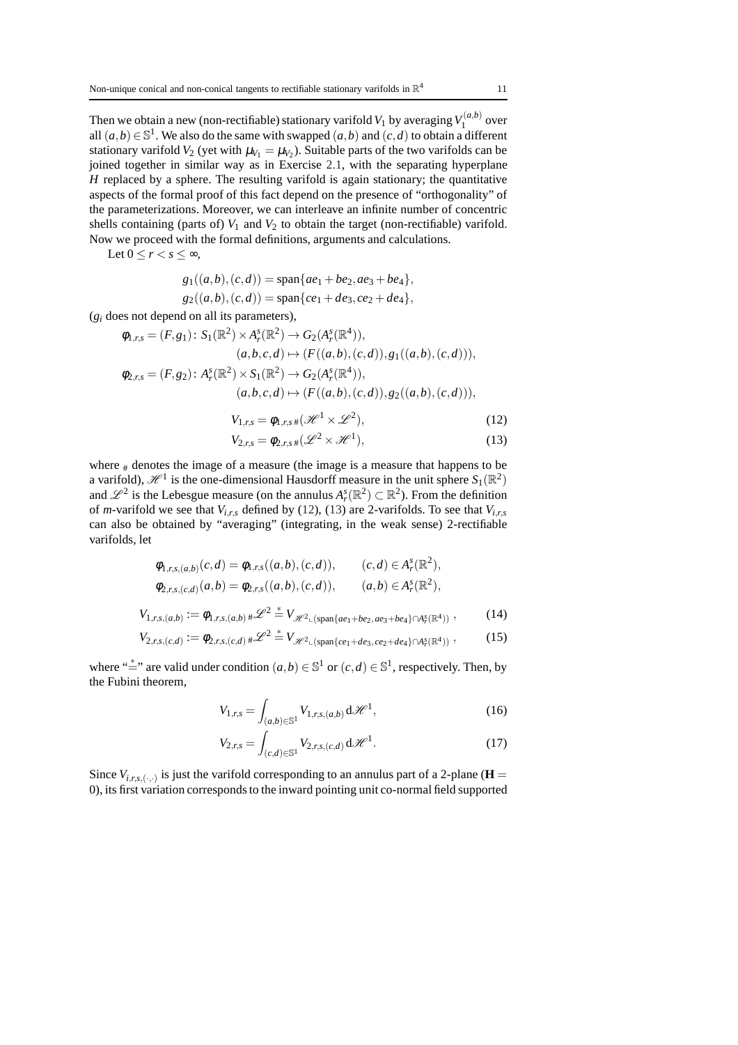Then we obtain a new (non-rectifiable) stationary varifold $V_1$ by averaging $V_1^{(a,b)}$ over all $(a,b) \in \mathbb{S}^1$. We also do the same with swapped $(a,b)$ and $(c,d)$ to obtain a different stationary varifold $V_2$ (yet with $\mu_{V_1} = \mu_{V_2}$). Suitable parts of the two varifolds can be joined together in similar way as in Exercise 2.1, with the separating hyperplane $H$ replaced by a sphere. The resulting varifold is again stationary; the quantitative aspects of the formal proof of this fact depend on the presence of "orthogonality" of the parameterizations. Moreover, we can interleave an infinite number of concentric shells containing (parts of) $V_1$ and $V_2$ to obtain the target (non-rectifiable) varifold. Now we proceed with the formal definitions, arguments and calculations.

Let $0 \le r < s \le \infty$,

$$g_1((a,b),(c,d)) = \operatorname{span}\{ae_1 + be_2, ae_3 + be_4\},$$
$$g_2((a,b),(c,d)) = \operatorname{span}\{ce_1 + de_3, ce_2 + de_4\},$$

($g_i$ does not depend on all its parameters),

$$\begin{aligned}
\phi_{1,r,s} = (F, g_1) \colon S_1(\mathbb{R}^2) \times A_r^s(\mathbb{R}^2) &\to G_2(A_r^s(\mathbb{R}^4)), \\
(a,b,c,d) &\mapsto (F((a,b),(c,d)), g_1((a,b),(c,d))), \\
\phi_{2,r,s} = (F, g_2) \colon A_r^s(\mathbb{R}^2) \times S_1(\mathbb{R}^2) &\to G_2(A_r^s(\mathbb{R}^4)), \\
(a,b,c,d) &\mapsto (F((a,b),(c,d)), g_2((a,b),(c,d))),
\end{aligned}$$

$$V_{1,r,s} = \phi_{1,r,s\,\#}(\mathscr{H}^1 \times \mathscr{L}^2), \tag{12}$$
$$V_{2,r,s} = \phi_{2,r,s\,\#}(\mathscr{L}^2 \times \mathscr{H}^1), \tag{13}$$

where $_\#$ denotes the image of a measure (the image is a measure that happens to be a varifold), $\mathscr{H}^1$ is the one-dimensional Hausdorff measure in the unit sphere $S_1(\mathbb{R}^2)$ and $\mathscr{L}^2$ is the Lebesgue measure (on the annulus $A_r^s(\mathbb{R}^2) \subset \mathbb{R}^2$). From the definition of $m$-varifold we see that $V_{i,r,s}$ defined by (12), (13) are 2-varifolds. To see that $V_{i,r,s}$ can also be obtained by "averaging" (integrating, in the weak sense) 2-rectifiable varifolds, let

$$\phi_{1,r,s,(a,b)}(c,d) = \phi_{1,r,s}((a,b),(c,d)), \qquad (c,d) \in A_r^s(\mathbb{R}^2),$$
$$\phi_{2,r,s,(c,d)}(a,b) = \phi_{2,r,s}((a,b),(c,d)), \qquad (a,b) \in A_r^s(\mathbb{R}^2),$$

$$V_{1,r,s,(a,b)} := \phi_{1,r,s,(a,b)\,\#}\mathscr{L}^2 \overset{*}{=} V_{\mathscr{H}^2 \llcorner (\operatorname{span}\{ae_1+be_2,\, ae_3+be_4\} \cap A_r^s(\mathbb{R}^4))}, \tag{14}$$
$$V_{2,r,s,(c,d)} := \phi_{2,r,s,(c,d)\,\#}\mathscr{L}^2 \overset{*}{=} V_{\mathscr{H}^2 \llcorner (\operatorname{span}\{ce_1+de_3,\, ce_2+de_4\} \cap A_r^s(\mathbb{R}^4))}, \tag{15}$$

where "$\overset{*}{=}$" are valid under condition $(a,b) \in \mathbb{S}^1$ or $(c,d) \in \mathbb{S}^1$, respectively. Then, by the Fubini theorem,

$$V_{1,r,s} = \int_{(a,b)\in\mathbb{S}^1} V_{1,r,s,(a,b)} \, \mathrm{d}\mathscr{H}^1, \tag{16}$$
$$V_{2,r,s} = \int_{(c,d)\in\mathbb{S}^1} V_{2,r,s,(c,d)} \, \mathrm{d}\mathscr{H}^1. \tag{17}$$

Since $V_{i,r,s,(\cdot,\cdot)}$ is just the varifold corresponding to an annulus part of a 2-plane ($\mathbf{H} = 0$), its first variation corresponds to the inward pointing unit co-normal field supported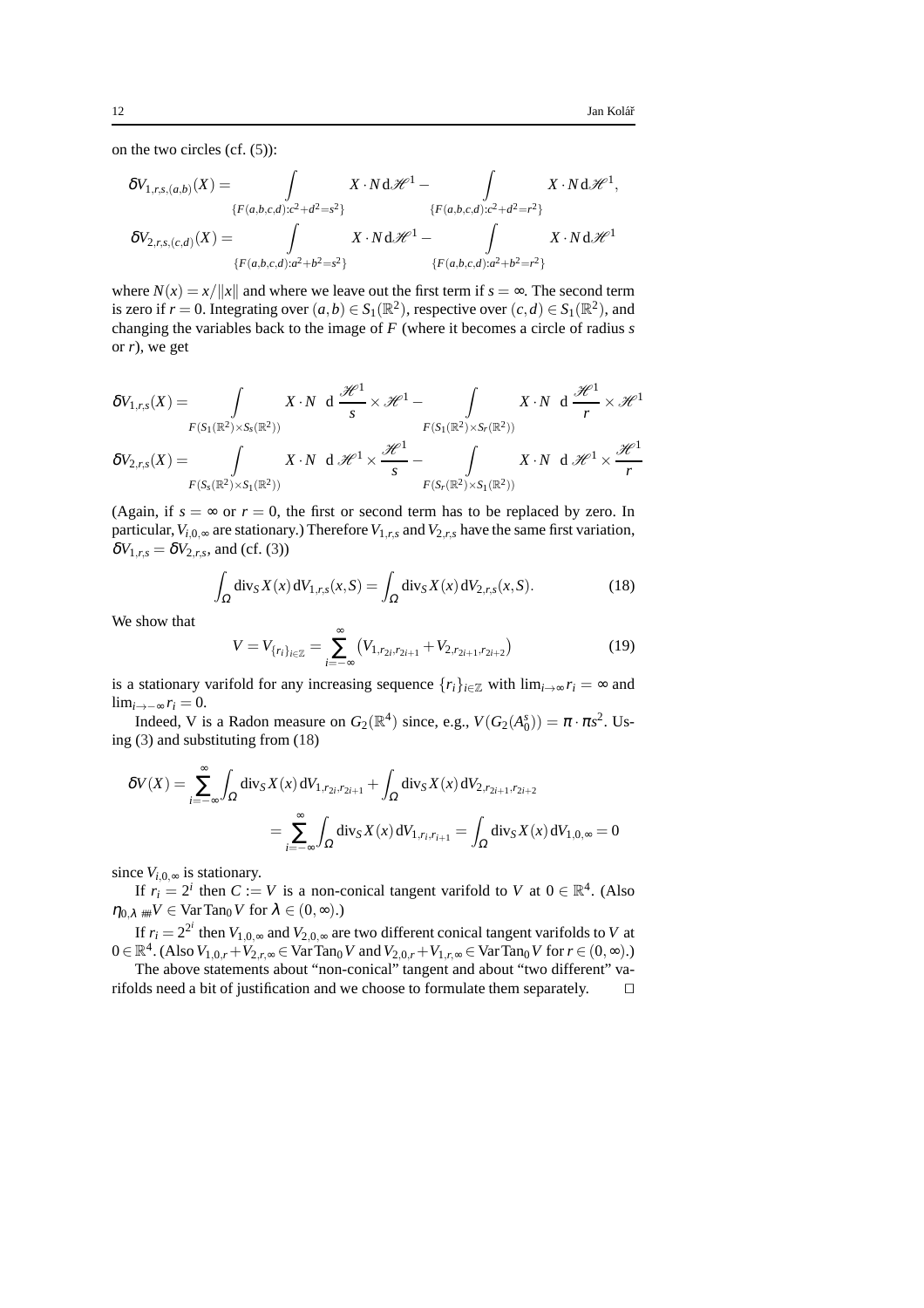on the two circles (cf. (5)):

$$\delta V_{1,r,s,(a,b)}(X) = \int\limits_{\{F(a,b,c,d):c^2+d^2=s^2\}} X \cdot N \, d\mathscr{H}^1 - \int\limits_{\{F(a,b,c,d):c^2+d^2=r^2\}} X \cdot N \, d\mathscr{H}^1,$$

$$\delta V_{2,r,s,(c,d)}(X) = \int\limits_{\{F(a,b,c,d):a^2+b^2=s^2\}} X \cdot N \, d\mathscr{H}^1 - \int\limits_{\{F(a,b,c,d):a^2+b^2=r^2\}} X \cdot N \, d\mathscr{H}^1$$

where $N(x) = x/\|x\|$ and where we leave out the first term if $s = \infty$. The second term is zero if $r = 0$. Integrating over $(a,b) \in S_1(\mathbb{R}^2)$, respective over $(c,d) \in S_1(\mathbb{R}^2)$, and changing the variables back to the image of $F$ (where it becomes a circle of radius $s$ or $r$), we get

$$\delta V_{1,r,s}(X) = \int\limits_{F(S_1(\mathbb{R}^2)\times S_s(\mathbb{R}^2))} X \cdot N \;\; d\, \frac{\mathscr{H}^1}{s} \times \mathscr{H}^1 - \int\limits_{F(S_1(\mathbb{R}^2)\times S_r(\mathbb{R}^2))} X \cdot N \;\; d\, \frac{\mathscr{H}^1}{r} \times \mathscr{H}^1$$

$$\delta V_{2,r,s}(X) = \int\limits_{F(S_s(\mathbb{R}^2)\times S_1(\mathbb{R}^2))} X \cdot N \;\; d\, \mathscr{H}^1 \times \frac{\mathscr{H}^1}{s} - \int\limits_{F(S_r(\mathbb{R}^2)\times S_1(\mathbb{R}^2))} X \cdot N \;\; d\, \mathscr{H}^1 \times \frac{\mathscr{H}^1}{r}$$

(Again, if $s = \infty$ or $r = 0$, the first or second term has to be replaced by zero. In particular, $V_{i,0,\infty}$ are stationary.) Therefore $V_{1,r,s}$ and $V_{2,r,s}$ have the same first variation, $\delta V_{1,r,s} = \delta V_{2,r,s}$, and (cf. (3))

$$\int_\Omega \operatorname{div}_S X(x) \, dV_{1,r,s}(x,S) = \int_\Omega \operatorname{div}_S X(x) \, dV_{2,r,s}(x,S). \tag{18}$$

We show that

$$V = V_{\{r_i\}_{i\in\mathbb{Z}}} = \sum_{i=-\infty}^{\infty} \left( V_{1,r_{2i},r_{2i+1}} + V_{2,r_{2i+1},r_{2i+2}} \right) \tag{19}$$

is a stationary varifold for any increasing sequence $\{r_i\}_{i\in\mathbb{Z}}$ with $\lim_{i\to\infty} r_i = \infty$ and $\lim_{i\to-\infty} r_i = 0$.

Indeed, V is a Radon measure on $G_2(\mathbb{R}^4)$ since, e.g., $V(G_2(A_0^s)) = \pi \cdot \pi s^2$. Using (3) and substituting from (18)

$$\begin{aligned}
\delta V(X) = \sum_{i=-\infty}^{\infty} \int_\Omega \operatorname{div}_S X(x) \, dV_{1,r_{2i},r_{2i+1}} + \int_\Omega \operatorname{div}_S X(x) \, dV_{2,r_{2i+1},r_{2i+2}} \\
= \sum_{i=-\infty}^{\infty} \int_\Omega \operatorname{div}_S X(x) \, dV_{1,r_i,r_{i+1}} = \int_\Omega \operatorname{div}_S X(x) \, dV_{1,0,\infty} = 0
\end{aligned}$$

since $V_{i,0,\infty}$ is stationary.

If $r_i = 2^i$ then $C := V$ is a non-conical tangent varifold to $V$ at $0 \in \mathbb{R}^4$. (Also $\eta_{0,\lambda\,\#} V \in \operatorname{Var}\operatorname{Tan}_0 V$ for $\lambda \in (0,\infty)$.)

If $r_i = 2^{2^i}$ then $V_{1,0,\infty}$ and $V_{2,0,\infty}$ are two different conical tangent varifolds to $V$ at $0 \in \mathbb{R}^4$. (Also $V_{1,0,r} + V_{2,r,\infty} \in \operatorname{Var}\operatorname{Tan}_0 V$ and $V_{2,0,r} + V_{1,r,\infty} \in \operatorname{Var}\operatorname{Tan}_0 V$ for $r \in (0,\infty)$.)

The above statements about "non-conical" tangent and about "two different" varifolds need a bit of justification and we choose to formulate them separately. $\square$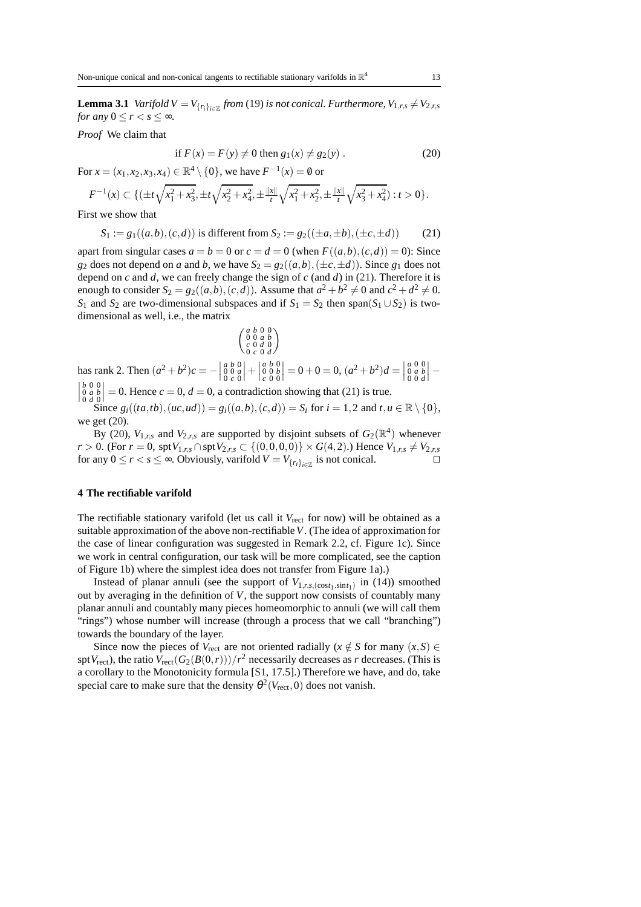**Lemma 3.1** *Varifold $V = V_{\{r_i\}_{i\in\mathbb{Z}}}$ from* (19) *is not conical. Furthermore, $V_{1,r,s} \neq V_{2,r,s}$ for any $0 \leq r < s \leq \infty$.*

*Proof* We claim that

$$\text{if } F(x) = F(y) \neq 0 \text{ then } g_1(x) \neq g_2(y) \,. \tag{20}$$

For $x = (x_1,x_2,x_3,x_4) \in \mathbb{R}^4 \setminus \{0\}$, we have $F^{-1}(x) = \emptyset$ or

$$F^{-1}(x) \subset \{(\pm t\sqrt{x_1^2+x_3^2}, \pm t\sqrt{x_2^2+x_4^2}, \pm \tfrac{\|x\|}{t}\sqrt{x_1^2+x_2^2}, \pm \tfrac{\|x\|}{t}\sqrt{x_3^2+x_4^2}) : t > 0\}.$$

First we show that

$$S_1 := g_1((a,b),(c,d)) \text{ is different from } S_2 := g_2((\pm a, \pm b),(\pm c, \pm d)) \tag{21}$$

apart from singular cases $a = b = 0$ or $c = d = 0$ (when $F((a,b),(c,d)) = 0$): Since $g_2$ does not depend on $a$ and $b$, we have $S_2 = g_2((a,b),(\pm c, \pm d))$. Since $g_1$ does not depend on $c$ and $d$, we can freely change the sign of $c$ (and $d$) in (21). Therefore it is enough to consider $S_2 = g_2((a,b),(c,d))$. Assume that $a^2+b^2 \neq 0$ and $c^2+d^2 \neq 0$. $S_1$ and $S_2$ are two-dimensional subspaces and if $S_1 = S_2$ then $\operatorname{span}(S_1 \cup S_2)$ is two-dimensional as well, i.e., the matrix

$$\begin{pmatrix} a & b & 0 & 0 \\ 0 & 0 & a & b \\ c & 0 & d & 0 \\ 0 & c & 0 & d \end{pmatrix}$$

has rank 2. Then $(a^2+b^2)c = -\begin{vmatrix} a & b & 0 \\ 0 & 0 & a \\ 0 & c & 0 \end{vmatrix} + \begin{vmatrix} a & b & 0 \\ 0 & 0 & b \\ c & 0 & 0 \end{vmatrix} = 0 + 0 = 0$, $(a^2+b^2)d = \begin{vmatrix} a & 0 & 0 \\ 0 & a & b \\ 0 & 0 & d \end{vmatrix} - \begin{vmatrix} b & 0 & 0 \\ 0 & a & b \\ 0 & d & 0 \end{vmatrix} = 0$. Hence $c = 0$, $d = 0$, a contradiction showing that (21) is true.

Since $g_i((ta,tb),(uc,ud)) = g_i((a,b),(c,d)) = S_i$ for $i = 1,2$ and $t,u \in \mathbb{R} \setminus \{0\}$, we get (20).

By (20), $V_{1,r,s}$ and $V_{2,r,s}$ are supported by disjoint subsets of $G_2(\mathbb{R}^4)$ whenever $r > 0$. (For $r = 0$, $\operatorname{spt} V_{1,r,s} \cap \operatorname{spt} V_{2,r,s} \subset \{(0,0,0,0)\} \times G(4,2)$.) Hence $V_{1,r,s} \neq V_{2,r,s}$ for any $0 \leq r < s \leq \infty$. Obviously, varifold $V = V_{\{r_i\}_{i\in\mathbb{Z}}}$ is not conical. □

## 4 The rectifiable varifold

The rectifiable stationary varifold (let us call it $V_{\text{rect}}$ for now) will be obtained as a suitable approximation of the above non-rectifiable $V$. (The idea of approximation for the case of linear configuration was suggested in Remark 2.2, cf. Figure 1c). Since we work in central configuration, our task will be more complicated, see the caption of Figure 1b) where the simplest idea does not transfer from Figure 1a).)

Instead of planar annuli (see the support of $V_{1,r,s,(\cos t_1, \sin t_1)}$ in (14)) smoothed out by averaging in the definition of $V$, the support now consists of countably many planar annuli and countably many pieces homeomorphic to annuli (we will call them "rings") whose number will increase (through a process that we call "branching") towards the boundary of the layer.

Since now the pieces of $V_{\text{rect}}$ are not oriented radially ($x \notin S$ for many $(x,S) \in \operatorname{spt} V_{\text{rect}}$), the ratio $V_{\text{rect}}(G_2(B(0,r)))/r^2$ necessarily decreases as $r$ decreases. (This is a corollary to the Monotonicity formula [S1, 17.5].) Therefore we have, and do, take special care to make sure that the density $\theta^2(V_{\text{rect}}, 0)$ does not vanish.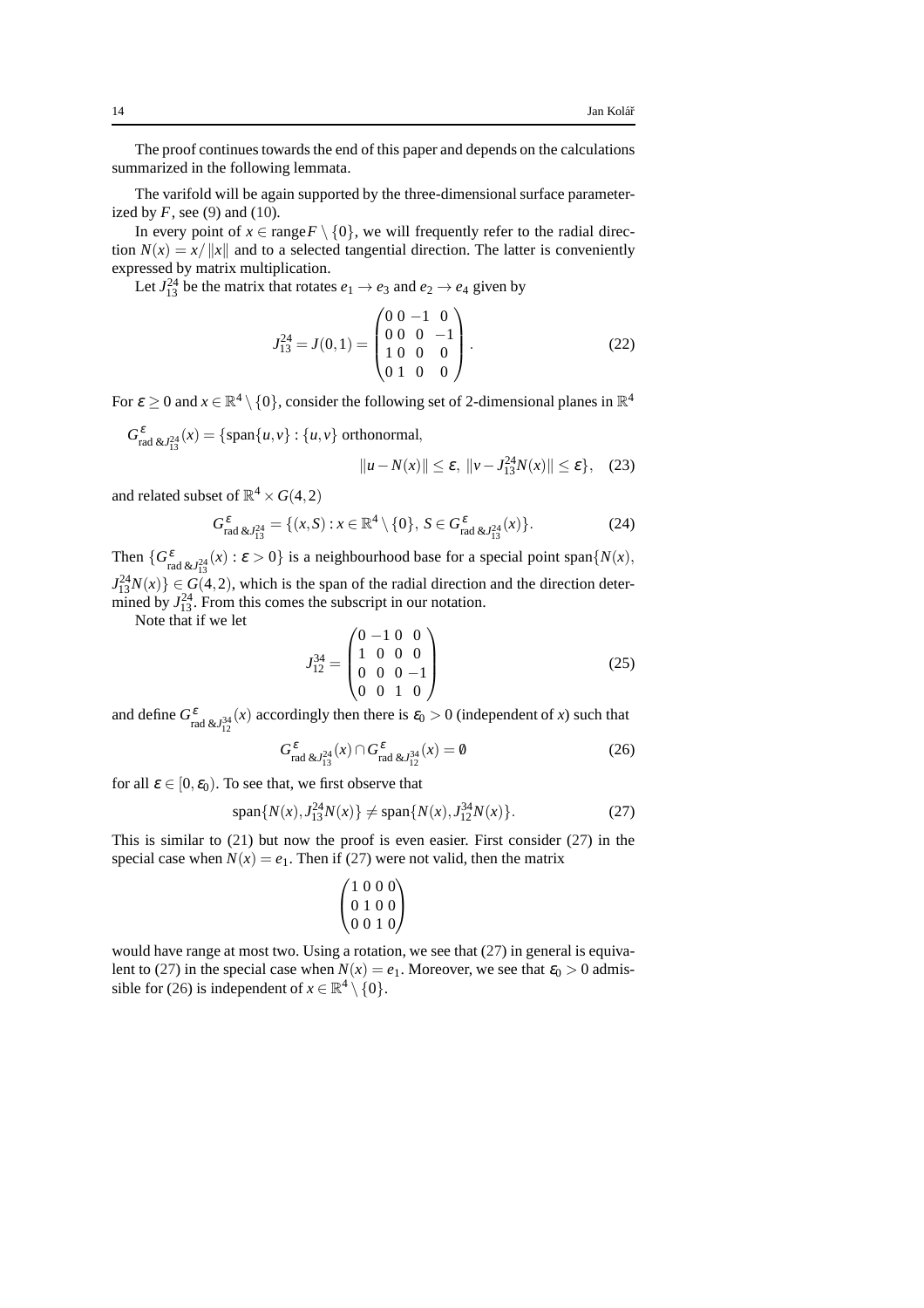The proof continues towards the end of this paper and depends on the calculations summarized in the following lemmata.

The varifold will be again supported by the three-dimensional surface parameterized by $F$, see (9) and (10).

In every point of $x \in \operatorname{range} F \setminus \{0\}$, we will frequently refer to the radial direction $N(x) = x/\|x\|$ and to a selected tangential direction. The latter is conveniently expressed by matrix multiplication.

Let $J_{13}^{24}$ be the matrix that rotates $e_1 \to e_3$ and $e_2 \to e_4$ given by

$$J_{13}^{24} = J(0,1) = \begin{pmatrix} 0 & 0 & -1 & 0 \\ 0 & 0 & 0 & -1 \\ 1 & 0 & 0 & 0 \\ 0 & 1 & 0 & 0 \end{pmatrix}. \tag{22}$$

For $\varepsilon \geq 0$ and $x \in \mathbb{R}^4 \setminus \{0\}$, consider the following set of 2-dimensional planes in $\mathbb{R}^4$

$$G^{\varepsilon}_{\text{rad}\,\&J_{13}^{24}}(x) = \{\operatorname{span}\{u,v\} : \{u,v\} \text{ orthonormal}, \; \|u - N(x)\| \leq \varepsilon,\ \|v - J_{13}^{24}N(x)\| \leq \varepsilon\}, \tag{23}$$

and related subset of $\mathbb{R}^4 \times G(4,2)$

$$G^{\varepsilon}_{\text{rad}\,\&J_{13}^{24}} = \{(x,S) : x \in \mathbb{R}^4 \setminus \{0\},\ S \in G^{\varepsilon}_{\text{rad}\,\&J_{13}^{24}}(x)\}. \tag{24}$$

Then $\{G^{\varepsilon}_{\text{rad}\,\&J_{13}^{24}}(x) : \varepsilon > 0\}$ is a neighbourhood base for a special point $\operatorname{span}\{N(x), J_{13}^{24}N(x)\} \in G(4,2)$, which is the span of the radial direction and the direction determined by $J_{13}^{24}$. From this comes the subscript in our notation.

Note that if we let

$$J_{12}^{34} = \begin{pmatrix} 0 & -1 & 0 & 0 \\ 1 & 0 & 0 & 0 \\ 0 & 0 & 0 & -1 \\ 0 & 0 & 1 & 0 \end{pmatrix} \tag{25}$$

and define $G^{\varepsilon}_{\text{rad}\,\&J_{12}^{34}}(x)$ accordingly then there is $\varepsilon_0 > 0$ (independent of $x$) such that

$$G^{\varepsilon}_{\text{rad}\,\&J_{13}^{24}}(x) \cap G^{\varepsilon}_{\text{rad}\,\&J_{12}^{34}}(x) = \emptyset \tag{26}$$

for all $\varepsilon \in [0, \varepsilon_0)$. To see that, we first observe that

$$\operatorname{span}\{N(x), J_{13}^{24}N(x)\} \neq \operatorname{span}\{N(x), J_{12}^{34}N(x)\}. \tag{27}$$

This is similar to (21) but now the proof is even easier. First consider (27) in the special case when $N(x) = e_1$. Then if (27) were not valid, then the matrix

$$\begin{pmatrix} 1 & 0 & 0 & 0 \\ 0 & 1 & 0 & 0 \\ 0 & 0 & 1 & 0 \end{pmatrix}$$

would have range at most two. Using a rotation, we see that (27) in general is equivalent to (27) in the special case when $N(x) = e_1$. Moreover, we see that $\varepsilon_0 > 0$ admissible for (26) is independent of $x \in \mathbb{R}^4 \setminus \{0\}$.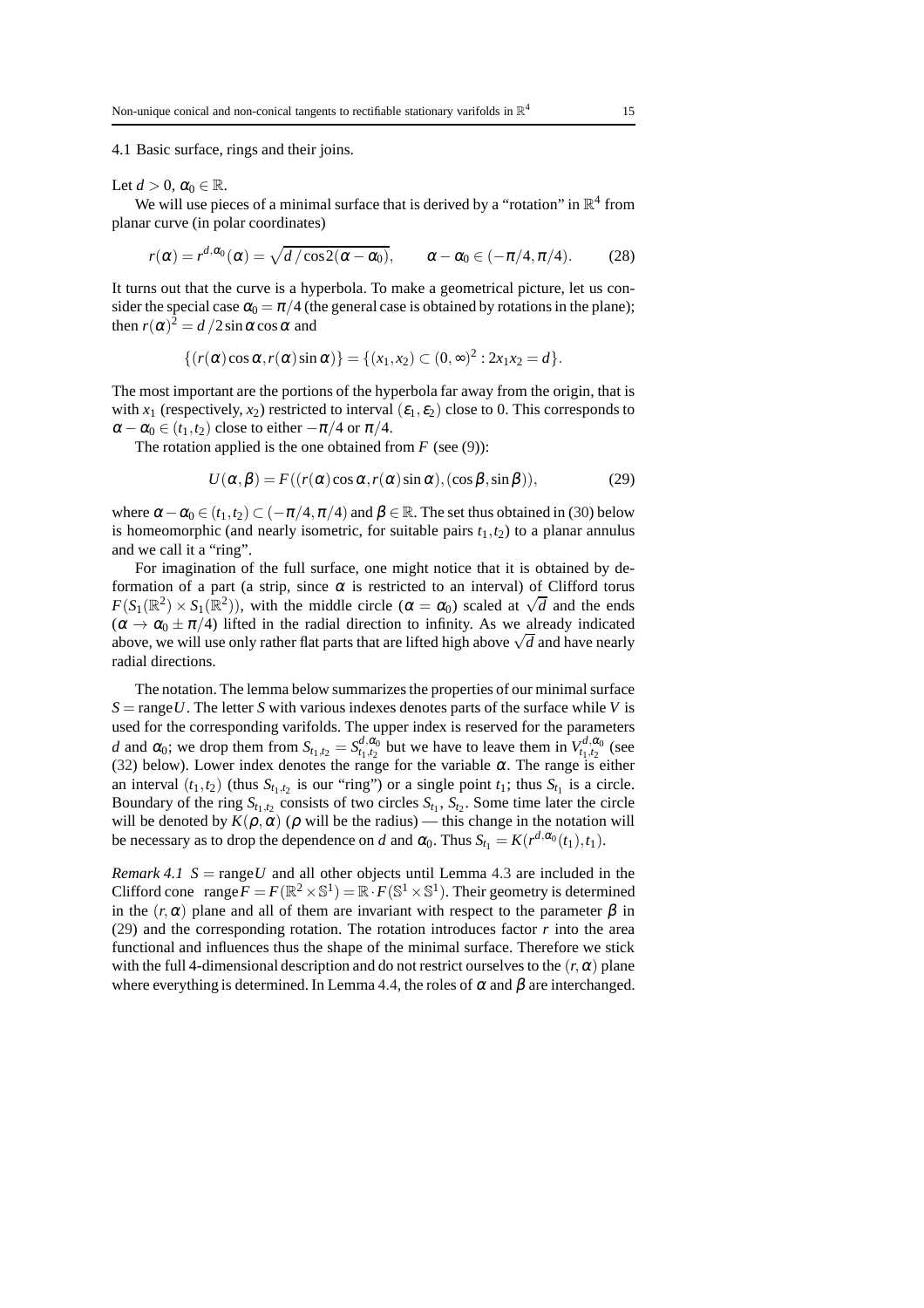### 4.1 Basic surface, rings and their joins.

Let $d > 0$, $\alpha_0 \in \mathbb{R}$.

We will use pieces of a minimal surface that is derived by a "rotation" in $\mathbb{R}^4$ from planar curve (in polar coordinates)

$$r(\alpha) = r^{d,\alpha_0}(\alpha) = \sqrt{d\,/\cos 2(\alpha - \alpha_0)}, \qquad \alpha - \alpha_0 \in (-\pi/4, \pi/4). \tag{28}$$

It turns out that the curve is a hyperbola. To make a geometrical picture, let us consider the special case $\alpha_0 = \pi/4$ (the general case is obtained by rotations in the plane); then $r(\alpha)^2 = d\,/2 \sin\alpha \cos\alpha$ and

$$\{(r(\alpha)\cos\alpha, r(\alpha)\sin\alpha)\} = \{(x_1, x_2) \subset (0,\infty)^2 : 2x_1 x_2 = d\}.$$

The most important are the portions of the hyperbola far away from the origin, that is with $x_1$ (respectively, $x_2$) restricted to interval $(\varepsilon_1, \varepsilon_2)$ close to 0. This corresponds to $\alpha - \alpha_0 \in (t_1, t_2)$ close to either $-\pi/4$ or $\pi/4$.

The rotation applied is the one obtained from $F$ (see (9)):

$$U(\alpha, \beta) = F((r(\alpha)\cos\alpha, r(\alpha)\sin\alpha), (\cos\beta, \sin\beta)), \tag{29}$$

where $\alpha - \alpha_0 \in (t_1, t_2) \subset (-\pi/4, \pi/4)$ and $\beta \in \mathbb{R}$. The set thus obtained in (30) below is homeomorphic (and nearly isometric, for suitable pairs $t_1, t_2$) to a planar annulus and we call it a "ring".

For imagination of the full surface, one might notice that it is obtained by deformation of a part (a strip, since $\alpha$ is restricted to an interval) of Clifford torus $F(S_1(\mathbb{R}^2) \times S_1(\mathbb{R}^2))$, with the middle circle ($\alpha = \alpha_0$) scaled at $\sqrt{d}$ and the ends ($\alpha \to \alpha_0 \pm \pi/4$) lifted in the radial direction to infinity. As we already indicated above, we will use only rather flat parts that are lifted high above $\sqrt{d}$ and have nearly radial directions.

The notation. The lemma below summarizes the properties of our minimal surface $S = \operatorname{range} U$. The letter $S$ with various indexes denotes parts of the surface while $V$ is used for the corresponding varifolds. The upper index is reserved for the parameters $d$ and $\alpha_0$; we drop them from $S_{t_1,t_2} = S^{d,\alpha_0}_{t_1,t_2}$ but we have to leave them in $V^{d,\alpha_0}_{t_1,t_2}$ (see (32) below). Lower index denotes the range for the variable $\alpha$. The range is either an interval $(t_1, t_2)$ (thus $S_{t_1,t_2}$ is our "ring") or a single point $t_1$; thus $S_{t_1}$ is a circle. Boundary of the ring $S_{t_1,t_2}$ consists of two circles $S_{t_1}$, $S_{t_2}$. Some time later the circle will be denoted by $K(\rho, \alpha)$ ($\rho$ will be the radius) — this change in the notation will be necessary as to drop the dependence on $d$ and $\alpha_0$. Thus $S_{t_1} = K(r^{d,\alpha_0}(t_1), t_1)$.

*Remark 4.1* $S = \operatorname{range} U$ and all other objects until Lemma 4.3 are included in the Clifford cone $\operatorname{range} F = F(\mathbb{R}^2 \times \mathbb{S}^1) = \mathbb{R} \cdot F(\mathbb{S}^1 \times \mathbb{S}^1)$. Their geometry is determined in the $(r, \alpha)$ plane and all of them are invariant with respect to the parameter $\beta$ in (29) and the corresponding rotation. The rotation introduces factor $r$ into the area functional and influences thus the shape of the minimal surface. Therefore we stick with the full 4-dimensional description and do not restrict ourselves to the $(r, \alpha)$ plane where everything is determined. In Lemma 4.4, the roles of $\alpha$ and $\beta$ are interchanged.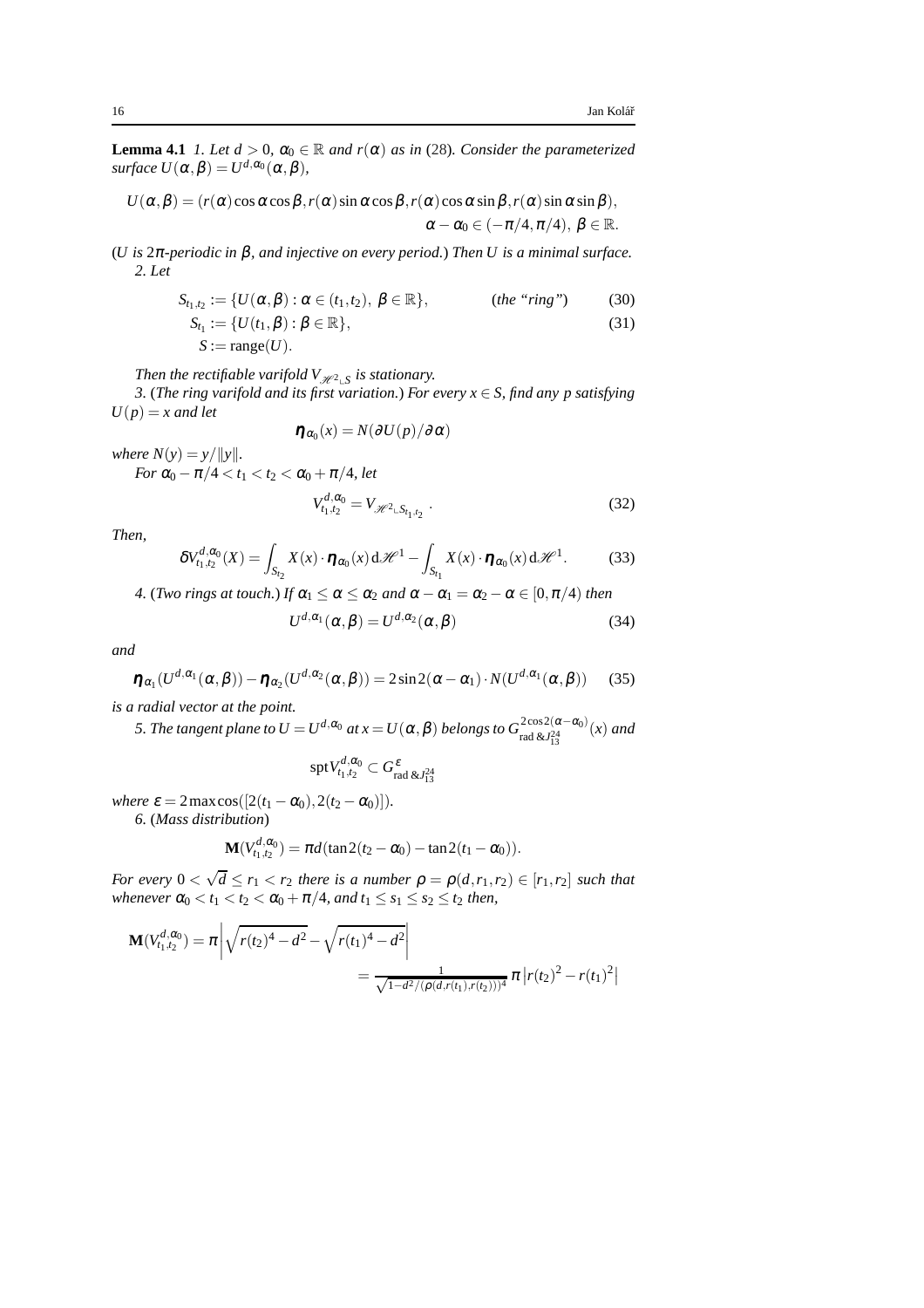**Lemma 4.1** *1. Let $d > 0$, $\alpha_0 \in \mathbb{R}$ and $r(\alpha)$ as in* (28)*. Consider the parameterized surface $U(\alpha,\beta) = U^{d,\alpha_0}(\alpha,\beta)$,*

$$U(\alpha,\beta) = (r(\alpha)\cos\alpha\cos\beta, r(\alpha)\sin\alpha\cos\beta, r(\alpha)\cos\alpha\sin\beta, r(\alpha)\sin\alpha\sin\beta),$$
$$\alpha - \alpha_0 \in (-\pi/4, \pi/4),\ \beta \in \mathbb{R}.$$

(*$U$ is $2\pi$-periodic in $\beta$, and injective on every period.*) *Then $U$ is a minimal surface.*

*2. Let*

$$S_{t_1,t_2} := \{U(\alpha,\beta) : \alpha \in (t_1,t_2),\ \beta \in \mathbb{R}\}, \qquad \text{(the "ring")} \tag{30}$$
$$S_{t_1} := \{U(t_1,\beta) : \beta \in \mathbb{R}\}, \tag{31}$$
$$S := \operatorname{range}(U).$$

*Then the rectifiable varifold $V_{\mathscr{H}^2 \llcorner S}$ is stationary.*

*3.* (*The ring varifold and its first variation.*) *For every $x \in S$, find any $p$ satisfying $U(p) = x$ and let*

$$\eta_{\alpha_0}(x) = N(\partial U(p)/\partial\alpha)$$

*where $N(y) = y/\|y\|$.*

*For $\alpha_0 - \pi/4 < t_1 < t_2 < \alpha_0 + \pi/4$, let*

$$V^{d,\alpha_0}_{t_1,t_2} = V_{\mathscr{H}^2 \llcorner S_{t_1,t_2}}. \tag{32}$$

*Then,*

$$\delta V^{d,\alpha_0}_{t_1,t_2}(X) = \int_{S_{t_2}} X(x)\cdot\eta_{\alpha_0}(x)\,\mathrm{d}\mathscr{H}^1 - \int_{S_{t_1}} X(x)\cdot\eta_{\alpha_0}(x)\,\mathrm{d}\mathscr{H}^1. \tag{33}$$

*4.* (*Two rings at touch.*) *If $\alpha_1 \le \alpha \le \alpha_2$ and $\alpha - \alpha_1 = \alpha_2 - \alpha \in [0,\pi/4)$ then*

$$U^{d,\alpha_1}(\alpha,\beta) = U^{d,\alpha_2}(\alpha,\beta) \tag{34}$$

*and*

$$\eta_{\alpha_1}(U^{d,\alpha_1}(\alpha,\beta)) - \eta_{\alpha_2}(U^{d,\alpha_2}(\alpha,\beta)) = 2\sin 2(\alpha-\alpha_1)\cdot N(U^{d,\alpha_1}(\alpha,\beta)) \tag{35}$$

*is a radial vector at the point.*

*5. The tangent plane to $U = U^{d,\alpha_0}$ at $x = U(\alpha,\beta)$ belongs to $G^{2\cos 2(\alpha-\alpha_0)}_{\mathrm{rad}\,\&J^{24}_{13}}(x)$ and*

$$\operatorname{spt} V^{d,\alpha_0}_{t_1,t_2} \subset G^{\varepsilon}_{\mathrm{rad}\,\&J^{24}_{13}}$$

*where $\varepsilon = 2\max\cos([2(t_1-\alpha_0), 2(t_2-\alpha_0)])$.*

*6.* (*Mass distribution*)

$$\mathbf{M}(V^{d,\alpha_0}_{t_1,t_2}) = \pi d(\tan 2(t_2-\alpha_0) - \tan 2(t_1-\alpha_0)).$$

*For every $0 < \sqrt{d} \le r_1 < r_2$ there is a number $\rho = \rho(d,r_1,r_2) \in [r_1,r_2]$ such that whenever $\alpha_0 < t_1 < t_2 < \alpha_0 + \pi/4$, and $t_1 \le s_1 \le s_2 \le t_2$ then,*

$$\mathbf{M}(V^{d,\alpha_0}_{t_1,t_2}) = \pi\left|\sqrt{r(t_2)^4 - d^2} - \sqrt{r(t_1)^4 - d^2}\right|$$
$$= \frac{1}{\sqrt{1 - d^2/(\rho(d,r(t_1),r(t_2)))^4}}\,\pi\left|r(t_2)^2 - r(t_1)^2\right|$$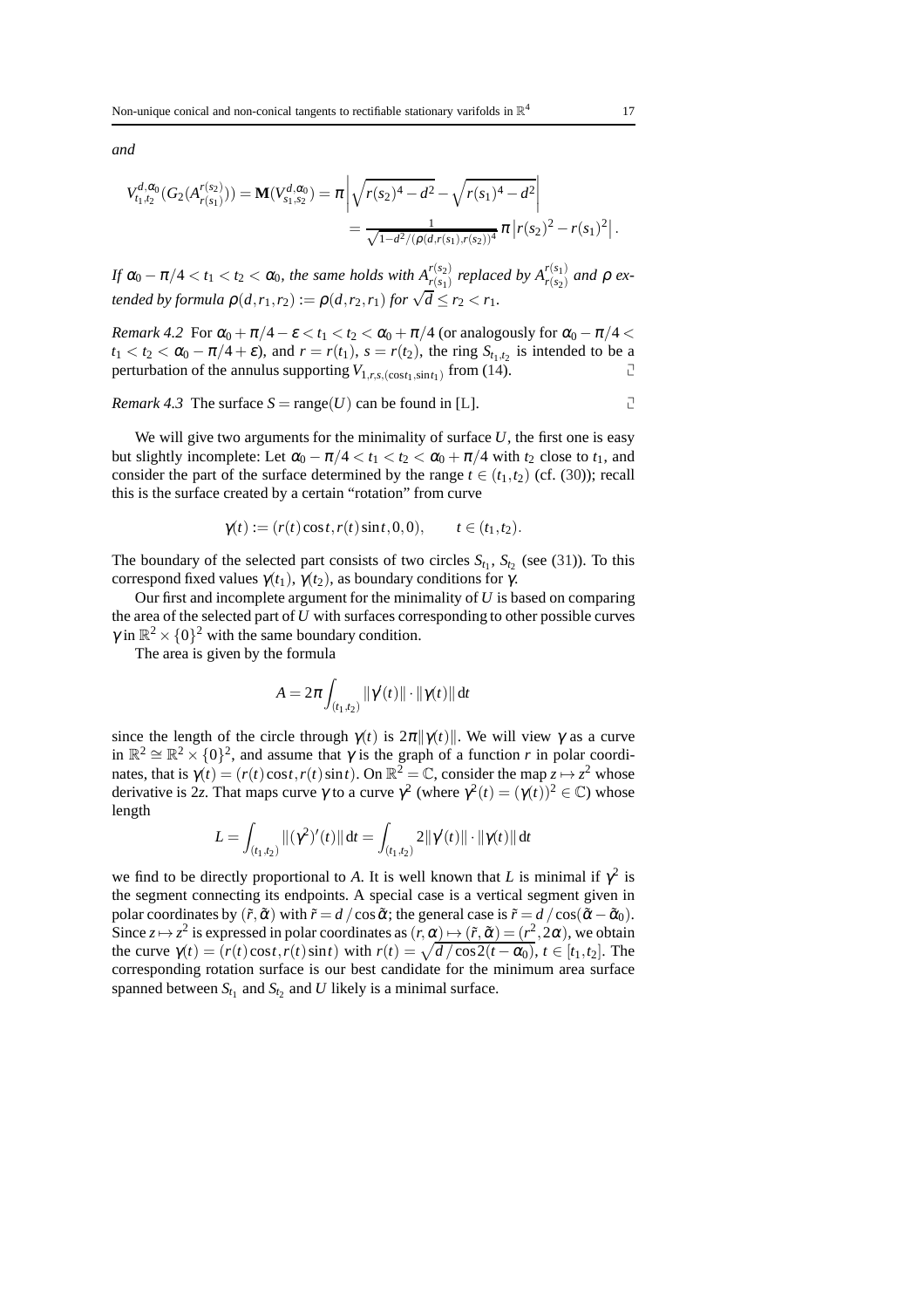*and*

$$V_{t_1,t_2}^{d,\alpha_0}(G_2(A_{r(s_1)}^{r(s_2)})) = \mathbf{M}(V_{s_1,s_2}^{d,\alpha_0}) = \pi \left| \sqrt{r(s_2)^4 - d^2} - \sqrt{r(s_1)^4 - d^2} \right|$$
$$= \frac{1}{\sqrt{1 - d^2/(\rho(d, r(s_1), r(s_2))^4}} \pi \left| r(s_2)^2 - r(s_1)^2 \right|.$$

*If $\alpha_0 - \pi/4 < t_1 < t_2 < \alpha_0$, the same holds with $A_{r(s_1)}^{r(s_2)}$ replaced by $A_{r(s_2)}^{r(s_1)}$ and $\rho$ extended by formula $\rho(d, r_1, r_2) := \rho(d, r_2, r_1)$ for $\sqrt{d} \le r_2 < r_1$.*

*Remark 4.2* For $\alpha_0 + \pi/4 - \varepsilon < t_1 < t_2 < \alpha_0 + \pi/4$ (or analogously for $\alpha_0 - \pi/4 < t_1 < t_2 < \alpha_0 - \pi/4 + \varepsilon$), and $r = r(t_1)$, $s = r(t_2)$, the ring $S_{t_1,t_2}$ is intended to be a perturbation of the annulus supporting $V_{1,r,s,(\cos t_1, \sin t_1)}$ from (14). □

*Remark 4.3* The surface $S = \text{range}(U)$ can be found in [L]. □

We will give two arguments for the minimality of surface $U$, the first one is easy but slightly incomplete: Let $\alpha_0 - \pi/4 < t_1 < t_2 < \alpha_0 + \pi/4$ with $t_2$ close to $t_1$, and consider the part of the surface determined by the range $t \in (t_1, t_2)$ (cf. (30)); recall this is the surface created by a certain "rotation" from curve

$$\gamma(t) := (r(t)\cos t, r(t)\sin t, 0, 0), \qquad t \in (t_1, t_2).$$

The boundary of the selected part consists of two circles $S_{t_1}$, $S_{t_2}$ (see (31)). To this correspond fixed values $\gamma(t_1)$, $\gamma(t_2)$, as boundary conditions for $\gamma$.

Our first and incomplete argument for the minimality of $U$ is based on comparing the area of the selected part of $U$ with surfaces corresponding to other possible curves $\gamma$ in $\mathbb{R}^2 \times \{0\}^2$ with the same boundary condition.

The area is given by the formula

$$A = 2\pi \int_{(t_1,t_2)} \|\gamma'(t)\| \cdot \|\gamma(t)\| \, \mathrm{d}t$$

since the length of the circle through $\gamma(t)$ is $2\pi\|\gamma(t)\|$. We will view $\gamma$ as a curve in $\mathbb{R}^2 \cong \mathbb{R}^2 \times \{0\}^2$, and assume that $\gamma$ is the graph of a function $r$ in polar coordinates, that is $\gamma(t) = (r(t)\cos t, r(t)\sin t)$. On $\mathbb{R}^2 = \mathbb{C}$, consider the map $z \mapsto z^2$ whose derivative is $2z$. That maps curve $\gamma$ to a curve $\gamma^2$ (where $\gamma^2(t) = (\gamma(t))^2 \in \mathbb{C}$) whose length

$$L = \int_{(t_1,t_2)} \|(\gamma^2)'(t)\| \, \mathrm{d}t = \int_{(t_1,t_2)} 2\|\gamma'(t)\| \cdot \|\gamma(t)\| \, \mathrm{d}t$$

we find to be directly proportional to $A$. It is well known that $L$ is minimal if $\gamma^2$ is the segment connecting its endpoints. A special case is a vertical segment given in polar coordinates by $(\tilde{r}, \tilde{\alpha})$ with $\tilde{r} = d / \cos\tilde{\alpha}$; the general case is $\tilde{r} = d / \cos(\tilde{\alpha} - \tilde{\alpha}_0)$. Since $z \mapsto z^2$ is expressed in polar coordinates as $(r, \alpha) \mapsto (\tilde{r}, \tilde{\alpha}) = (r^2, 2\alpha)$, we obtain the curve $\gamma(t) = (r(t)\cos t, r(t)\sin t)$ with $r(t) = \sqrt{d / \cos 2(t - \alpha_0)}$, $t \in [t_1, t_2]$. The corresponding rotation surface is our best candidate for the minimum area surface spanned between $S_{t_1}$ and $S_{t_2}$ and $U$ likely is a minimal surface.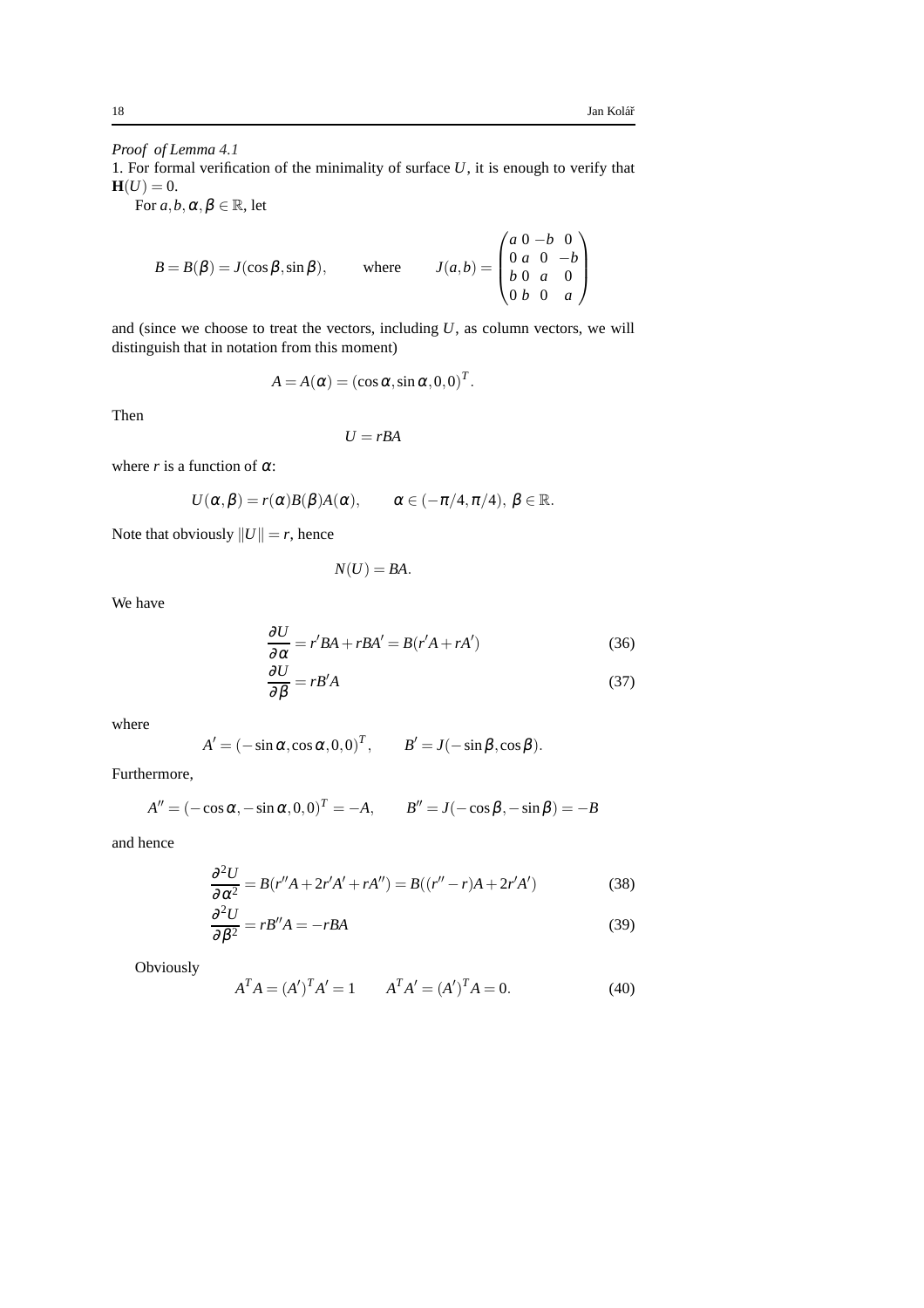*Proof of Lemma 4.1*

1. For formal verification of the minimality of surface $U$, it is enough to verify that $\mathbf{H}(U) = 0$.

For $a, b, \alpha, \beta \in \mathbb{R}$, let

$$B = B(\beta) = J(\cos\beta, \sin\beta), \qquad \text{where} \qquad J(a,b) = \begin{pmatrix} a & 0 & -b & 0 \\ 0 & a & 0 & -b \\ b & 0 & a & 0 \\ 0 & b & 0 & a \end{pmatrix}$$

and (since we choose to treat the vectors, including $U$, as column vectors, we will distinguish that in notation from this moment)

$$A = A(\alpha) = (\cos\alpha, \sin\alpha, 0, 0)^T.$$

Then

$$U = rBA$$

where $r$ is a function of $\alpha$:

$$U(\alpha, \beta) = r(\alpha)B(\beta)A(\alpha), \qquad \alpha \in (-\pi/4, \pi/4),\ \beta \in \mathbb{R}.$$

Note that obviously $\|U\| = r$, hence

$$N(U) = BA.$$

We have

$$\frac{\partial U}{\partial \alpha} = r'BA + rBA' = B(r'A + rA') \tag{36}$$

$$\frac{\partial U}{\partial \beta} = rB'A \tag{37}$$

where

$$A' = (-\sin\alpha, \cos\alpha, 0, 0)^T, \qquad B' = J(-\sin\beta, \cos\beta).$$

Furthermore,

$$A'' = (-\cos\alpha, -\sin\alpha, 0, 0)^T = -A, \qquad B'' = J(-\cos\beta, -\sin\beta) = -B$$

and hence

$$\frac{\partial^2 U}{\partial \alpha^2} = B(r''A + 2r'A' + rA'') = B((r'' - r)A + 2r'A') \tag{38}$$

$$\frac{\partial^2 U}{\partial \beta^2} = rB''A = -rBA \tag{39}$$

Obviously

$$A^T A = (A')^T A' = 1 \qquad A^T A' = (A')^T A = 0. \tag{40}$$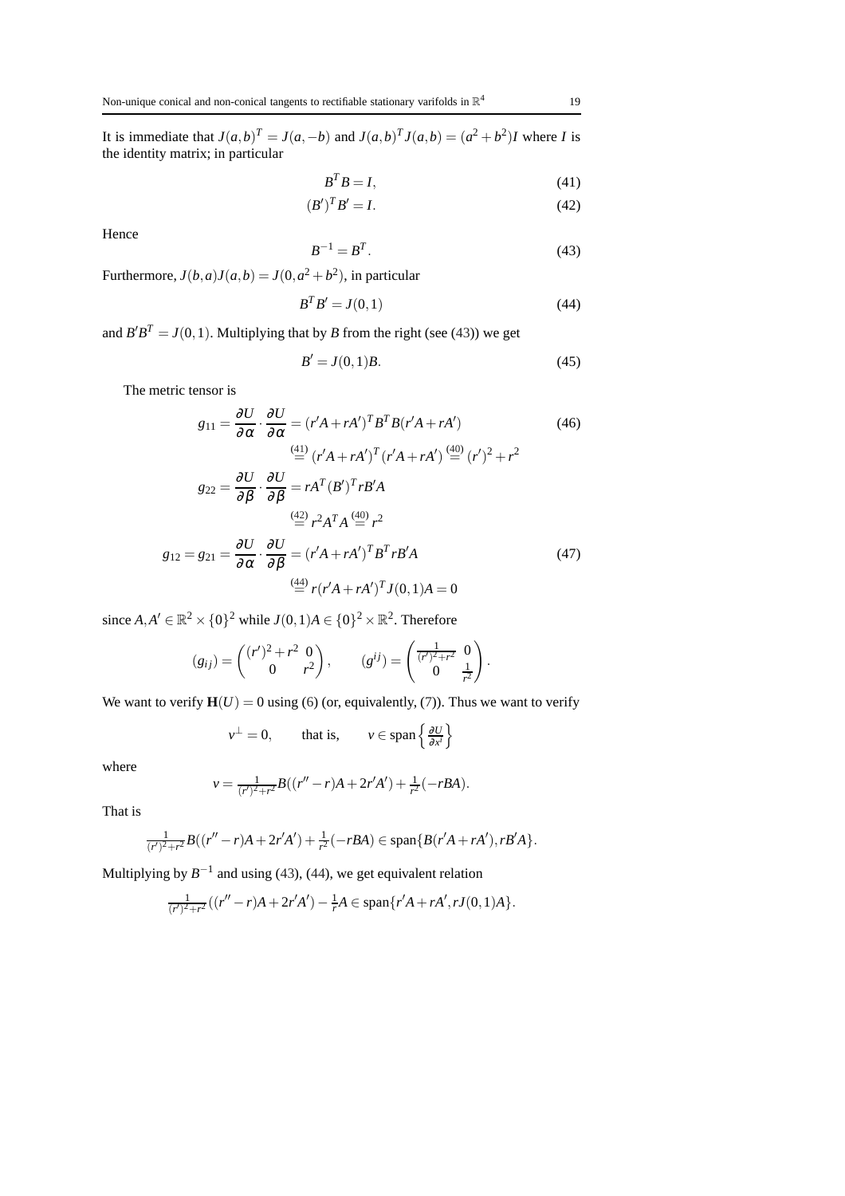It is immediate that $J(a,b)^T = J(a,-b)$ and $J(a,b)^T J(a,b) = (a^2+b^2)I$ where $I$ is the identity matrix; in particular

$$B^T B = I, \tag{41}$$

$$(B')^T B' = I. \tag{42}$$

Hence

$$B^{-1} = B^T. \tag{43}$$

Furthermore, $J(b,a)J(a,b) = J(0,a^2+b^2)$, in particular

$$B^T B' = J(0,1) \tag{44}$$

and $B'B^T = J(0,1)$. Multiplying that by $B$ from the right (see (43)) we get

$$B' = J(0,1)B. \tag{45}$$

The metric tensor is

$$\begin{aligned}
g_{11} &= \frac{\partial U}{\partial \alpha}\cdot\frac{\partial U}{\partial \alpha} = (r'A + rA')^T B^T B(r'A + rA') \qquad (46)\\
&\overset{(41)}{=} (r'A + rA')^T(r'A + rA') \overset{(40)}{=} (r')^2 + r^2\\
g_{22} &= \frac{\partial U}{\partial \beta}\cdot\frac{\partial U}{\partial \beta} = rA^T(B')^T rB'A\\
&\overset{(42)}{=} r^2 A^T A \overset{(40)}{=} r^2\\
g_{12} = g_{21} &= \frac{\partial U}{\partial \alpha}\cdot\frac{\partial U}{\partial \beta} = (r'A + rA')^T B^T rB'A \qquad (47)\\
&\overset{(44)}{=} r(r'A + rA')^T J(0,1)A = 0
\end{aligned}$$

since $A, A' \in \mathbb{R}^2 \times \{0\}^2$ while $J(0,1)A \in \{0\}^2 \times \mathbb{R}^2$. Therefore

$$(g_{ij}) = \begin{pmatrix} (r')^2 + r^2 & 0 \\ 0 & r^2 \end{pmatrix}, \qquad (g^{ij}) = \begin{pmatrix} \frac{1}{(r')^2+r^2} & 0 \\ 0 & \frac{1}{r^2} \end{pmatrix}.$$

We want to verify $\mathbf{H}(U) = 0$ using (6) (or, equivalently, (7)). Thus we want to verify

$$v^\perp = 0, \qquad \text{that is,} \qquad v \in \operatorname{span}\left\{\tfrac{\partial U}{\partial x^i}\right\}$$

where

$$v = \tfrac{1}{(r')^2+r^2}B((r''-r)A + 2r'A') + \tfrac{1}{r^2}(-rBA).$$

That is

$$\tfrac{1}{(r')^2+r^2}B((r''-r)A + 2r'A') + \tfrac{1}{r^2}(-rBA) \in \operatorname{span}\{B(r'A + rA'), rB'A\}.$$

Multiplying by $B^{-1}$ and using (43), (44), we get equivalent relation

$$\tfrac{1}{(r')^2+r^2}((r''-r)A + 2r'A') - \tfrac{1}{r}A \in \operatorname{span}\{r'A + rA', rJ(0,1)A\}.$$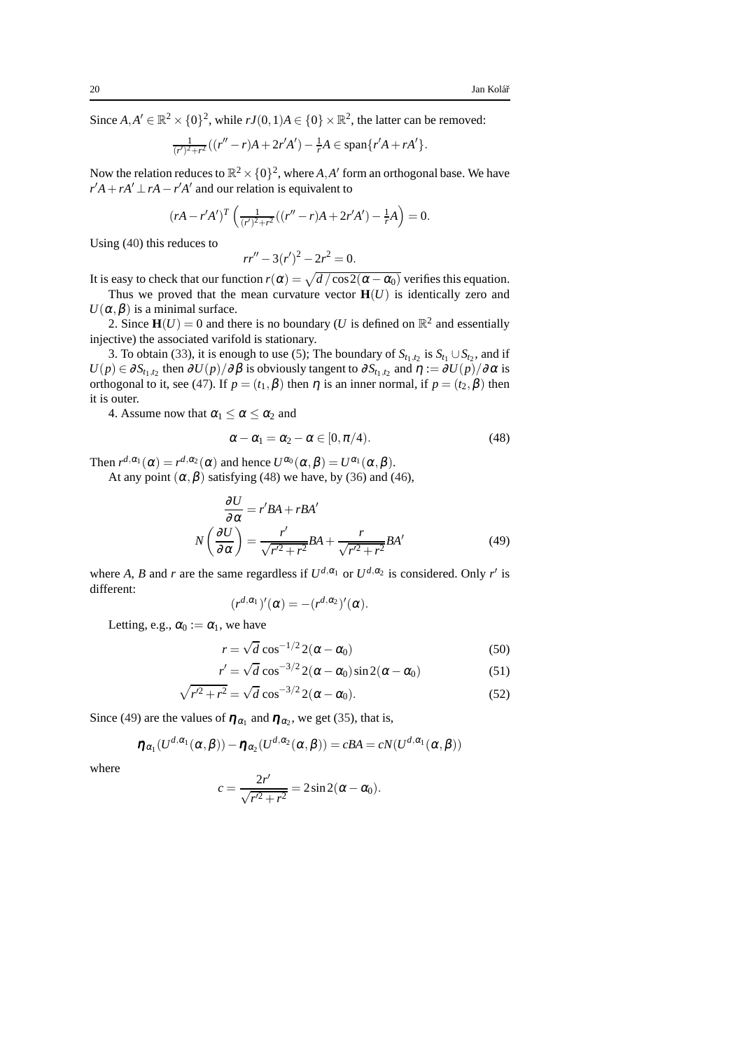Since $A, A' \in \mathbb{R}^2 \times \{0\}^2$, while $rJ(0,1)A \in \{0\} \times \mathbb{R}^2$, the latter can be removed:

$$\tfrac{1}{(r')^2+r^2}((r''-r)A + 2r'A') - \tfrac{1}{r}A \in \operatorname{span}\{r'A + rA'\}.$$

Now the relation reduces to $\mathbb{R}^2 \times \{0\}^2$, where $A, A'$ form an orthogonal base. We have $r'A + rA' \perp rA - r'A'$ and our relation is equivalent to

$$(rA - r'A')^T \left( \tfrac{1}{(r')^2+r^2}((r''-r)A + 2r'A') - \tfrac{1}{r}A \right) = 0.$$

Using (40) this reduces to

$$rr'' - 3(r')^2 - 2r^2 = 0.$$

It is easy to check that our function $r(\alpha) = \sqrt{d / \cos 2(\alpha - \alpha_0)}$ verifies this equation.

Thus we proved that the mean curvature vector $\mathbf{H}(U)$ is identically zero and $U(\alpha, \beta)$ is a minimal surface.

2. Since $\mathbf{H}(U) = 0$ and there is no boundary ($U$ is defined on $\mathbb{R}^2$ and essentially injective) the associated varifold is stationary.

3. To obtain (33), it is enough to use (5); The boundary of $S_{t_1,t_2}$ is $S_{t_1} \cup S_{t_2}$, and if $U(p) \in \partial S_{t_1,t_2}$ then $\partial U(p)/\partial \beta$ is obviously tangent to $\partial S_{t_1,t_2}$ and $\eta := \partial U(p)/\partial \alpha$ is orthogonal to it, see (47). If $p = (t_1, \beta)$ then $\eta$ is an inner normal, if $p = (t_2, \beta)$ then it is outer.

4. Assume now that $\alpha_1 \le \alpha \le \alpha_2$ and

$$\alpha - \alpha_1 = \alpha_2 - \alpha \in [0, \pi/4). \tag{48}$$

Then $r^{d,\alpha_1}(\alpha) = r^{d,\alpha_2}(\alpha)$ and hence $U^{\alpha_0}(\alpha, \beta) = U^{\alpha_1}(\alpha, \beta)$.

At any point $(\alpha, \beta)$ satisfying (48) we have, by (36) and (46),

$$\begin{aligned} \frac{\partial U}{\partial \alpha} &= r'BA + rBA' \\ N\left(\frac{\partial U}{\partial \alpha}\right) &= \frac{r'}{\sqrt{r'^2 + r^2}} BA + \frac{r}{\sqrt{r'^2 + r^2}} BA' \end{aligned} \tag{49}$$

where $A$, $B$ and $r$ are the same regardless if $U^{d,\alpha_1}$ or $U^{d,\alpha_2}$ is considered. Only $r'$ is different:

$$(r^{d,\alpha_1})'(\alpha) = -(r^{d,\alpha_2})'(\alpha).$$

Letting, e.g., $\alpha_0 := \alpha_1$, we have

$$r = \sqrt{d} \cos^{-1/2} 2(\alpha - \alpha_0) \tag{50}$$

$$r' = \sqrt{d} \cos^{-3/2} 2(\alpha - \alpha_0) \sin 2(\alpha - \alpha_0) \tag{51}$$

$$\sqrt{r'^2 + r^2} = \sqrt{d} \cos^{-3/2} 2(\alpha - \alpha_0). \tag{52}$$

Since (49) are the values of $\eta_{\alpha_1}$ and $\eta_{\alpha_2}$, we get (35), that is,

$$\eta_{\alpha_1}(U^{d,\alpha_1}(\alpha, \beta)) - \eta_{\alpha_2}(U^{d,\alpha_2}(\alpha, \beta)) = cBA = cN(U^{d,\alpha_1}(\alpha, \beta))$$

where

$$c = \frac{2r'}{\sqrt{r'^2 + r^2}} = 2 \sin 2(\alpha - \alpha_0).$$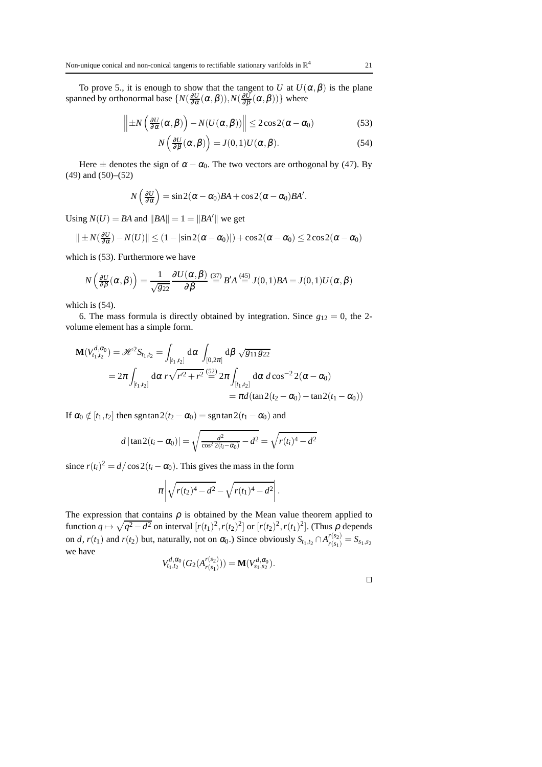To prove 5., it is enough to show that the tangent to $U$ at $U(\alpha,\beta)$ is the plane spanned by orthonormal base $\{N(\frac{\partial U}{\partial \alpha}(\alpha,\beta)), N(\frac{\partial U}{\partial \beta}(\alpha,\beta))\}$ where

$$\left\| \pm N\left(\tfrac{\partial U}{\partial \alpha}(\alpha,\beta)\right) - N(U(\alpha,\beta))\right\| \le 2\cos 2(\alpha-\alpha_0) \tag{53}$$

$$N\left(\tfrac{\partial U}{\partial \beta}(\alpha,\beta)\right) = J(0,1)U(\alpha,\beta). \tag{54}$$

Here $\pm$ denotes the sign of $\alpha-\alpha_0$. The two vectors are orthogonal by (47). By (49) and (50)–(52)

$$N\left(\tfrac{\partial U}{\partial \alpha}\right) = \sin 2(\alpha-\alpha_0)BA + \cos 2(\alpha-\alpha_0)BA'.$$

Using $N(U) = BA$ and $\|BA\| = 1 = \|BA'\|$ we get

$$\| \pm N(\tfrac{\partial U}{\partial \alpha}) - N(U)\| \le (1-|\sin 2(\alpha-\alpha_0)|) + \cos 2(\alpha-\alpha_0) \le 2\cos 2(\alpha-\alpha_0)$$

which is (53). Furthermore we have

$$N\left(\tfrac{\partial U}{\partial \beta}(\alpha,\beta)\right) = \frac{1}{\sqrt{g_{22}}}\frac{\partial U(\alpha,\beta)}{\partial \beta} \overset{(37)}{=} B'A \overset{(45)}{=} J(0,1)BA = J(0,1)U(\alpha,\beta)$$

which is (54).

6. The mass formula is directly obtained by integration. Since $g_{12}=0$, the 2-volume element has a simple form.

$$\begin{aligned}\mathbf{M}(V^{d,\alpha_0}_{t_1,t_2}) = \mathscr{H}^2 S_{t_1,t_2} &= \int_{[t_1,t_2]} \mathrm{d}\alpha \int_{[0,2\pi]} \mathrm{d}\beta\, \sqrt{g_{11}g_{22}} \\ &= 2\pi \int_{[t_1,t_2]} \mathrm{d}\alpha\, r\sqrt{r'^2+r^2} \overset{(52)}{=} 2\pi \int_{[t_1,t_2]} \mathrm{d}\alpha\, d\cos^{-2} 2(\alpha-\alpha_0) \\ &= \pi d(\tan 2(t_2-\alpha_0) - \tan 2(t_1-\alpha_0))\end{aligned}$$

If $\alpha_0 \notin [t_1,t_2]$ then $\operatorname{sgn}\tan 2(t_2-\alpha_0) = \operatorname{sgn}\tan 2(t_1-\alpha_0)$ and

$$d\,|\tan 2(t_i-\alpha_0)| = \sqrt{\tfrac{d^2}{\cos^2 2(t_i-\alpha_0)} - d^2} = \sqrt{r(t_i)^4 - d^2}$$

since $r(t_i)^2 = d/\cos 2(t_i-\alpha_0)$. This gives the mass in the form

$$\pi\left|\sqrt{r(t_2)^4-d^2} - \sqrt{r(t_1)^4-d^2}\right|.$$

The expression that contains $\rho$ is obtained by the Mean value theorem applied to function $q \mapsto \sqrt{q^2-d^2}$ on interval $[r(t_1)^2, r(t_2)^2]$ or $[r(t_2)^2, r(t_1)^2]$. (Thus $\rho$ depends on $d$, $r(t_1)$ and $r(t_2)$ but, naturally, not on $\alpha_0$.) Since obviously $S_{t_1,t_2} \cap A^{r(s_2)}_{r(s_1)} = S_{s_1,s_2}$ we have

$$V^{d,\alpha_0}_{t_1,t_2}(G_2(A^{r(s_2)}_{r(s_1)})) = \mathbf{M}(V^{d,\alpha_0}_{s_1,s_2}).$$

□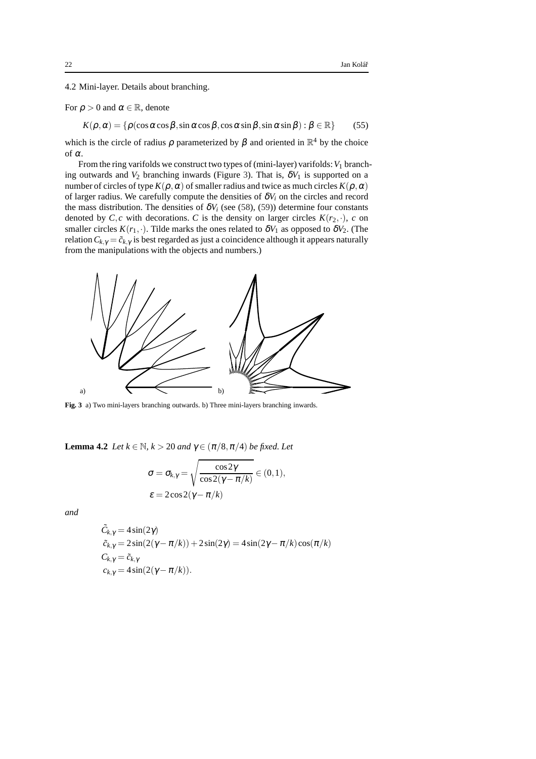## 4.2 Mini-layer. Details about branching.

For $\rho > 0$ and $\alpha \in \mathbb{R}$, denote

$$K(\rho,\alpha) = \{\rho(\cos\alpha\cos\beta, \sin\alpha\cos\beta, \cos\alpha\sin\beta, \sin\alpha\sin\beta) : \beta \in \mathbb{R}\} \tag{55}$$

which is the circle of radius $\rho$ parameterized by $\beta$ and oriented in $\mathbb{R}^4$ by the choice of $\alpha$.

From the ring varifolds we construct two types of (mini-layer) varifolds: $V_1$ branching outwards and $V_2$ branching inwards (Figure 3). That is, $\delta V_1$ is supported on a number of circles of type $K(\rho,\alpha)$ of smaller radius and twice as much circles $K(\rho,\alpha)$ of larger radius. We carefully compute the densities of $\delta V_i$ on the circles and record the mass distribution. The densities of $\delta V_i$ (see (58), (59)) determine four constants denoted by $C, c$ with decorations. $C$ is the density on larger circles $K(r_2,\cdot)$, $c$ on smaller circles $K(r_1,\cdot)$. Tilde marks the ones related to $\delta V_1$ as opposed to $\delta V_2$. (The relation $C_{k,\gamma} = \tilde{c}_{k,\gamma}$ is best regarded as just a coincidence although it appears naturally from the manipulations with the objects and numbers.)

**Fig. 3** a) Two mini-layers branching outwards. b) Three mini-layers branching inwards.

**Lemma 4.2** *Let $k \in \mathbb{N}$, $k > 20$ and $\gamma \in (\pi/8, \pi/4)$ be fixed. Let*

$$\sigma = \sigma_{k,\gamma} = \sqrt{\frac{\cos 2\gamma}{\cos 2(\gamma - \pi/k)}} \in (0,1),$$
$$\varepsilon = 2\cos 2(\gamma - \pi/k)$$

*and*

$$\begin{aligned}
\tilde{C}_{k,\gamma} &= 4\sin(2\gamma) \\
\tilde{c}_{k,\gamma} &= 2\sin(2(\gamma - \pi/k)) + 2\sin(2\gamma) = 4\sin(2\gamma - \pi/k)\cos(\pi/k) \\
C_{k,\gamma} &= \tilde{c}_{k,\gamma} \\
c_{k,\gamma} &= 4\sin(2(\gamma - \pi/k)).
\end{aligned}$$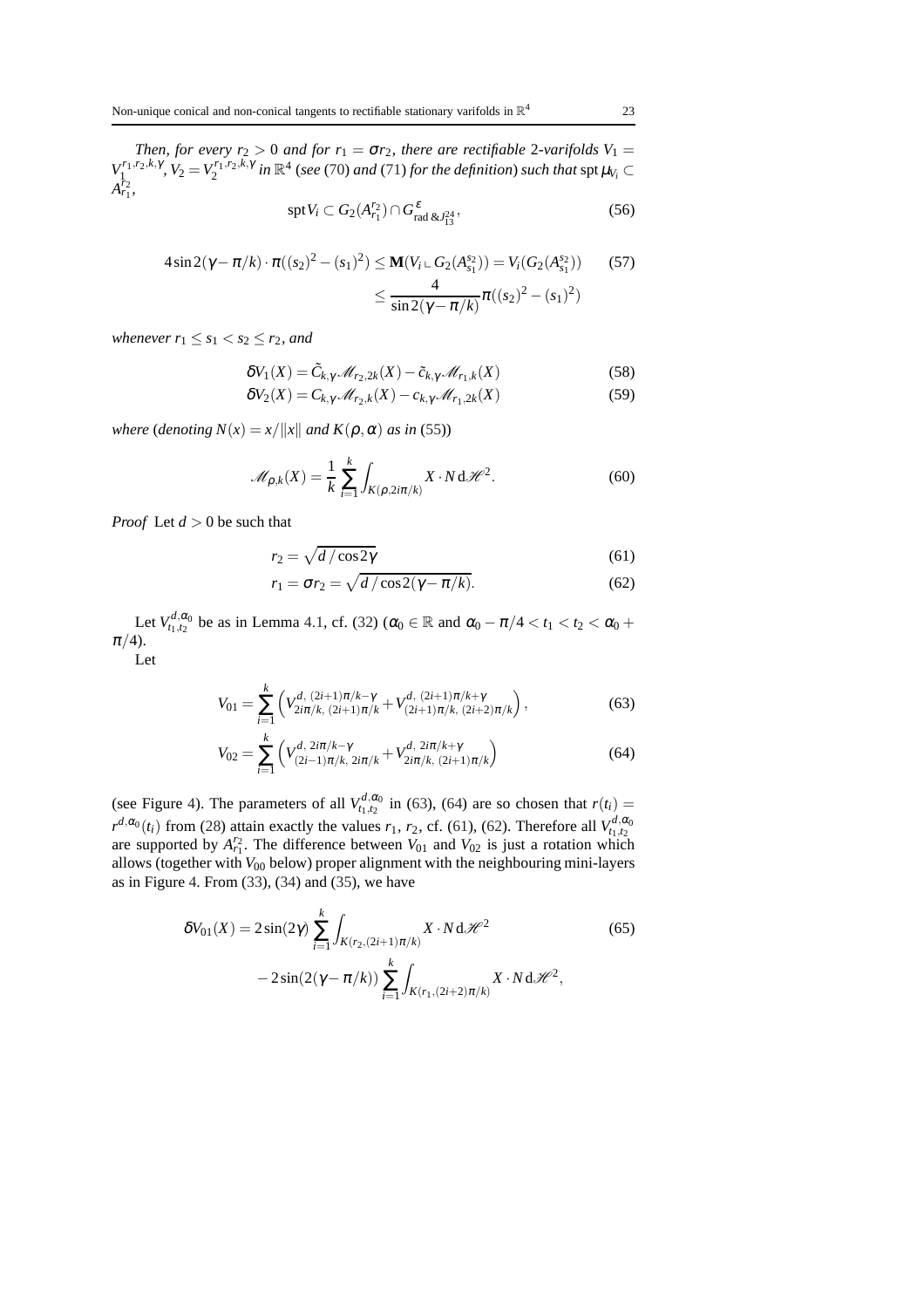*Then, for every $r_2 > 0$ and for $r_1 = \sigma r_2$, there are rectifiable 2-varifolds $V_1 = V_1^{r_1,r_2,k,\gamma}$, $V_2 = V_2^{r_1,r_2,k,\gamma}$ in $\mathbb{R}^4$ (see* (70) *and* (71) *for the definition) such that* $\operatorname{spt}\mu_{V_i} \subset A_{r_1}^{r_2}$,

$$
\operatorname{spt} V_i \subset G_2(A_{r_1}^{r_2}) \cap G^{\varepsilon}_{\mathrm{rad}\,\&\,J_{13}^{24}}, \tag{56}
$$

$$
\begin{aligned}
4\sin 2(\gamma - \pi/k)\cdot \pi((s_2)^2 - (s_1)^2) \leq \mathbf{M}(V_i \llcorner G_2(A_{s_1}^{s_2})) = V_i(G_2(A_{s_1}^{s_2})) \qquad (57)\\
\leq \frac{4}{\sin 2(\gamma - \pi/k)}\pi((s_2)^2 - (s_1)^2)
\end{aligned}
$$

*whenever* $r_1 \leq s_1 < s_2 \leq r_2$, *and*

$$
\delta V_1(X) = \tilde{C}_{k,\gamma}\mathscr{M}_{r_2,2k}(X) - \tilde{c}_{k,\gamma}\mathscr{M}_{r_1,k}(X) \tag{58}
$$

$$
\delta V_2(X) = C_{k,\gamma}\mathscr{M}_{r_2,k}(X) - c_{k,\gamma}\mathscr{M}_{r_1,2k}(X) \tag{59}
$$

*where* (*denoting* $N(x) = x/\|x\|$ *and* $K(\rho,\alpha)$ *as in* (55))

$$
\mathscr{M}_{\rho,k}(X) = \frac{1}{k}\sum_{i=1}^{k}\int_{K(\rho,2i\pi/k)} X\cdot N\,\mathrm{d}\mathscr{H}^2. \tag{60}
$$

*Proof* Let $d > 0$ be such that

$$
r_2 = \sqrt{d/\cos 2\gamma} \tag{61}
$$

$$
r_1 = \sigma r_2 = \sqrt{d/\cos 2(\gamma - \pi/k)}. \tag{62}
$$

Let $V_{t_1,t_2}^{d,\alpha_0}$ be as in Lemma 4.1, cf. (32) ($\alpha_0 \in \mathbb{R}$ and $\alpha_0 - \pi/4 < t_1 < t_2 < \alpha_0 + \pi/4$).

Let

$$
V_{01} = \sum_{i=1}^{k}\left(V^{d,\,(2i+1)\pi/k-\gamma}_{2i\pi/k,\,(2i+1)\pi/k} + V^{d,\,(2i+1)\pi/k+\gamma}_{(2i+1)\pi/k,\,(2i+2)\pi/k}\right), \tag{63}
$$

$$
V_{02} = \sum_{i=1}^{k}\left(V^{d,\,2i\pi/k-\gamma}_{(2i-1)\pi/k,\,2i\pi/k} + V^{d,\,2i\pi/k+\gamma}_{2i\pi/k,\,(2i+1)\pi/k}\right) \tag{64}
$$

(see Figure 4). The parameters of all $V_{t_1,t_2}^{d,\alpha_0}$ in (63), (64) are so chosen that $r(t_i) = r^{d,\alpha_0}(t_i)$ from (28) attain exactly the values $r_1$, $r_2$, cf. (61), (62). Therefore all $V_{t_1,t_2}^{d,\alpha_0}$ are supported by $A_{r_1}^{r_2}$. The difference between $V_{01}$ and $V_{02}$ is just a rotation which allows (together with $V_{00}$ below) proper alignment with the neighbouring mini-layers as in Figure 4. From (33), (34) and (35), we have

$$
\begin{aligned}
\delta V_{01}(X) = 2\sin(2\gamma)\sum_{i=1}^{k}\int_{K(r_2,(2i+1)\pi/k)} X\cdot N\,\mathrm{d}\mathscr{H}^2 \qquad (65)\\
- 2\sin(2(\gamma - \pi/k))\sum_{i=1}^{k}\int_{K(r_1,(2i+2)\pi/k)} X\cdot N\,\mathrm{d}\mathscr{H}^2,
\end{aligned}
$$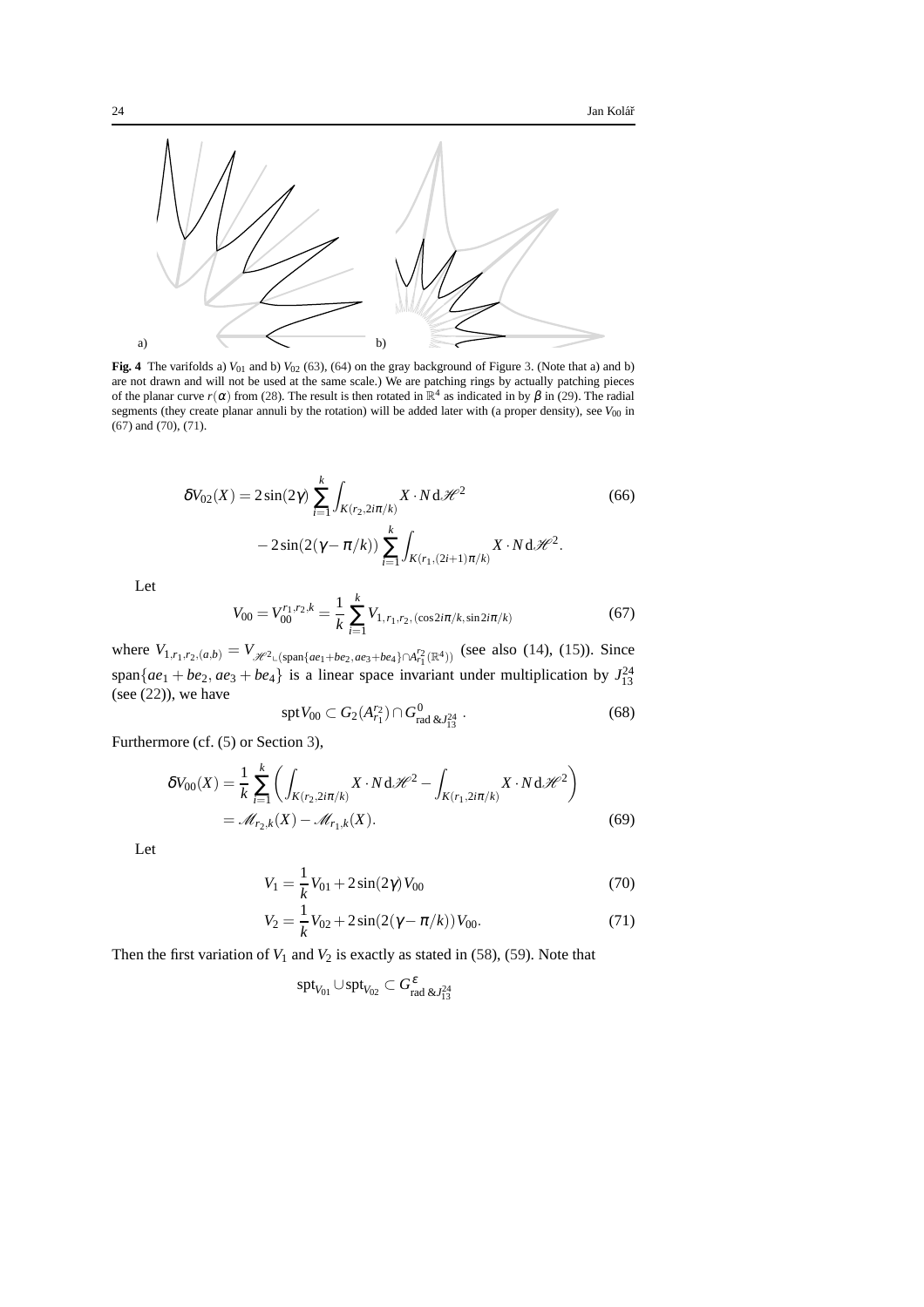a) b)

**Fig. 4** The varifolds a) $V_{01}$ and b) $V_{02}$ (63), (64) on the gray background of Figure 3. (Note that a) and b) are not drawn and will not be used at the same scale.) We are patching rings by actually patching pieces of the planar curve $r(\alpha)$ from (28). The result is then rotated in $\mathbb{R}^4$ as indicated in by $\beta$ in (29). The radial segments (they create planar annuli by the rotation) will be added later with (a proper density), see $V_{00}$ in (67) and (70), (71).

$$
\begin{aligned}
\delta V_{02}(X) = 2\sin(2\gamma) \sum_{i=1}^{k} \int_{K(r_2, 2i\pi/k)} X \cdot N \, \mathrm{d}\mathscr{H}^2 \\
- 2\sin(2(\gamma - \pi/k)) \sum_{i=1}^{k} \int_{K(r_1,(2i+1)\pi/k)} X \cdot N \, \mathrm{d}\mathscr{H}^2.
\end{aligned}
\tag{66}
$$

Let

$$
V_{00} = V_{00}^{r_1,r_2,k} = \frac{1}{k} \sum_{i=1}^{k} V_{1,r_1,r_2,(\cos 2i\pi/k, \sin 2i\pi/k)}
\tag{67}
$$

where $V_{1,r_1,r_2,(a,b)} = V_{\mathscr{H}^2 \llcorner (\mathrm{span}\{ae_1+be_2,\, ae_3+be_4\} \cap A_{r_1}^{r_2}(\mathbb{R}^4))}$ (see also (14), (15)). Since $\mathrm{span}\{ae_1+be_2,\, ae_3+be_4\}$ is a linear space invariant under multiplication by $J_{13}^{24}$ (see (22)), we have

$$
\mathrm{spt}\, V_{00} \subset G_2(A_{r_1}^{r_2}) \cap G^0_{\mathrm{rad}\,\&J_{13}^{24}} \,.
\tag{68}
$$

Furthermore (cf. (5) or Section 3),

$$
\begin{aligned}
\delta V_{00}(X) &= \frac{1}{k} \sum_{i=1}^{k} \left( \int_{K(r_2,2i\pi/k)} X \cdot N \, \mathrm{d}\mathscr{H}^2 - \int_{K(r_1,2i\pi/k)} X \cdot N \, \mathrm{d}\mathscr{H}^2 \right) \\
&= \mathscr{M}_{r_2,k}(X) - \mathscr{M}_{r_1,k}(X).
\end{aligned}
\tag{69}
$$

Let

$$
V_1 = \frac{1}{k} V_{01} + 2\sin(2\gamma) V_{00}
\tag{70}
$$

$$
V_2 = \frac{1}{k} V_{02} + 2\sin(2(\gamma - \pi/k)) V_{00}.
\tag{71}
$$

Then the first variation of $V_1$ and $V_2$ is exactly as stated in (58), (59). Note that

$$
\mathrm{spt}_{V_{01}} \cup \mathrm{spt}_{V_{02}} \subset G^{\varepsilon}_{\mathrm{rad}\,\&J_{13}^{24}}
$$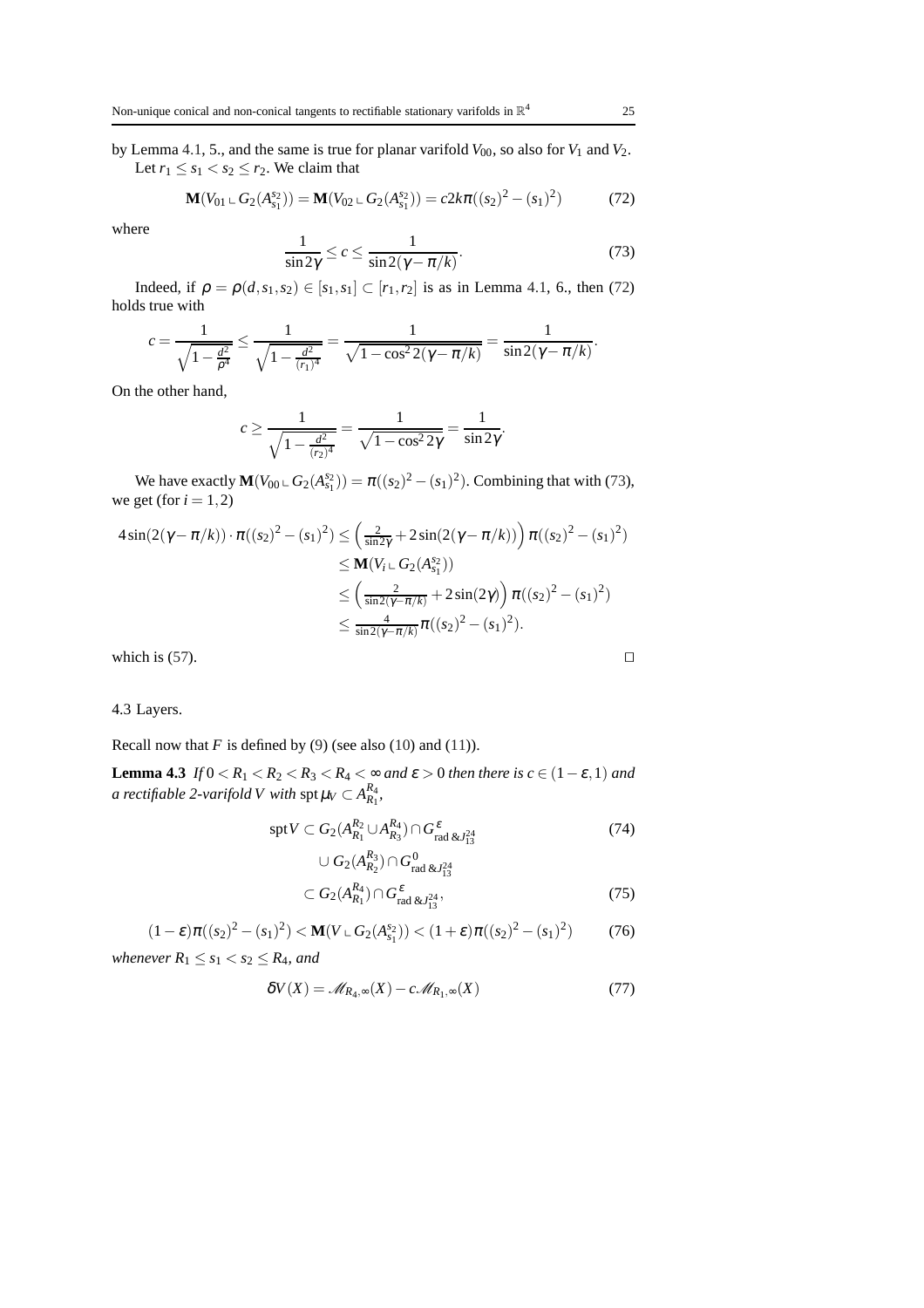by Lemma 4.1, 5., and the same is true for planar varifold $V_{00}$, so also for $V_1$ and $V_2$.

Let $r_1 \le s_1 < s_2 \le r_2$. We claim that

$$\mathbf{M}(V_{01} \llcorner G_2(A_{s_1}^{s_2})) = \mathbf{M}(V_{02} \llcorner G_2(A_{s_1}^{s_2})) = c2k\pi((s_2)^2 - (s_1)^2) \tag{72}$$

where

$$\frac{1}{\sin 2\gamma} \le c \le \frac{1}{\sin 2(\gamma - \pi/k)}. \tag{73}$$

Indeed, if $\rho = \rho(d, s_1, s_2) \in [s_1, s_1] \subset [r_1, r_2]$ is as in Lemma 4.1, 6., then (72) holds true with

$$c = \frac{1}{\sqrt{1 - \frac{d^2}{\rho^4}}} \le \frac{1}{\sqrt{1 - \frac{d^2}{(r_1)^4}}} = \frac{1}{\sqrt{1 - \cos^2 2(\gamma - \pi/k)}} = \frac{1}{\sin 2(\gamma - \pi/k)}.$$

On the other hand,

$$c \ge \frac{1}{\sqrt{1 - \frac{d^2}{(r_2)^4}}} = \frac{1}{\sqrt{1 - \cos^2 2\gamma}} = \frac{1}{\sin 2\gamma}.$$

We have exactly $\mathbf{M}(V_{00} \llcorner G_2(A_{s_1}^{s_2})) = \pi((s_2)^2 - (s_1)^2)$. Combining that with (73), we get (for $i = 1, 2$)

$$\begin{aligned}
4\sin(2(\gamma - \pi/k)) \cdot \pi((s_2)^2 - (s_1)^2) &\le \left(\tfrac{2}{\sin 2\gamma} + 2\sin(2(\gamma - \pi/k))\right)\pi((s_2)^2 - (s_1)^2) \\
&\le \mathbf{M}(V_i \llcorner G_2(A_{s_1}^{s_2})) \\
&\le \left(\tfrac{2}{\sin 2(\gamma - \pi/k)} + 2\sin(2\gamma)\right)\pi((s_2)^2 - (s_1)^2) \\
&\le \tfrac{4}{\sin 2(\gamma - \pi/k)}\pi((s_2)^2 - (s_1)^2).
\end{aligned}$$

which is (57). □

### 4.3 Layers.

Recall now that $F$ is defined by (9) (see also (10) and (11)).

**Lemma 4.3** *If $0 < R_1 < R_2 < R_3 < R_4 < \infty$ and $\varepsilon > 0$ then there is $c \in (1 - \varepsilon, 1)$ and a rectifiable 2-varifold $V$ with $\operatorname{spt} \mu_V \subset A_{R_1}^{R_4}$,*

$$\begin{aligned}
\operatorname{spt} V \subset\ & G_2(A_{R_1}^{R_2} \cup A_{R_3}^{R_4}) \cap G^{\varepsilon}_{\mathrm{rad}\ \&J_{13}^{24}} \qquad (74)\\
& \cup G_2(A_{R_2}^{R_3}) \cap G^{0}_{\mathrm{rad}\ \&J_{13}^{24}} \\
\subset\ & G_2(A_{R_1}^{R_4}) \cap G^{\varepsilon}_{\mathrm{rad}\ \&J_{13}^{24}}, \qquad (75)
\end{aligned}$$

$$(1 - \varepsilon)\pi((s_2)^2 - (s_1)^2) < \mathbf{M}(V \llcorner G_2(A_{s_1}^{s_2})) < (1 + \varepsilon)\pi((s_2)^2 - (s_1)^2) \tag{76}$$

*whenever $R_1 \le s_1 < s_2 \le R_4$, and*

$$\delta V(X) = \mathscr{M}_{R_4,\infty}(X) - c\mathscr{M}_{R_1,\infty}(X) \tag{77}$$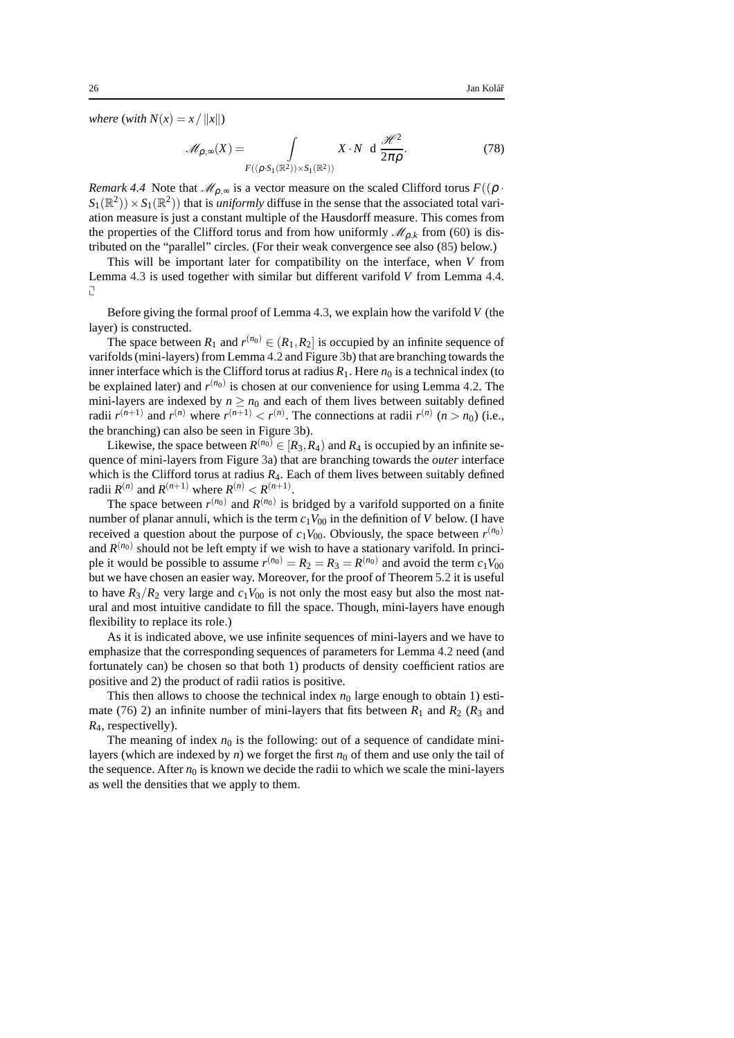*where* (*with* $N(x) = x/\|x\|$)

$$\mathscr{M}_{\rho,\infty}(X) = \int_{F((\rho \cdot S_1(\mathbb{R}^2)) \times S_1(\mathbb{R}^2))} X \cdot N \;\; \mathrm{d}\, \frac{\mathscr{H}^2}{2\pi\rho}. \tag{78}$$

*Remark 4.4* Note that $\mathscr{M}_{\rho,\infty}$ is a vector measure on the scaled Clifford torus $F((\rho \cdot S_1(\mathbb{R}^2)) \times S_1(\mathbb{R}^2))$ that is *uniformly* diffuse in the sense that the associated total variation measure is just a constant multiple of the Hausdorff measure. This comes from the properties of the Clifford torus and from how uniformly $\mathscr{M}_{\rho,k}$ from (60) is distributed on the "parallel" circles. (For their weak convergence see also (85) below.)

This will be important later for compatibility on the interface, when $V$ from Lemma 4.3 is used together with similar but different varifold $V$ from Lemma 4.4. ⌟

Before giving the formal proof of Lemma 4.3, we explain how the varifold $V$ (the layer) is constructed.

The space between $R_1$ and $r^{(n_0)} \in (R_1, R_2]$ is occupied by an infinite sequence of varifolds (mini-layers) from Lemma 4.2 and Figure 3b) that are branching towards the inner interface which is the Clifford torus at radius $R_1$. Here $n_0$ is a technical index (to be explained later) and $r^{(n_0)}$ is chosen at our convenience for using Lemma 4.2. The mini-layers are indexed by $n \geq n_0$ and each of them lives between suitably defined radii $r^{(n+1)}$ and $r^{(n)}$ where $r^{(n+1)} < r^{(n)}$. The connections at radii $r^{(n)}$ $(n > n_0)$ (i.e., the branching) can also be seen in Figure 3b).

Likewise, the space between $R^{(n_0)} \in [R_3, R_4)$ and $R_4$ is occupied by an infinite sequence of mini-layers from Figure 3a) that are branching towards the *outer* interface which is the Clifford torus at radius $R_4$. Each of them lives between suitably defined radii $R^{(n)}$ and $R^{(n+1)}$ where $R^{(n)} < R^{(n+1)}$.

The space between $r^{(n_0)}$ and $R^{(n_0)}$ is bridged by a varifold supported on a finite number of planar annuli, which is the term $c_1 V_{00}$ in the definition of $V$ below. (I have received a question about the purpose of $c_1 V_{00}$. Obviously, the space between $r^{(n_0)}$ and $R^{(n_0)}$ should not be left empty if we wish to have a stationary varifold. In principle it would be possible to assume $r^{(n_0)} = R_2 = R_3 = R^{(n_0)}$ and avoid the term $c_1 V_{00}$ but we have chosen an easier way. Moreover, for the proof of Theorem 5.2 it is useful to have $R_3/R_2$ very large and $c_1 V_{00}$ is not only the most easy but also the most natural and most intuitive candidate to fill the space. Though, mini-layers have enough flexibility to replace its role.)

As it is indicated above, we use infinite sequences of mini-layers and we have to emphasize that the corresponding sequences of parameters for Lemma 4.2 need (and fortunately can) be chosen so that both 1) products of density coefficient ratios are positive and 2) the product of radii ratios is positive.

This then allows to choose the technical index $n_0$ large enough to obtain 1) estimate (76) 2) an infinite number of mini-layers that fits between $R_1$ and $R_2$ ($R_3$ and $R_4$, respectivelly).

The meaning of index $n_0$ is the following: out of a sequence of candidate mini-layers (which are indexed by $n$) we forget the first $n_0$ of them and use only the tail of the sequence. After $n_0$ is known we decide the radii to which we scale the mini-layers as well the densities that we apply to them.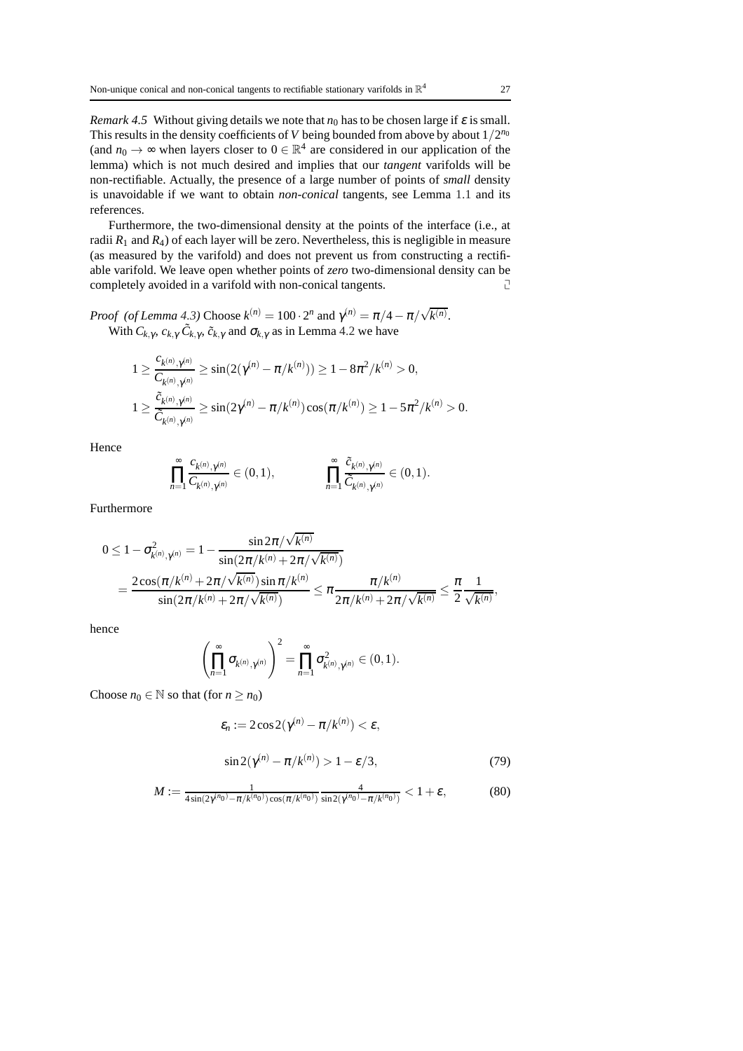*Remark 4.5* Without giving details we note that $n_0$ has to be chosen large if $\varepsilon$ is small. This results in the density coefficients of $V$ being bounded from above by about $1/2^{n_0}$ (and $n_0 \to \infty$ when layers closer to $0 \in \mathbb{R}^4$ are considered in our application of the lemma) which is not much desired and implies that our *tangent* varifolds will be non-rectifiable. Actually, the presence of a large number of points of *small* density is unavoidable if we want to obtain *non-conical* tangents, see Lemma 1.1 and its references.

Furthermore, the two-dimensional density at the points of the interface (i.e., at radii $R_1$ and $R_4$) of each layer will be zero. Nevertheless, this is negligible in measure (as measured by the varifold) and does not prevent us from constructing a rectifiable varifold. We leave open whether points of *zero* two-dimensional density can be completely avoided in a varifold with non-conical tangents. □

*Proof (of Lemma 4.3)* Choose $k^{(n)} = 100 \cdot 2^n$ and $\gamma^{(n)} = \pi/4 - \pi/\sqrt{k^{(n)}}$.
With $C_{k,\gamma}$, $c_{k,\gamma}$ $\tilde{C}_{k,\gamma}$, $\tilde{c}_{k,\gamma}$ and $\sigma_{k,\gamma}$ as in Lemma 4.2 we have

$$
\begin{aligned}
1 &\geq \frac{c_{k^{(n)},\gamma^{(n)}}}{C_{k^{(n)},\gamma^{(n)}}} \geq \sin(2(\gamma^{(n)} - \pi/k^{(n)})) \geq 1 - 8\pi^2/k^{(n)} > 0, \\
1 &\geq \frac{\tilde{c}_{k^{(n)},\gamma^{(n)}}}{\tilde{C}_{k^{(n)},\gamma^{(n)}}} \geq \sin(2\gamma^{(n)} - \pi/k^{(n)})\cos(\pi/k^{(n)}) \geq 1 - 5\pi^2/k^{(n)} > 0.
\end{aligned}
$$

Hence

$$
\prod_{n=1}^{\infty} \frac{c_{k^{(n)},\gamma^{(n)}}}{C_{k^{(n)},\gamma^{(n)}}} \in (0,1), \qquad \prod_{n=1}^{\infty} \frac{\tilde{c}_{k^{(n)},\gamma^{(n)}}}{\tilde{C}_{k^{(n)},\gamma^{(n)}}} \in (0,1).
$$

Furthermore

$$
\begin{aligned}
0 \leq 1 - \sigma^2_{k^{(n)},\gamma^{(n)}} &= 1 - \frac{\sin 2\pi/\sqrt{k^{(n)}}}{\sin(2\pi/k^{(n)} + 2\pi/\sqrt{k^{(n)}})} \\
&= \frac{2\cos(\pi/k^{(n)} + 2\pi/\sqrt{k^{(n)}})\sin \pi/k^{(n)}}{\sin(2\pi/k^{(n)} + 2\pi/\sqrt{k^{(n)}})} \leq \pi \frac{\pi/k^{(n)}}{2\pi/k^{(n)} + 2\pi/\sqrt{k^{(n)}}} \leq \frac{\pi}{2} \frac{1}{\sqrt{k^{(n)}}},
\end{aligned}
$$

hence

$$
\left( \prod_{n=1}^{\infty} \sigma_{k^{(n)},\gamma^{(n)}} \right)^2 = \prod_{n=1}^{\infty} \sigma^2_{k^{(n)},\gamma^{(n)}} \in (0,1).
$$

Choose $n_0 \in \mathbb{N}$ so that (for $n \geq n_0$)

$$
\varepsilon_n := 2\cos 2(\gamma^{(n)} - \pi/k^{(n)}) < \varepsilon,
$$

$$
\sin 2(\gamma^{(n)} - \pi/k^{(n)}) > 1 - \varepsilon/3, \tag{79}
$$

$$
M := \frac{1}{4\sin(2\gamma^{(n_0)} - \pi/k^{(n_0)})\cos(\pi/k^{(n_0)})} \frac{4}{\sin 2(\gamma^{(n_0)} - \pi/k^{(n_0)})} < 1 + \varepsilon, \tag{80}
$$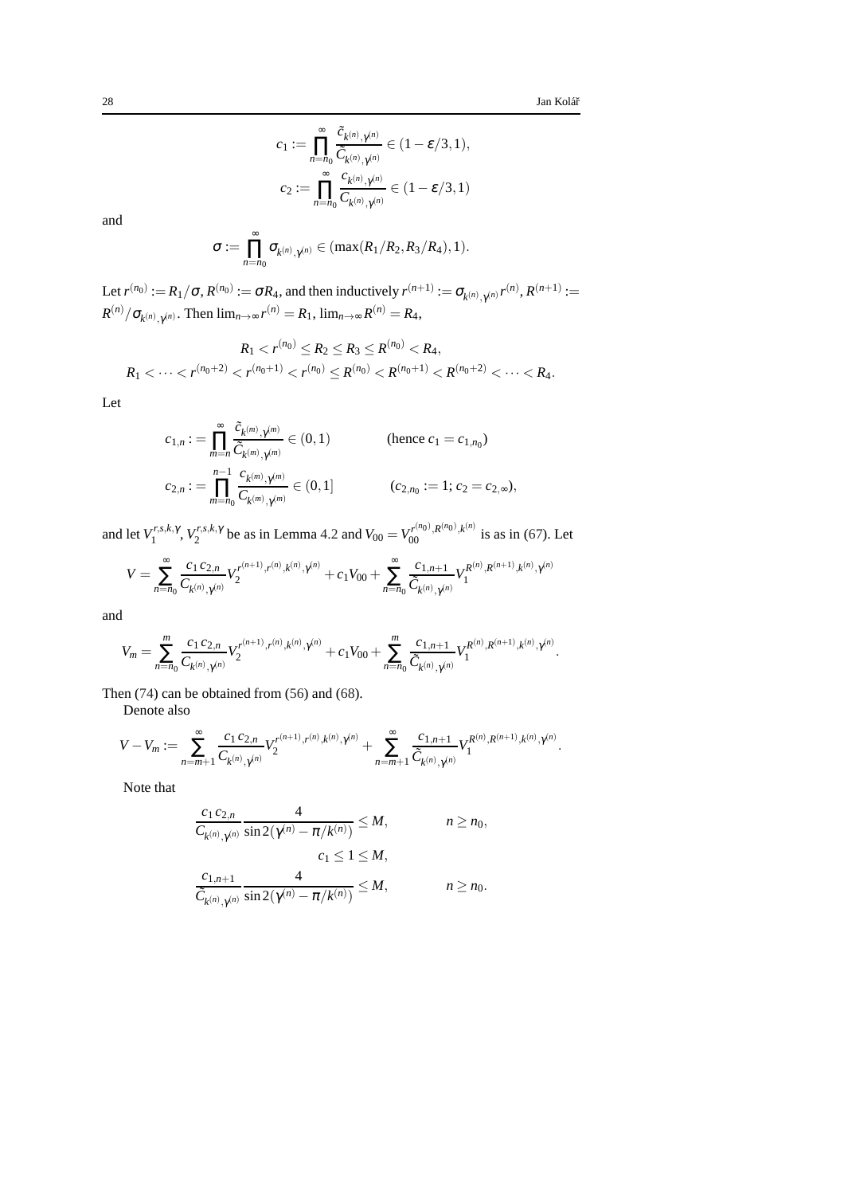$$c_1 := \prod_{n=n_0}^{\infty} \frac{\tilde{c}_{k^{(n)},\gamma^{(n)}}}{\tilde{C}_{k^{(n)},\gamma^{(n)}}} \in (1-\varepsilon/3, 1),$$

$$c_2 := \prod_{n=n_0}^{\infty} \frac{c_{k^{(n)},\gamma^{(n)}}}{C_{k^{(n)},\gamma^{(n)}}} \in (1-\varepsilon/3, 1)$$

and

$$\sigma := \prod_{n=n_0}^{\infty} \sigma_{k^{(n)},\gamma^{(n)}} \in (\max(R_1/R_2, R_3/R_4), 1).$$

Let $r^{(n_0)} := R_1/\sigma$, $R^{(n_0)} := \sigma R_4$, and then inductively $r^{(n+1)} := \sigma_{k^{(n)},\gamma^{(n)}} r^{(n)}$, $R^{(n+1)} := R^{(n)}/\sigma_{k^{(n)},\gamma^{(n)}}$. Then $\lim_{n\to\infty} r^{(n)} = R_1$, $\lim_{n\to\infty} R^{(n)} = R_4$,

$$R_1 < r^{(n_0)} \le R_2 \le R_3 \le R^{(n_0)} < R_4,$$

$$R_1 < \cdots < r^{(n_0+2)} < r^{(n_0+1)} < r^{(n_0)} \le R^{(n_0)} < R^{(n_0+1)} < R^{(n_0+2)} < \cdots < R_4.$$

Let

$$c_{1,n} := \prod_{m=n}^{\infty} \frac{\tilde{c}_{k^{(m)},\gamma^{(m)}}}{\tilde{C}_{k^{(m)},\gamma^{(m)}}} \in (0,1) \qquad \text{(hence } c_1 = c_{1,n_0}\text{)}$$

$$c_{2,n} := \prod_{m=n_0}^{n-1} \frac{c_{k^{(m)},\gamma^{(m)}}}{C_{k^{(m)},\gamma^{(m)}}} \in (0,1] \qquad (c_{2,n_0} := 1;\ c_2 = c_{2,\infty}),$$

and let $V_1^{r,s,k,\gamma}$, $V_2^{r,s,k,\gamma}$ be as in Lemma 4.2 and $V_{00} = V_{00}^{r^{(n_0)},R^{(n_0)},k^{(n)}}$ is as in (67). Let

$$V = \sum_{n=n_0}^{\infty} \frac{c_1 c_{2,n}}{C_{k^{(n)},\gamma^{(n)}}} V_2^{r^{(n+1)},r^{(n)},k^{(n)},\gamma^{(n)}} + c_1 V_{00} + \sum_{n=n_0}^{\infty} \frac{c_{1,n+1}}{\tilde{C}_{k^{(n)},\gamma^{(n)}}} V_1^{R^{(n)},R^{(n+1)},k^{(n)},\gamma^{(n)}}$$

and

$$V_m = \sum_{n=n_0}^{m} \frac{c_1 c_{2,n}}{C_{k^{(n)},\gamma^{(n)}}} V_2^{r^{(n+1)},r^{(n)},k^{(n)},\gamma^{(n)}} + c_1 V_{00} + \sum_{n=n_0}^{m} \frac{c_{1,n+1}}{\tilde{C}_{k^{(n)},\gamma^{(n)}}} V_1^{R^{(n)},R^{(n+1)},k^{(n)},\gamma^{(n)}}.$$

Then (74) can be obtained from (56) and (68).

Denote also

$$V - V_m := \sum_{n=m+1}^{\infty} \frac{c_1 c_{2,n}}{C_{k^{(n)},\gamma^{(n)}}} V_2^{r^{(n+1)},r^{(n)},k^{(n)},\gamma^{(n)}} + \sum_{n=m+1}^{\infty} \frac{c_{1,n+1}}{\tilde{C}_{k^{(n)},\gamma^{(n)}}} V_1^{R^{(n)},R^{(n+1)},k^{(n)},\gamma^{(n)}}.$$

Note that

$$\frac{c_1 c_{2,n}}{C_{k^{(n)},\gamma^{(n)}}} \frac{4}{\sin 2(\gamma^{(n)} - \pi/k^{(n)})} \le M, \qquad n \ge n_0,$$

$$c_1 \le 1 \le M,$$

$$\frac{c_{1,n+1}}{\tilde{C}_{k^{(n)},\gamma^{(n)}}} \frac{4}{\sin 2(\gamma^{(n)} - \pi/k^{(n)})} \le M, \qquad n \ge n_0.$$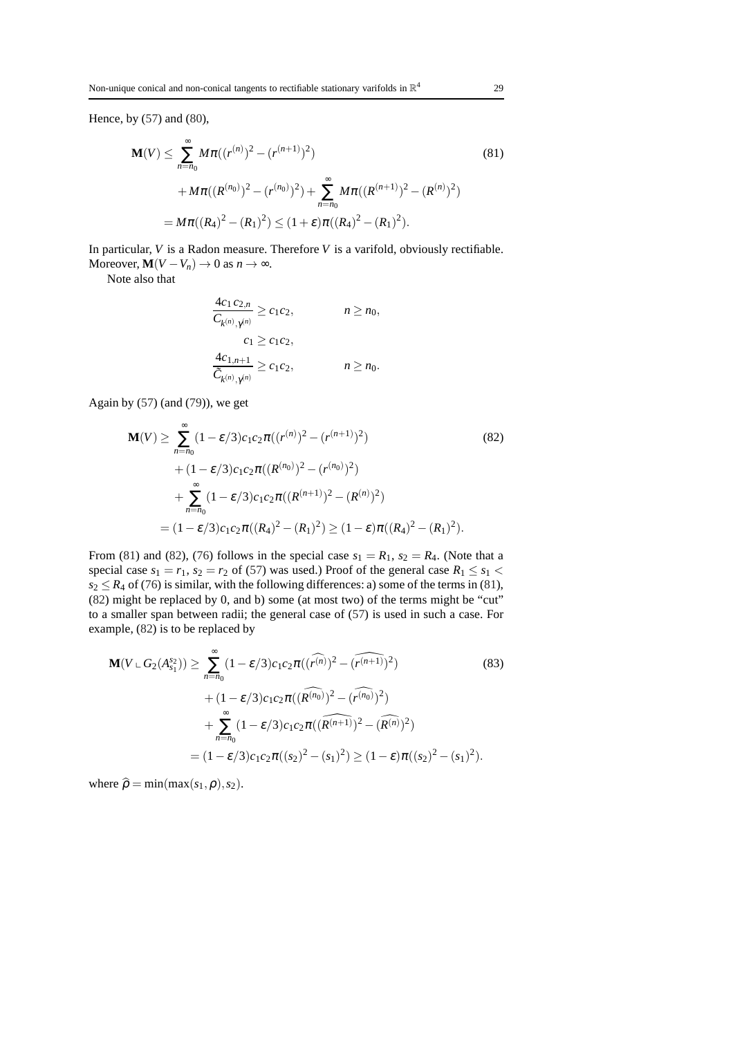Hence, by (57) and (80),

$$
\begin{aligned}
\mathbf{M}(V) \leq & \sum_{n=n_0}^{\infty} M\pi((r^{(n)})^2 - (r^{(n+1)})^2) \\
& + M\pi((R^{(n_0)})^2 - (r^{(n_0)})^2) + \sum_{n=n_0}^{\infty} M\pi((R^{(n+1)})^2 - (R^{(n)})^2) \\
= & M\pi((R_4)^2 - (R_1)^2) \leq (1+\varepsilon)\pi((R_4)^2 - (R_1)^2).
\end{aligned} \tag{81}
$$

In particular, $V$ is a Radon measure. Therefore $V$ is a varifold, obviously rectifiable. Moreover, $\mathbf{M}(V - V_n) \to 0$ as $n \to \infty$.

Note also that

$$
\begin{aligned}
\frac{4c_1 c_{2,n}}{C_{k^{(n)},\gamma^{(n)}}} &\geq c_1 c_2, \qquad & n \geq n_0, \\
c_1 &\geq c_1 c_2, & \\
\frac{4c_{1,n+1}}{\tilde{C}_{k^{(n)},\gamma^{(n)}}} &\geq c_1 c_2, \qquad & n \geq n_0.
\end{aligned}
$$

Again by (57) (and (79)), we get

$$
\begin{aligned}
\mathbf{M}(V) \geq & \sum_{n=n_0}^{\infty} (1-\varepsilon/3)c_1 c_2 \pi((r^{(n)})^2 - (r^{(n+1)})^2) \\
& + (1-\varepsilon/3)c_1 c_2 \pi((R^{(n_0)})^2 - (r^{(n_0)})^2) \\
& + \sum_{n=n_0}^{\infty} (1-\varepsilon/3)c_1 c_2 \pi((R^{(n+1)})^2 - (R^{(n)})^2) \\
= & (1-\varepsilon/3)c_1 c_2 \pi((R_4)^2 - (R_1)^2) \geq (1-\varepsilon)\pi((R_4)^2 - (R_1)^2).
\end{aligned} \tag{82}
$$

From (81) and (82), (76) follows in the special case $s_1 = R_1$, $s_2 = R_4$. (Note that a special case $s_1 = r_1$, $s_2 = r_2$ of (57) was used.) Proof of the general case $R_1 \leq s_1 < s_2 \leq R_4$ of (76) is similar, with the following differences: a) some of the terms in (81), (82) might be replaced by 0, and b) some (at most two) of the terms might be "cut" to a smaller span between radii; the general case of (57) is used in such a case. For example, (82) is to be replaced by

$$
\begin{aligned}
\mathbf{M}(V \llcorner G_2(A_{s_1}^{s_2})) \geq & \sum_{n=n_0}^{\infty} (1-\varepsilon/3)c_1 c_2 \pi((\widehat{r^{(n)}})^2 - (\widehat{r^{(n+1)}})^2) \\
& + (1-\varepsilon/3)c_1 c_2 \pi((\widehat{R^{(n_0)}})^2 - (\widehat{r^{(n_0)}})^2) \\
& + \sum_{n=n_0}^{\infty} (1-\varepsilon/3)c_1 c_2 \pi((\widehat{R^{(n+1)}})^2 - (\widehat{R^{(n)}})^2) \\
= & (1-\varepsilon/3)c_1 c_2 \pi((s_2)^2 - (s_1)^2) \geq (1-\varepsilon)\pi((s_2)^2 - (s_1)^2).
\end{aligned} \tag{83}
$$

where $\widehat{\rho} = \min(\max(s_1, \rho), s_2)$.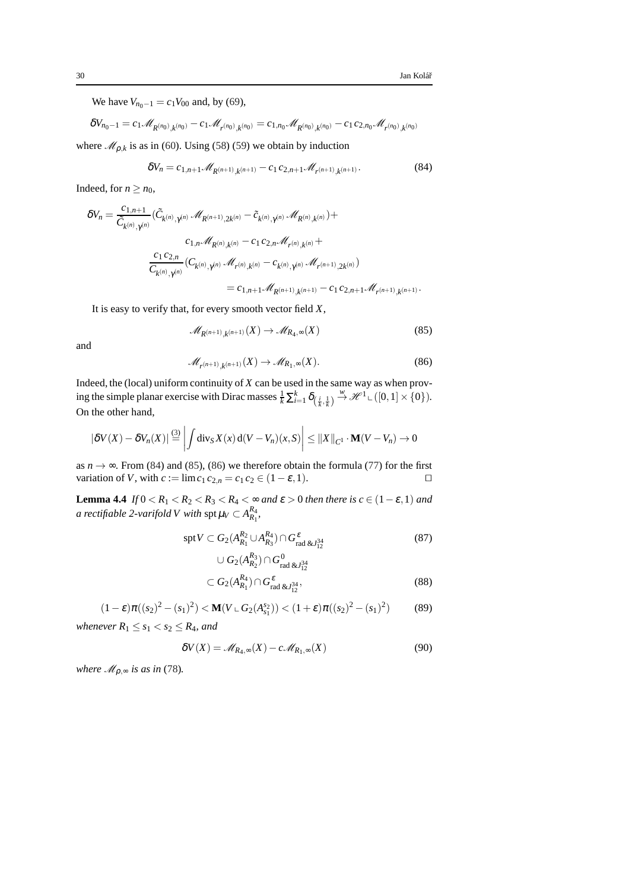We have $V_{n_0-1} = c_1 V_{00}$ and, by (69),

$$\delta V_{n_0-1} = c_1 \mathscr{M}_{R^{(n_0)},k^{(n_0)}} - c_1 \mathscr{M}_{r^{(n_0)},k^{(n_0)}} = c_{1,n_0} \mathscr{M}_{R^{(n_0)},k^{(n_0)}} - c_1 c_{2,n_0} \mathscr{M}_{r^{(n_0)},k^{(n_0)}}$$

where $\mathscr{M}_{\rho,k}$ is as in (60). Using (58) (59) we obtain by induction

$$\delta V_n = c_{1,n+1} \mathscr{M}_{R^{(n+1)},k^{(n+1)}} - c_1 c_{2,n+1} \mathscr{M}_{r^{(n+1)},k^{(n+1)}}. \tag{84}$$

Indeed, for $n \geq n_0$,

$$\begin{aligned}
\delta V_n = \frac{c_{1,n+1}}{\tilde{C}_{k^{(n)},\gamma^{(n)}}} (\tilde{C}_{k^{(n)},\gamma^{(n)}} \mathscr{M}_{R^{(n+1)},2k^{(n)}} - \tilde{c}_{k^{(n)},\gamma^{(n)}} \mathscr{M}_{R^{(n)},k^{(n)}}) + \\
c_{1,n} \mathscr{M}_{R^{(n)},k^{(n)}} - c_1 c_{2,n} \mathscr{M}_{r^{(n)},k^{(n)}} + \\
\frac{c_1 c_{2,n}}{C_{k^{(n)},\gamma^{(n)}}} (C_{k^{(n)},\gamma^{(n)}} \mathscr{M}_{r^{(n)},k^{(n)}} - c_{k^{(n)},\gamma^{(n)}} \mathscr{M}_{r^{(n+1)},2k^{(n)}}) \\
= c_{1,n+1} \mathscr{M}_{R^{(n+1)},k^{(n+1)}} - c_1 c_{2,n+1} \mathscr{M}_{r^{(n+1)},k^{(n+1)}}.
\end{aligned}$$

It is easy to verify that, for every smooth vector field $X$,

$$\mathscr{M}_{R^{(n+1)},k^{(n+1)}}(X) \to \mathscr{M}_{R_4,\infty}(X) \tag{85}$$

and

$$\mathscr{M}_{r^{(n+1)},k^{(n+1)}}(X) \to \mathscr{M}_{R_1,\infty}(X). \tag{86}$$

Indeed, the (local) uniform continuity of $X$ can be used in the same way as when proving the simple planar exercise with Dirac masses $\frac{1}{k}\sum_{i=1}^{k} \delta_{\left(\frac{i}{k},\frac{1}{k}\right)} \xrightarrow{w} \mathscr{H}^1 \llcorner ([0,1] \times \{0\})$. On the other hand,

$$|\delta V(X) - \delta V_n(X)| \overset{(3)}{=} \left| \int \operatorname{div}_S X(x) \, \mathrm{d}(V - V_n)(x,S) \right| \leq \|X\|_{C^1} \cdot \mathbf{M}(V - V_n) \to 0$$

as $n \to \infty$. From (84) and (85), (86) we therefore obtain the formula (77) for the first variation of $V$, with $c := \lim c_1 c_{2,n} = c_1 c_2 \in (1-\varepsilon, 1)$. $\square$

**Lemma 4.4** *If $0 < R_1 < R_2 < R_3 < R_4 < \infty$ and $\varepsilon > 0$ then there is $c \in (1-\varepsilon,1)$ and a rectifiable 2-varifold $V$ with* $\operatorname{spt} \mu_V \subset A_{R_1}^{R_4}$,

$$\begin{aligned}
\operatorname{spt} V &\subset G_2(A_{R_1}^{R_2} \cup A_{R_3}^{R_4}) \cap G^{\varepsilon}_{\mathrm{rad}\,\&J_{12}^{34}} && (87)\\
&\quad \cup G_2(A_{R_2}^{R_3}) \cap G^{0}_{\mathrm{rad}\,\&J_{12}^{34}} \\
&\subset G_2(A_{R_1}^{R_4}) \cap G^{\varepsilon}_{\mathrm{rad}\,\&J_{12}^{34}}, && (88)
\end{aligned}$$

$$(1-\varepsilon)\pi((s_2)^2 - (s_1)^2) < \mathbf{M}(V \llcorner G_2(A_{s_1}^{s_2})) < (1+\varepsilon)\pi((s_2)^2 - (s_1)^2) \tag{89}$$

*whenever $R_1 \leq s_1 < s_2 \leq R_4$, and*

$$\delta V(X) = \mathscr{M}_{R_4,\infty}(X) - c\mathscr{M}_{R_1,\infty}(X) \tag{90}$$

*where $\mathscr{M}_{\rho,\infty}$ is as in* (78).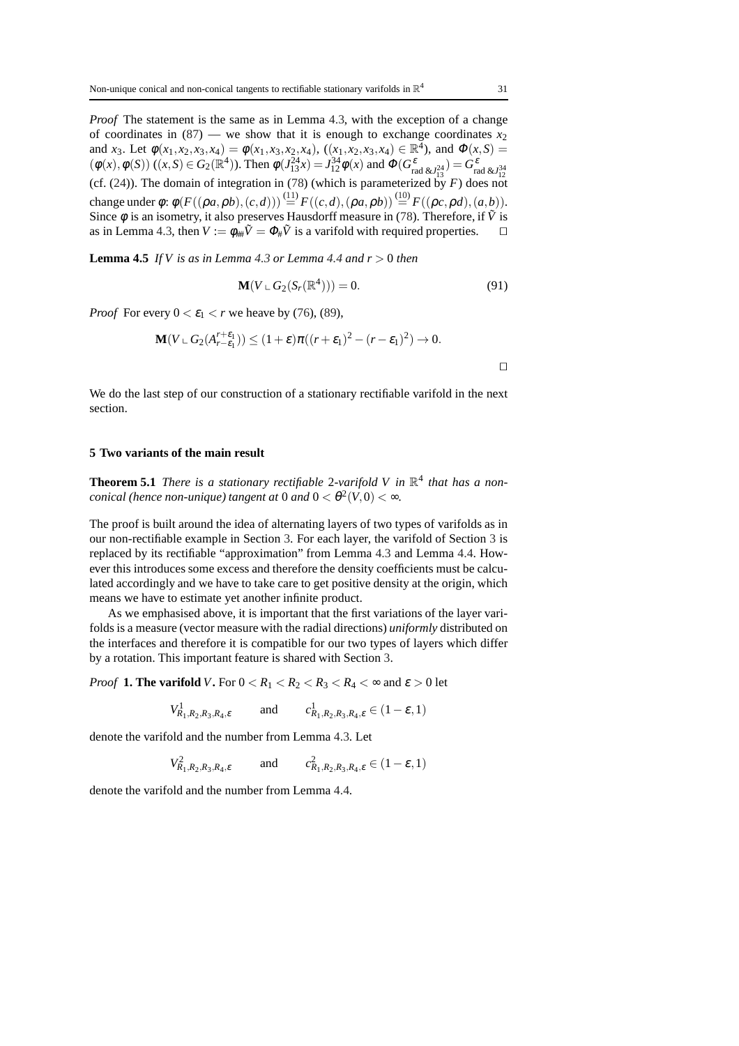*Proof* The statement is the same as in Lemma 4.3, with the exception of a change of coordinates in (87) — we show that it is enough to exchange coordinates $x_2$ and $x_3$. Let $\phi(x_1,x_2,x_3,x_4) = \phi(x_1,x_3,x_2,x_4)$, $((x_1,x_2,x_3,x_4) \in \mathbb{R}^4)$, and $\Phi(x,S) = (\phi(x),\phi(S))$ $((x,S) \in G_2(\mathbb{R}^4))$. Then $\phi(J^{24}_{13}x) = J^{34}_{12}\phi(x)$ and $\Phi(G^{\varepsilon}_{\mathrm{rad}\,\&J^{24}_{13}}) = G^{\varepsilon}_{\mathrm{rad}\,\&J^{34}_{12}}$ (cf. (24)). The domain of integration in (78) (which is parameterized by $F$) does not change under $\phi$: $\phi(F((\rho a,\rho b),(c,d))) \overset{(11)}{=} F((c,d),(\rho a,\rho b)) \overset{(10)}{=} F((\rho c,\rho d),(a,b))$. Since $\phi$ is an isometry, it also preserves Hausdorff measure in (78). Therefore, if $\tilde{V}$ is as in Lemma 4.3, then $V := \phi_{\#\#}\tilde{V} = \Phi_{\#}\tilde{V}$ is a varifold with required properties. □

**Lemma 4.5** *If $V$ is as in Lemma 4.3 or Lemma 4.4 and $r > 0$ then*

$$\mathbf{M}(V \llcorner G_2(S_r(\mathbb{R}^4))) = 0. \tag{91}$$

*Proof* For every $0 < \varepsilon_1 < r$ we heave by (76), (89),

$$\mathbf{M}(V \llcorner G_2(A^{r+\varepsilon_1}_{r-\varepsilon_1})) \le (1+\varepsilon)\pi((r+\varepsilon_1)^2 - (r-\varepsilon_1)^2) \to 0.$$

□

We do the last step of our construction of a stationary rectifiable varifold in the next section.

## 5 Two variants of the main result

**Theorem 5.1** *There is a stationary rectifiable 2-varifold $V$ in $\mathbb{R}^4$ that has a non-conical (hence non-unique) tangent at 0 and $0 < \theta^2(V,0) < \infty$.*

The proof is built around the idea of alternating layers of two types of varifolds as in our non-rectifiable example in Section 3. For each layer, the varifold of Section 3 is replaced by its rectifiable "approximation" from Lemma 4.3 and Lemma 4.4. However this introduces some excess and therefore the density coefficients must be calculated accordingly and we have to take care to get positive density at the origin, which means we have to estimate yet another infinite product.

As we emphasised above, it is important that the first variations of the layer varifolds is a measure (vector measure with the radial directions) *uniformly* distributed on the interfaces and therefore it is compatible for our two types of layers which differ by a rotation. This important feature is shared with Section 3.

*Proof* **1. The varifold $V$.** For $0 < R_1 < R_2 < R_3 < R_4 < \infty$ and $\varepsilon > 0$ let

$$V^1_{R_1,R_2,R_3,R_4,\varepsilon} \qquad \text{and} \qquad c^1_{R_1,R_2,R_3,R_4,\varepsilon} \in (1-\varepsilon,1)$$

denote the varifold and the number from Lemma 4.3. Let

$$V^2_{R_1,R_2,R_3,R_4,\varepsilon} \qquad \text{and} \qquad c^2_{R_1,R_2,R_3,R_4,\varepsilon} \in (1-\varepsilon,1)$$

denote the varifold and the number from Lemma 4.4.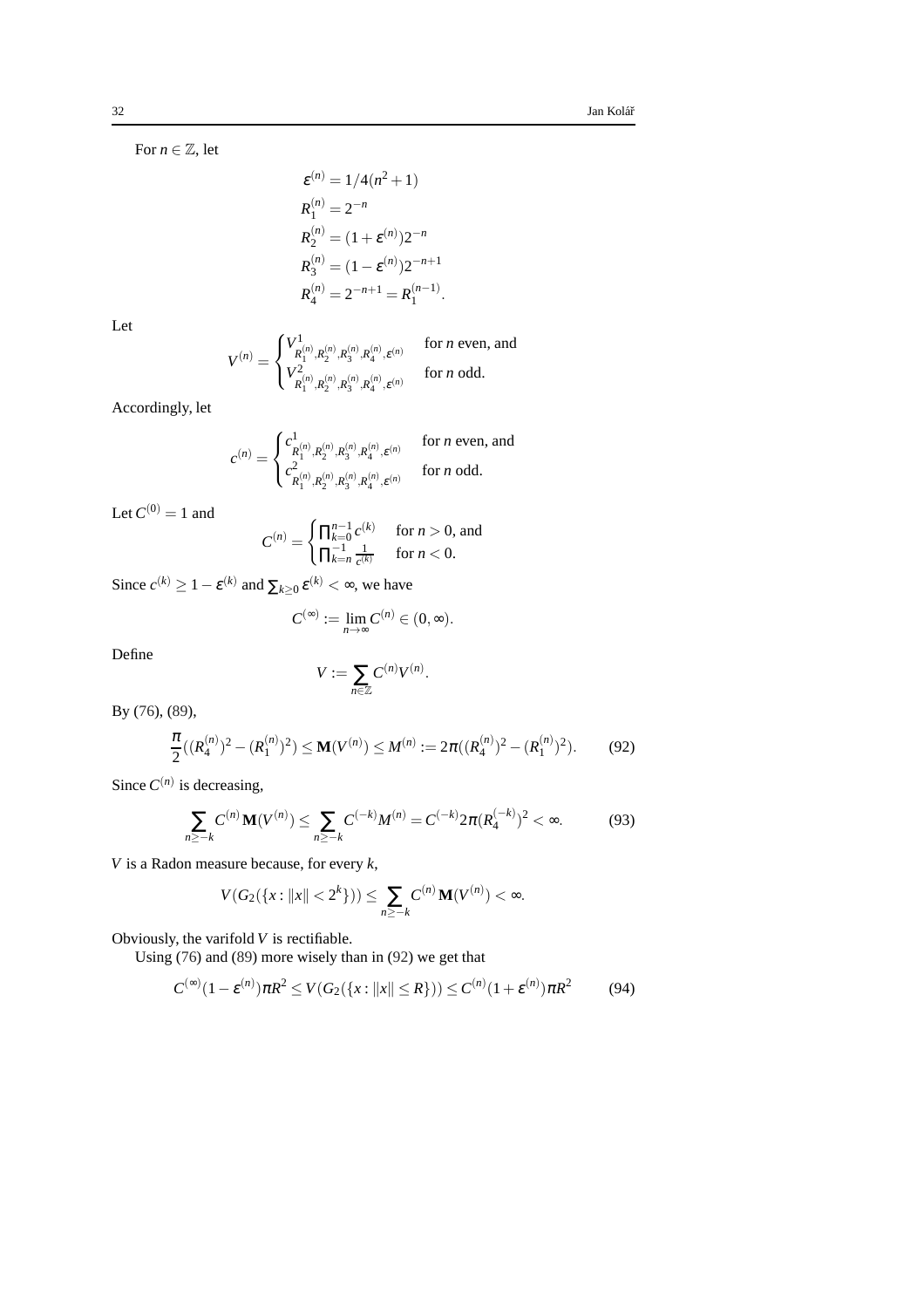For $n \in \mathbb{Z}$, let

$$
\begin{aligned}
\varepsilon^{(n)} &= 1/4(n^2+1)\\
R_1^{(n)} &= 2^{-n}\\
R_2^{(n)} &= (1+\varepsilon^{(n)})2^{-n}\\
R_3^{(n)} &= (1-\varepsilon^{(n)})2^{-n+1}\\
R_4^{(n)} &= 2^{-n+1} = R_1^{(n-1)}.
\end{aligned}
$$

Let

$$
V^{(n)} = \begin{cases} V^1_{R_1^{(n)},R_2^{(n)},R_3^{(n)},R_4^{(n)},\varepsilon^{(n)}} & \text{for } n \text{ even, and}\\ V^2_{R_1^{(n)},R_2^{(n)},R_3^{(n)},R_4^{(n)},\varepsilon^{(n)}} & \text{for } n \text{ odd.} \end{cases}
$$

Accordingly, let

$$
c^{(n)} = \begin{cases} c^1_{R_1^{(n)},R_2^{(n)},R_3^{(n)},R_4^{(n)},\varepsilon^{(n)}} & \text{for } n \text{ even, and}\\ c^2_{R_1^{(n)},R_2^{(n)},R_3^{(n)},R_4^{(n)},\varepsilon^{(n)}} & \text{for } n \text{ odd.} \end{cases}
$$

Let $C^{(0)} = 1$ and

$$
C^{(n)} = \begin{cases} \prod_{k=0}^{n-1} c^{(k)} & \text{for } n > 0, \text{ and}\\ \prod_{k=n}^{-1} \frac{1}{c^{(k)}} & \text{for } n < 0. \end{cases}
$$

Since $c^{(k)} \geq 1 - \varepsilon^{(k)}$ and $\sum_{k\geq 0} \varepsilon^{(k)} < \infty$, we have

$$
C^{(\infty)} := \lim_{n\to\infty} C^{(n)} \in (0,\infty).
$$

Define

$$
V := \sum_{n\in\mathbb{Z}} C^{(n)} V^{(n)}.
$$

By (76), (89),

$$
\frac{\pi}{2}((R_4^{(n)})^2 - (R_1^{(n)})^2) \leq \mathbf{M}(V^{(n)}) \leq M^{(n)} := 2\pi((R_4^{(n)})^2 - (R_1^{(n)})^2). \tag{92}
$$

Since $C^{(n)}$ is decreasing,

$$
\sum_{n\geq -k} C^{(n)} \mathbf{M}(V^{(n)}) \leq \sum_{n\geq -k} C^{(-k)} M^{(n)} = C^{(-k)} 2\pi (R_4^{(-k)})^2 < \infty. \tag{93}
$$

$V$ is a Radon measure because, for every $k$,

$$
V(G_2(\{x : \|x\| < 2^k\})) \leq \sum_{n\geq -k} C^{(n)} \mathbf{M}(V^{(n)}) < \infty.
$$

Obviously, the varifold $V$ is rectifiable.

Using (76) and (89) more wisely than in (92) we get that

$$
C^{(\infty)}(1-\varepsilon^{(n)})\pi R^2 \leq V(G_2(\{x : \|x\| \leq R\})) \leq C^{(n)}(1+\varepsilon^{(n)})\pi R^2 \tag{94}
$$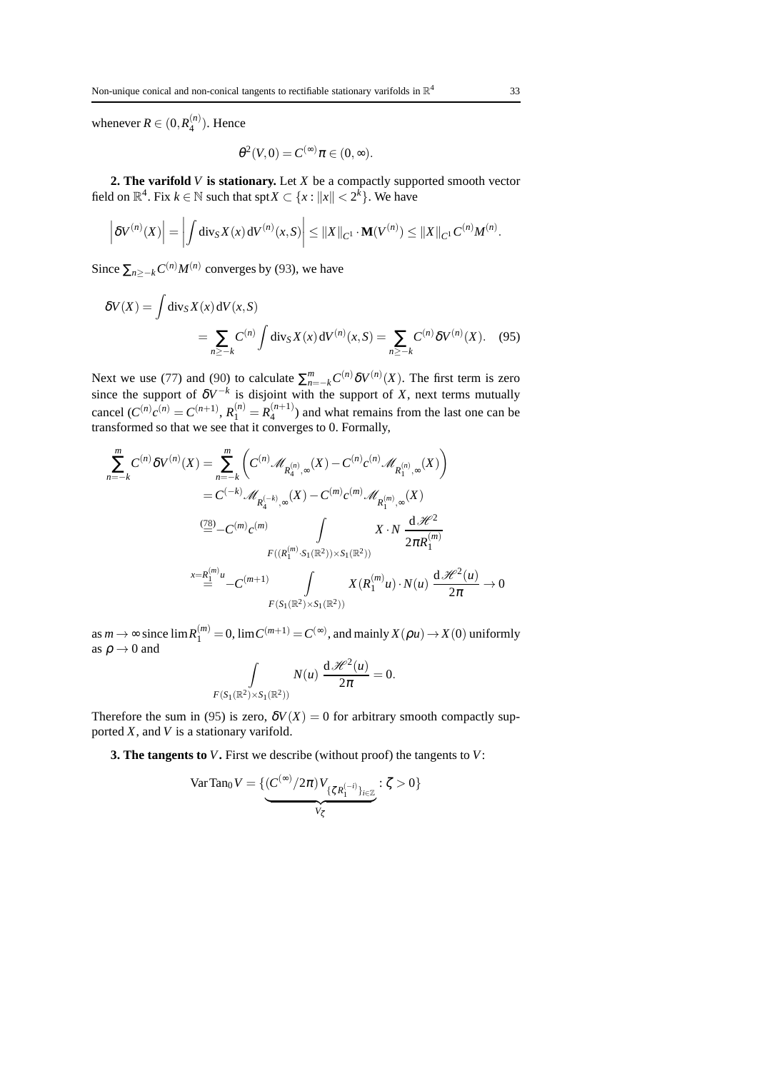whenever $R \in (0, R_4^{(n)})$. Hence

$$\theta^2(V, 0) = C^{(\infty)}\pi \in (0, \infty).$$

**2. The varifold** $V$ **is stationary.** Let $X$ be a compactly supported smooth vector field on $\mathbb{R}^4$. Fix $k \in \mathbb{N}$ such that $\operatorname{spt} X \subset \{x : \|x\| < 2^k\}$. We have

$$\left|\delta V^{(n)}(X)\right| = \left|\int \operatorname{div}_S X(x)\, \mathrm{d}V^{(n)}(x, S)\right| \le \|X\|_{C^1} \cdot \mathbf{M}(V^{(n)}) \le \|X\|_{C^1} C^{(n)} M^{(n)}.$$

Since $\sum_{n \ge -k} C^{(n)} M^{(n)}$ converges by (93), we have

$$\begin{aligned}
\delta V(X) &= \int \operatorname{div}_S X(x)\, \mathrm{d}V(x, S) \\
&= \sum_{n \ge -k} C^{(n)} \int \operatorname{div}_S X(x)\, \mathrm{d}V^{(n)}(x, S) = \sum_{n \ge -k} C^{(n)} \delta V^{(n)}(X). \quad (95)
\end{aligned}$$

Next we use (77) and (90) to calculate $\sum_{n=-k}^{m} C^{(n)} \delta V^{(n)}(X)$. The first term is zero since the support of $\delta V^{-k}$ is disjoint with the support of $X$, next terms mutually cancel ($C^{(n)} c^{(n)} = C^{(n+1)}$, $R_1^{(n)} = R_4^{(n+1)}$) and what remains from the last one can be transformed so that we see that it converges to 0. Formally,

$$\begin{aligned}
\sum_{n=-k}^{m} C^{(n)} \delta V^{(n)}(X) &= \sum_{n=-k}^{m} \left( C^{(n)} \mathscr{M}_{R_4^{(n)}, \infty}(X) - C^{(n)} c^{(n)} \mathscr{M}_{R_1^{(n)}, \infty}(X) \right) \\
&= C^{(-k)} \mathscr{M}_{R_4^{(-k)}, \infty}(X) - C^{(m)} c^{(m)} \mathscr{M}_{R_1^{(m)}, \infty}(X) \\
&\overset{(78)}{=} -C^{(m)} c^{(m)} \int\limits_{F((R_1^{(m)} \cdot S_1(\mathbb{R}^2)) \times S_1(\mathbb{R}^2))} X \cdot N \, \frac{\mathrm{d}\mathscr{H}^2}{2\pi R_1^{(m)}} \\
&\overset{x = R_1^{(m)} u}{=} -C^{(m+1)} \int\limits_{F(S_1(\mathbb{R}^2) \times S_1(\mathbb{R}^2))} X(R_1^{(m)} u) \cdot N(u) \, \frac{\mathrm{d}\mathscr{H}^2(u)}{2\pi} \to 0
\end{aligned}$$

as $m \to \infty$ since $\lim R_1^{(m)} = 0$, $\lim C^{(m+1)} = C^{(\infty)}$, and mainly $X(\rho u) \to X(0)$ uniformly as $\rho \to 0$ and

$$\int\limits_{F(S_1(\mathbb{R}^2) \times S_1(\mathbb{R}^2))} N(u) \, \frac{\mathrm{d}\mathscr{H}^2(u)}{2\pi} = 0.$$

Therefore the sum in (95) is zero, $\delta V(X) = 0$ for arbitrary smooth compactly supported $X$, and $V$ is a stationary varifold.

**3. The tangents to** $V$**.** First we describe (without proof) the tangents to $V$:

$$\operatorname{Var} \operatorname{Tan}_0 V = \{ \underbrace{(C^{(\infty)}/2\pi) V_{\{\zeta R_1^{(-i)}\}_{i \in \mathbb{Z}}}}_{V_\zeta} : \zeta > 0 \}$$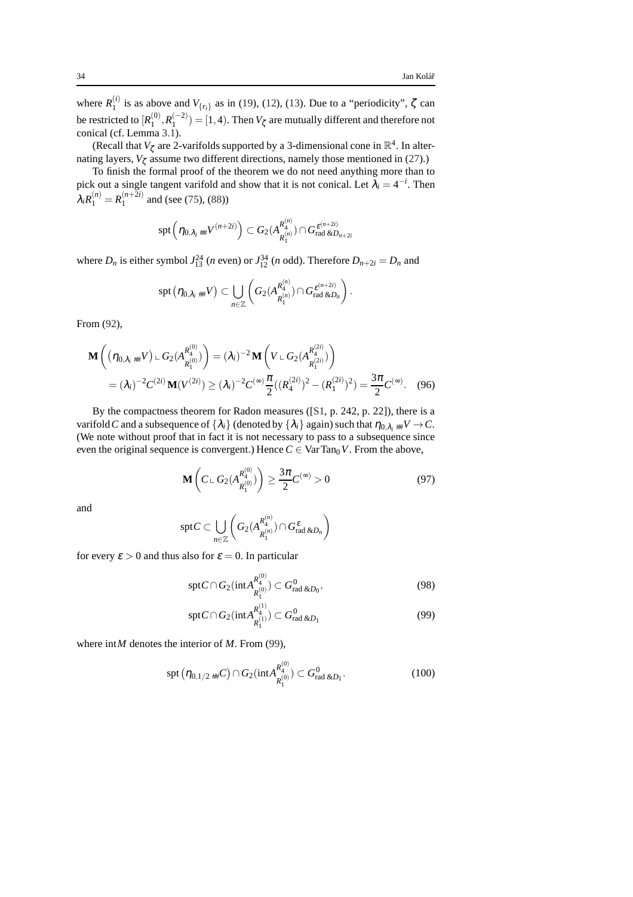where $R_1^{(i)}$ is as above and $V_{\{r_i\}}$ as in (19), (12), (13). Due to a "periodicity", $\zeta$ can be restricted to $[R_1^{(0)}, R_1^{(-2)}) = [1,4)$. Then $V_\zeta$ are mutually different and therefore not conical (cf. Lemma 3.1).

(Recall that $V_\zeta$ are 2-varifolds supported by a 3-dimensional cone in $\mathbb{R}^4$. In alternating layers, $V_\zeta$ assume two different directions, namely those mentioned in (27).)

To finish the formal proof of the theorem we do not need anything more than to pick out a single tangent varifold and show that it is not conical. Let $\lambda_i = 4^{-i}$. Then $\lambda_i R_1^{(n)} = R_1^{(n+2i)}$ and (see (75), (88))

$$\operatorname{spt}\left(\eta_{0,\lambda_i\,\#\#} V^{(n+2i)}\right) \subset G_2(A_{R_1^{(n)}}^{R_4^{(n)}}) \cap G^{\varepsilon^{(n+2i)}}_{\mathrm{rad}\,\&D_{n+2i}}$$

where $D_n$ is either symbol $J_{13}^{24}$ ($n$ even) or $J_{12}^{34}$ ($n$ odd). Therefore $D_{n+2i} = D_n$ and

$$\operatorname{spt}\left(\eta_{0,\lambda_i\,\#\#} V\right) \subset \bigcup_{n\in\mathbb{Z}} \left( G_2(A_{R_1^{(n)}}^{R_4^{(n)}}) \cap G^{\varepsilon^{(n+2i)}}_{\mathrm{rad}\,\&D_n} \right).$$

From (92),

$$\begin{aligned}
\mathbf{M}\left( \left(\eta_{0,\lambda_i\,\#\#} V\right) \llcorner G_2(A_{R_1^{(0)}}^{R_4^{(0)}}) \right) &= (\lambda_i)^{-2}\, \mathbf{M}\left( V \llcorner G_2(A_{R_1^{(2i)}}^{R_4^{(2i)}}) \right) \\
&= (\lambda_i)^{-2} C^{(2i)}\, \mathbf{M}(V^{(2i)}) \geq (\lambda_i)^{-2} C^{(\infty)} \frac{\pi}{2}\left((R_4^{(2i)})^2 - (R_1^{(2i)})^2\right) = \frac{3\pi}{2} C^{(\infty)}. \quad (96)
\end{aligned}$$

By the compactness theorem for Radon measures ([S1, p. 242, p. 22]), there is a varifold $C$ and a subsequence of $\{\lambda_i\}$ (denoted by $\{\lambda_i\}$ again) such that $\eta_{0,\lambda_i\,\#\#} V \to C$. (We note without proof that in fact it is not necessary to pass to a subsequence since even the original sequence is convergent.) Hence $C \in \operatorname{Var}\operatorname{Tan}_0 V$. From the above,

$$\mathbf{M}\left( C \llcorner G_2(A_{R_1^{(0)}}^{R_4^{(0)}}) \right) \geq \frac{3\pi}{2} C^{(\infty)} > 0 \tag{97}$$

and

$$\operatorname{spt} C \subset \bigcup_{n\in\mathbb{Z}} \left( G_2(A_{R_1^{(n)}}^{R_4^{(n)}}) \cap G^{\varepsilon}_{\mathrm{rad}\,\&D_n} \right)$$

for every $\varepsilon > 0$ and thus also for $\varepsilon = 0$. In particular

$$\operatorname{spt} C \cap G_2(\operatorname{int} A_{R_1^{(0)}}^{R_4^{(0)}}) \subset G^0_{\mathrm{rad}\,\&D_0}, \tag{98}$$

$$\operatorname{spt} C \cap G_2(\operatorname{int} A_{R_1^{(1)}}^{R_4^{(1)}}) \subset G^0_{\mathrm{rad}\,\&D_1} \tag{99}$$

where $\operatorname{int} M$ denotes the interior of $M$. From (99),

$$\operatorname{spt}\left(\eta_{0,1/2\,\#\#} C\right) \cap G_2(\operatorname{int} A_{R_1^{(0)}}^{R_4^{(0)}}) \subset G^0_{\mathrm{rad}\,\&D_1}. \tag{100}$$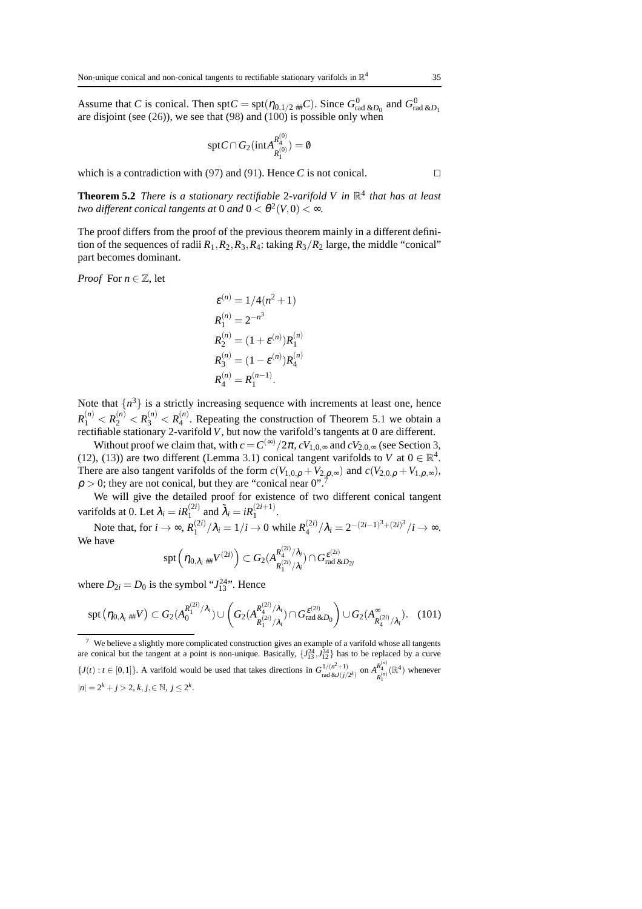Assume that $C$ is conical. Then $\operatorname{spt} C = \operatorname{spt}(\eta_{0,1/2\,\#} C)$. Since $G^0_{\mathrm{rad}\,\&D_0}$ and $G^0_{\mathrm{rad}\,\&D_1}$ are disjoint (see (26)), we see that (98) and (100) is possible only when

$$\operatorname{spt} C \cap G_2(\operatorname{int} A^{R_4^{(0)}}_{R_1^{(0)}}) = \emptyset$$

which is a contradiction with (97) and (91). Hence $C$ is not conical. $\square$

**Theorem 5.2** *There is a stationary rectifiable 2-varifold $V$ in $\mathbb{R}^4$ that has at least two different conical tangents at 0 and $0 < \theta^2(V,0) < \infty$.*

The proof differs from the proof of the previous theorem mainly in a different definition of the sequences of radii $R_1, R_2, R_3, R_4$: taking $R_3/R_2$ large, the middle "conical" part becomes dominant.

*Proof* For $n \in \mathbb{Z}$, let

$$\begin{aligned}
\varepsilon^{(n)} &= 1/4(n^2+1) \\
R_1^{(n)} &= 2^{-n^3} \\
R_2^{(n)} &= (1+\varepsilon^{(n)}) R_1^{(n)} \\
R_3^{(n)} &= (1-\varepsilon^{(n)}) R_4^{(n)} \\
R_4^{(n)} &= R_1^{(n-1)}.
\end{aligned}$$

Note that $\{n^3\}$ is a strictly increasing sequence with increments at least one, hence $R_1^{(n)} < R_2^{(n)} < R_3^{(n)} < R_4^{(n)}$. Repeating the construction of Theorem 5.1 we obtain a rectifiable stationary 2-varifold $V$, but now the varifold's tangents at 0 are different.

Without proof we claim that, with $c = C^{(\infty)}/2\pi$, $cV_{1,0,\infty}$ and $cV_{2,0,\infty}$ (see Section 3, (12), (13)) are two different (Lemma 3.1) conical tangent varifolds to $V$ at $0 \in \mathbb{R}^4$. There are also tangent varifolds of the form $c(V_{1,0,\rho} + V_{2,\rho,\infty})$ and $c(V_{2,0,\rho} + V_{1,\rho,\infty})$, $\rho > 0$; they are not conical, but they are "conical near 0".[7]

We will give the detailed proof for existence of two different conical tangent varifolds at 0. Let $\lambda_i = iR_1^{(2i)}$ and $\tilde{\lambda}_i = iR_1^{(2i+1)}$.

Note that, for $i \to \infty$, $R_1^{(2i)}/\lambda_i = 1/i \to 0$ while $R_4^{(2i)}/\lambda_i = 2^{-(2i-1)^3+(2i)^3}/i \to \infty$. We have

$$\operatorname{spt}\left(\eta_{0,\lambda_i\,\#} V^{(2i)}\right) \subset G_2(A^{R_4^{(2i)}/\lambda_i}_{R_1^{(2i)}/\lambda_i}) \cap G^{\varepsilon^{(2i)}}_{\mathrm{rad}\,\&D_{2i}}$$

where $D_{2i} = D_0$ is the symbol "$J^{24}_{13}$". Hence

$$\operatorname{spt}\left(\eta_{0,\lambda_i\,\#} V\right) \subset G_2(A_0^{R_1^{(2i)}/\lambda_i}) \cup \left(G_2(A^{R_4^{(2i)}/\lambda_i}_{R_1^{(2i)}/\lambda_i}) \cap G^{\varepsilon^{(2i)}}_{\mathrm{rad}\,\&D_0}\right) \cup G_2(A^{\infty}_{R_4^{(2i)}/\lambda_i}). \quad (101)$$

---

[7] We believe a slightly more complicated construction gives an example of a varifold whose all tangents are conical but the tangent at a point is non-unique. Basically, $\{J^{24}_{13}, J^{34}_{12}\}$ has to be replaced by a curve $\{J(t) : t \in [0,1]\}$. A varifold would be used that takes directions in $G^{1/(n^2+1)}_{\mathrm{rad}\,\&J(j/2^k)}$ on $A^{R_4^{(n)}}_{R_1^{(n)}}(\mathbb{R}^4)$ whenever $|n| = 2^k + j > 2$, $k, j, \in \mathbb{N}$, $j \leq 2^k$.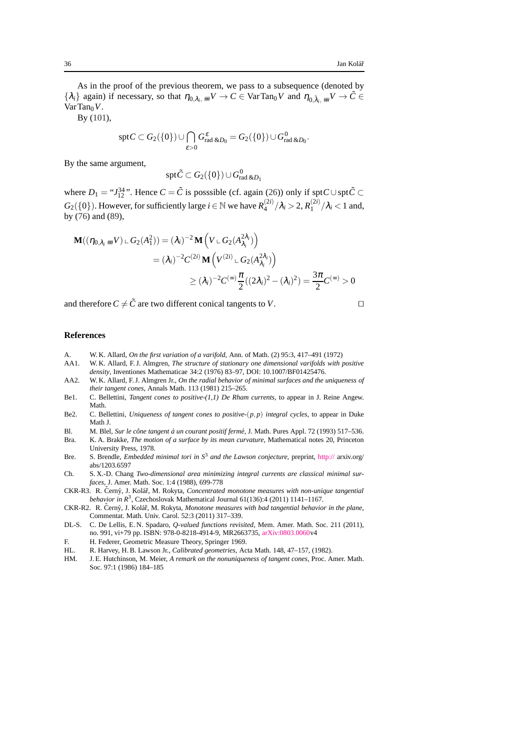As in the proof of the previous theorem, we pass to a subsequence (denoted by $\{\lambda_i\}$ again) if necessary, so that $\eta_{0,\lambda_i\ \#\!\#}V \to C \in \operatorname{VarTan}_0 V$ and $\eta_{0,\tilde{\lambda}_i\ \#\!\#}V \to \tilde{C} \in \operatorname{VarTan}_0 V$.

By (101),

$$\operatorname{spt} C \subset G_2(\{0\}) \cup \bigcap_{\varepsilon>0} G^{\varepsilon}_{\mathrm{rad}\ \&D_0} = G_2(\{0\}) \cup G^{0}_{\mathrm{rad}\ \&D_0}.$$

By the same argument,

$$\operatorname{spt} \tilde{C} \subset G_2(\{0\}) \cup G^{0}_{\mathrm{rad}\ \&D_1}$$

where $D_1 =$ "$J^{34}_{12}$". Hence $C = \tilde{C}$ is posssible (cf. again (26)) only if $\operatorname{spt} C \cup \operatorname{spt} \tilde{C} \subset G_2(\{0\})$. However, for sufficiently large $i \in \mathbb{N}$ we have $R^{(2i)}_4/\lambda_i > 2$, $R^{(2i)}_1/\lambda_i < 1$ and, by (76) and (89),

$$\begin{aligned}
\mathbf{M}((\eta_{0,\lambda_i\ \#\!\#}V) \llcorner G_2(A^2_1)) &= (\lambda_i)^{-2}\,\mathbf{M}\left(V \llcorner G_2(A^{2\lambda_i}_{\lambda_i})\right) \\
&= (\lambda_i)^{-2} C^{(2i)}\,\mathbf{M}\left(V^{(2i)} \llcorner G_2(A^{2\lambda_i}_{\lambda_i})\right) \\
&\geq (\lambda_i)^{-2} C^{(\infty)} \frac{\pi}{2}((2\lambda_i)^2 - (\lambda_i)^2) = \frac{3\pi}{2} C^{(\infty)} > 0
\end{aligned}$$

and therefore $C \neq \tilde{C}$ are two different conical tangents to $V$. $\square$

## References

- A. W. K. Allard, *On the first variation of a varifold*, Ann. of Math. (2) 95:3, 417–491 (1972)
- AA1. W. K. Allard, F. J. Almgren, *The structure of stationary one dimensional varifolds with positive density*, Inventiones Mathematicae 34:2 (1976) 83–97, DOI: 10.1007/BF01425476.
- AA2. W. K. Allard, F. J. Almgren Jr., *On the radial behavior of minimal surfaces and the uniqueness of their tangent cones*, Annals Math. 113 (1981) 215–265.
- Be1. C. Bellettini, *Tangent cones to positive-(1,1) De Rham currents*, to appear in J. Reine Angew. Math.
- Be2. C. Bellettini, *Uniqueness of tangent cones to positive-$(p,p)$ integral cycles*, to appear in Duke Math J.
- Bl. M. Blel, *Sur le cône tangent à un courant positif fermé*, J. Math. Pures Appl. 72 (1993) 517–536.
- Bra. K. A. Brakke, *The motion of a surface by its mean curvature*, Mathematical notes 20, Princeton University Press, 1978.
- Bre. S. Brendle, *Embedded minimal tori in $S^3$ and the Lawson conjecture*, preprint, http:// arxiv.org/ abs/1203.6597
- Ch. S. X.-D. Chang *Two-dimensional area minimizing integral currents are classical minimal surfaces*, J. Amer. Math. Soc. 1:4 (1988), 699-778
- CKR-R3. R. Černý, J. Kolář, M. Rokyta, *Concentrated monotone measures with non-unique tangential behavior in $R^3$*, Czechoslovak Mathematical Journal 61(136):4 (2011) 1141–1167.
- CKR-R2. R. Černý, J. Kolář, M. Rokyta, *Monotone measures with bad tangential behavior in the plane*, Commentat. Math. Univ. Carol. 52:3 (2011) 317–339.
- DL-S. C. De Lellis, E. N. Spadaro, *Q-valued functions revisited*, Mem. Amer. Math. Soc. 211 (2011), no. 991, vi+79 pp. ISBN: 978-0-8218-4914-9, MR2663735, arXiv:0803.0060v4
- F. H. Federer, Geometric Measure Theory, Springer 1969.
- HL. R. Harvey, H. B. Lawson Jr., *Calibrated geometries*, Acta Math. 148, 47–157, (1982).
- HM. J. E. Hutchinson, M. Meier, *A remark on the nonuniqueness of tangent cones*, Proc. Amer. Math. Soc. 97:1 (1986) 184–185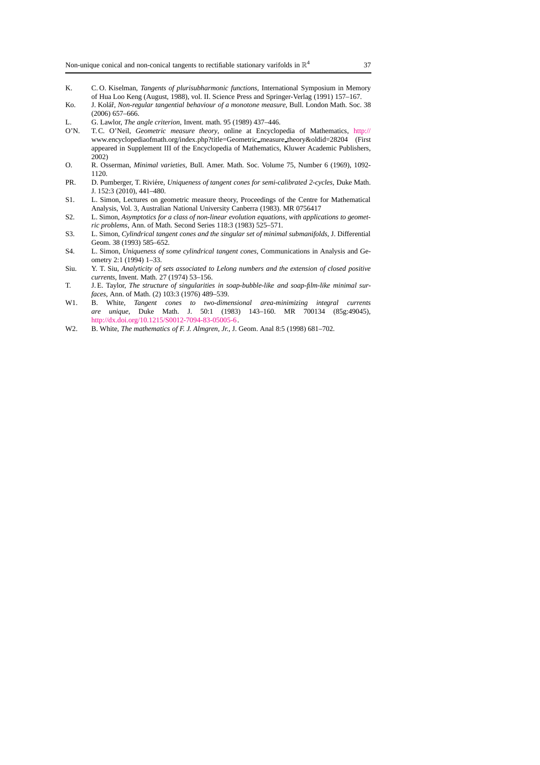K. C. O. Kiselman, *Tangents of plurisubharmonic functions*, International Symposium in Memory of Hua Loo Keng (August, 1988), vol. II. Science Press and Springer-Verlag (1991) 157–167.

Ko. J. Kolář, *Non-regular tangential behaviour of a monotone measure*, Bull. London Math. Soc. 38 (2006) 657–666.

L. G. Lawlor, *The angle criterion*, Invent. math. 95 (1989) 437–446.

O'N. T. C. O'Neil, *Geometric measure theory*, online at Encyclopedia of Mathematics, http://www.encyclopediaofmath.org/index.php?title=Geometric_measure_theory&oldid=28204 (First appeared in Supplement III of the Encyclopedia of Mathematics, Kluwer Academic Publishers, 2002)

O. R. Osserman, *Minimal varieties*, Bull. Amer. Math. Soc. Volume 75, Number 6 (1969), 1092-1120.

PR. D. Pumberger, T. Riviére, *Uniqueness of tangent cones for semi-calibrated 2-cycles*, Duke Math. J. 152:3 (2010), 441–480.

S1. L. Simon, Lectures on geometric measure theory, Proceedings of the Centre for Mathematical Analysis, Vol. 3, Australian National University Canberra (1983). MR 0756417

S2. L. Simon, *Asymptotics for a class of non-linear evolution equations, with applications to geometric problems*, Ann. of Math. Second Series 118:3 (1983) 525–571.

S3. L. Simon, *Cylindrical tangent cones and the singular set of minimal submanifolds*, J. Differential Geom. 38 (1993) 585–652.

S4. L. Simon, *Uniqueness of some cylindrical tangent cones*, Communications in Analysis and Geometry 2:1 (1994) 1–33.

Siu. Y. T. Siu, *Analyticity of sets associated to Lelong numbers and the extension of closed positive currents*, Invent. Math. 27 (1974) 53–156.

T. J. E. Taylor, *The structure of singularities in soap-bubble-like and soap-film-like minimal surfaces*, Ann. of Math. (2) 103:3 (1976) 489–539.

W1. B. White, *Tangent cones to two-dimensional area-minimizing integral currents are unique*, Duke Math. J. 50:1 (1983) 143–160. MR 700134 (85g:49045), http://dx.doi.org/10.1215/S0012-7094-83-05005-6.

W2. B. White, *The mathematics of F. J. Almgren, Jr.*, J. Geom. Anal 8:5 (1998) 681–702.